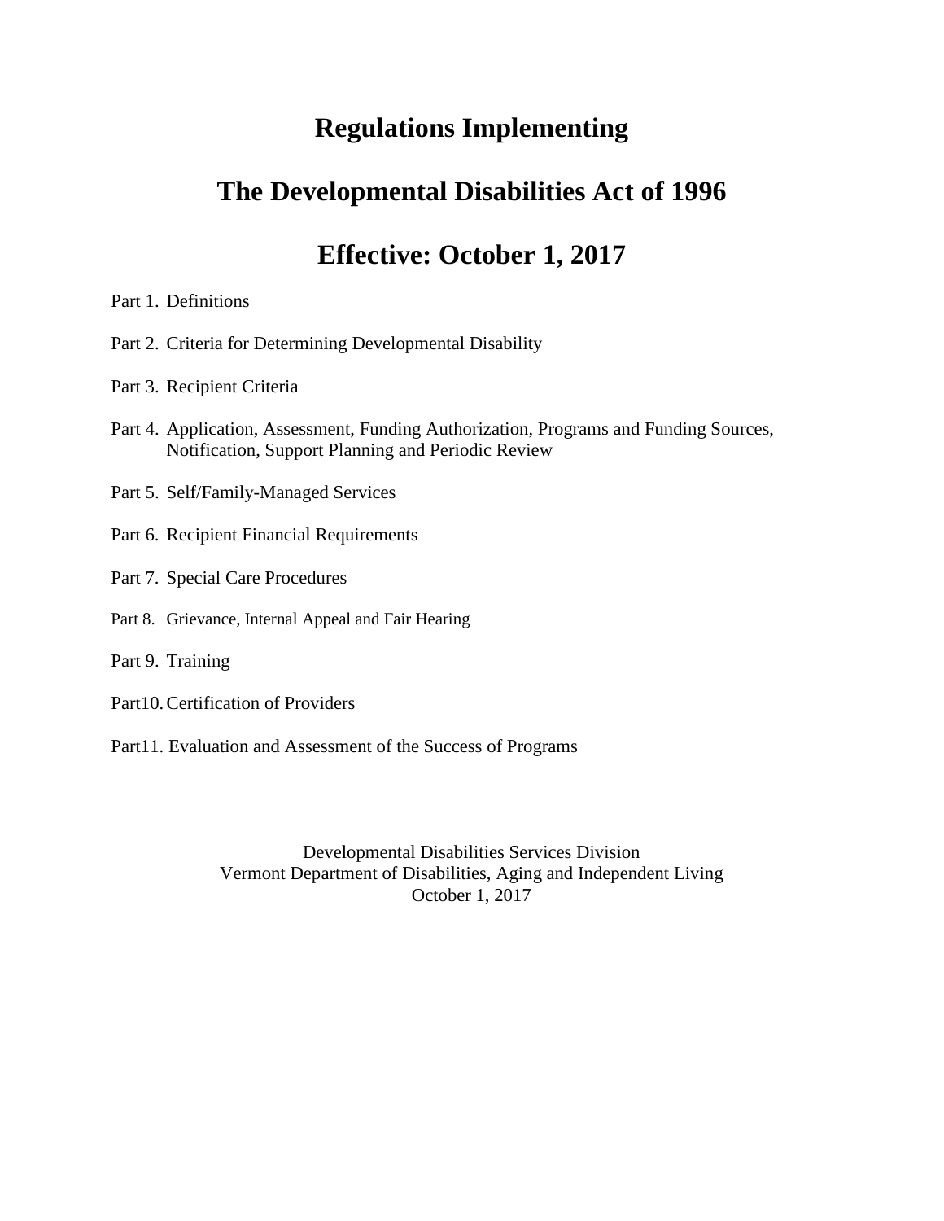# Regulations Implementing

# The Developmental Disabilities Act of 1996

# Effective: October 1, 2017

Part 1. Definitions

Part 2. Criteria for Determining Developmental Disability

Part 3. Recipient Criteria

Part 4. Application, Assessment, Funding Authorization, Programs and Funding Sources, Notification, Support Planning and Periodic Review

Part 5. Self/Family-Managed Services

Part 6. Recipient Financial Requirements

Part 7. Special Care Procedures

Part 8. Grievance, Internal Appeal and Fair Hearing

Part 9. Training

Part10. Certification of Providers

Part11. Evaluation and Assessment of the Success of Programs

Developmental Disabilities Services Division
Vermont Department of Disabilities, Aging and Independent Living
October 1, 2017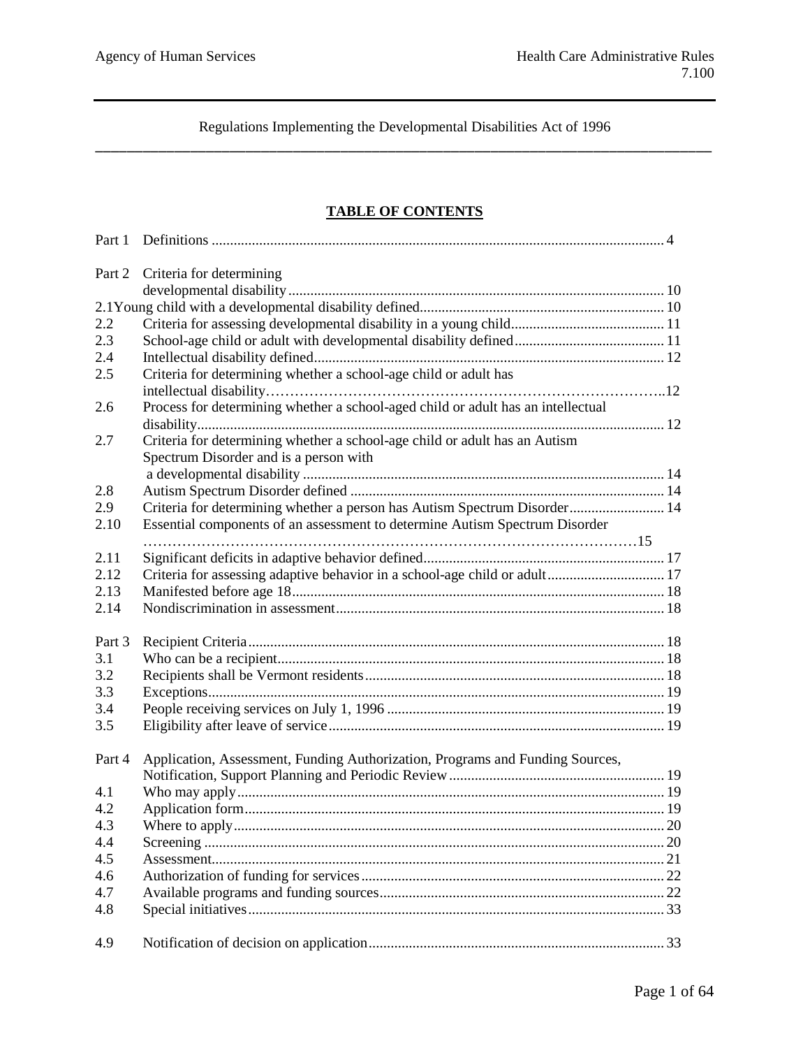Regulations Implementing the Developmental Disabilities Act of 1996

## TABLE OF CONTENTS

| | | |
|---|---|---|
| Part 1 | Definitions | 4 |
| Part 2 | Criteria for determining developmental disability | 10 |
| 2.1 | Young child with a developmental disability defined | 10 |
| 2.2 | Criteria for assessing developmental disability in a young child | 11 |
| 2.3 | School-age child or adult with developmental disability defined | 11 |
| 2.4 | Intellectual disability defined | 12 |
| 2.5 | Criteria for determining whether a school-age child or adult has intellectual disability | 12 |
| 2.6 | Process for determining whether a school-aged child or adult has an intellectual disability | 12 |
| 2.7 | Criteria for determining whether a school-age child or adult has an Autism Spectrum Disorder and is a person with a developmental disability | 14 |
| 2.8 | Autism Spectrum Disorder defined | 14 |
| 2.9 | Criteria for determining whether a person has Autism Spectrum Disorder | 14 |
| 2.10 | Essential components of an assessment to determine Autism Spectrum Disorder | 15 |
| 2.11 | Significant deficits in adaptive behavior defined | 17 |
| 2.12 | Criteria for assessing adaptive behavior in a school-age child or adult | 17 |
| 2.13 | Manifested before age 18 | 18 |
| 2.14 | Nondiscrimination in assessment | 18 |
| Part 3 | Recipient Criteria | 18 |
| 3.1 | Who can be a recipient | 18 |
| 3.2 | Recipients shall be Vermont residents | 18 |
| 3.3 | Exceptions | 19 |
| 3.4 | People receiving services on July 1, 1996 | 19 |
| 3.5 | Eligibility after leave of service | 19 |
| Part 4 | Application, Assessment, Funding Authorization, Programs and Funding Sources, Notification, Support Planning and Periodic Review | 19 |
| 4.1 | Who may apply | 19 |
| 4.2 | Application form | 19 |
| 4.3 | Where to apply | 20 |
| 4.4 | Screening | 20 |
| 4.5 | Assessment | 21 |
| 4.6 | Authorization of funding for services | 22 |
| 4.7 | Available programs and funding sources | 22 |
| 4.8 | Special initiatives | 33 |
| 4.9 | Notification of decision on application | 33 |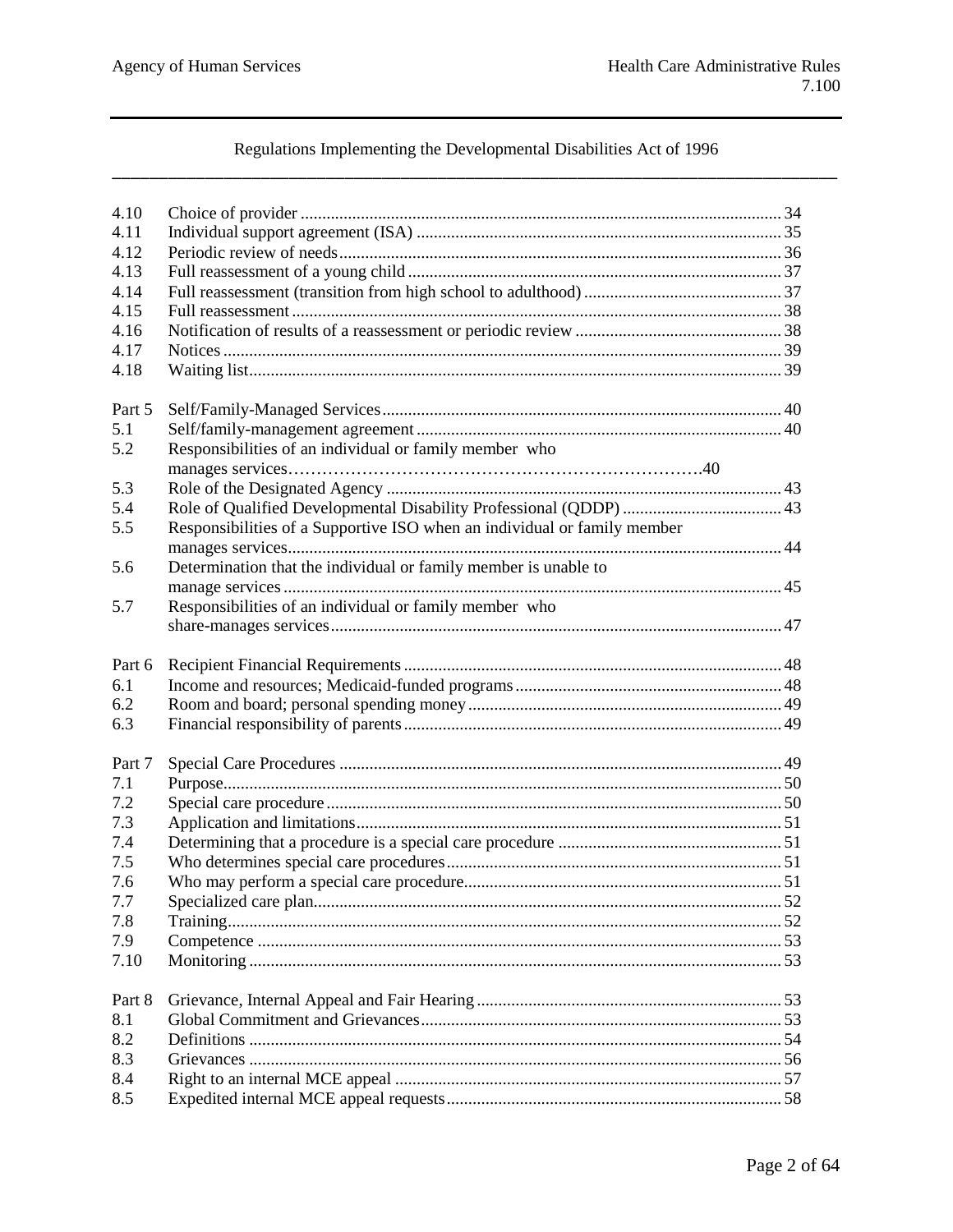Regulations Implementing the Developmental Disabilities Act of 1996

| | | |
|---|---|---|
| 4.10 | Choice of provider | 34 |
| 4.11 | Individual support agreement (ISA) | 35 |
| 4.12 | Periodic review of needs | 36 |
| 4.13 | Full reassessment of a young child | 37 |
| 4.14 | Full reassessment (transition from high school to adulthood) | 37 |
| 4.15 | Full reassessment | 38 |
| 4.16 | Notification of results of a reassessment or periodic review | 38 |
| 4.17 | Notices | 39 |
| 4.18 | Waiting list | 39 |
| Part 5 | Self/Family-Managed Services | 40 |
| 5.1 | Self/family-management agreement | 40 |
| 5.2 | Responsibilities of an individual or family member who manages services | 40 |
| 5.3 | Role of the Designated Agency | 43 |
| 5.4 | Role of Qualified Developmental Disability Professional (QDDP) | 43 |
| 5.5 | Responsibilities of a Supportive ISO when an individual or family member manages services | 44 |
| 5.6 | Determination that the individual or family member is unable to manage services | 45 |
| 5.7 | Responsibilities of an individual or family member who share-manages services | 47 |
| Part 6 | Recipient Financial Requirements | 48 |
| 6.1 | Income and resources; Medicaid-funded programs | 48 |
| 6.2 | Room and board; personal spending money | 49 |
| 6.3 | Financial responsibility of parents | 49 |
| Part 7 | Special Care Procedures | 49 |
| 7.1 | Purpose | 50 |
| 7.2 | Special care procedure | 50 |
| 7.3 | Application and limitations | 51 |
| 7.4 | Determining that a procedure is a special care procedure | 51 |
| 7.5 | Who determines special care procedures | 51 |
| 7.6 | Who may perform a special care procedure | 51 |
| 7.7 | Specialized care plan | 52 |
| 7.8 | Training | 52 |
| 7.9 | Competence | 53 |
| 7.10 | Monitoring | 53 |
| Part 8 | Grievance, Internal Appeal and Fair Hearing | 53 |
| 8.1 | Global Commitment and Grievances | 53 |
| 8.2 | Definitions | 54 |
| 8.3 | Grievances | 56 |
| 8.4 | Right to an internal MCE appeal | 57 |
| 8.5 | Expedited internal MCE appeal requests | 58 |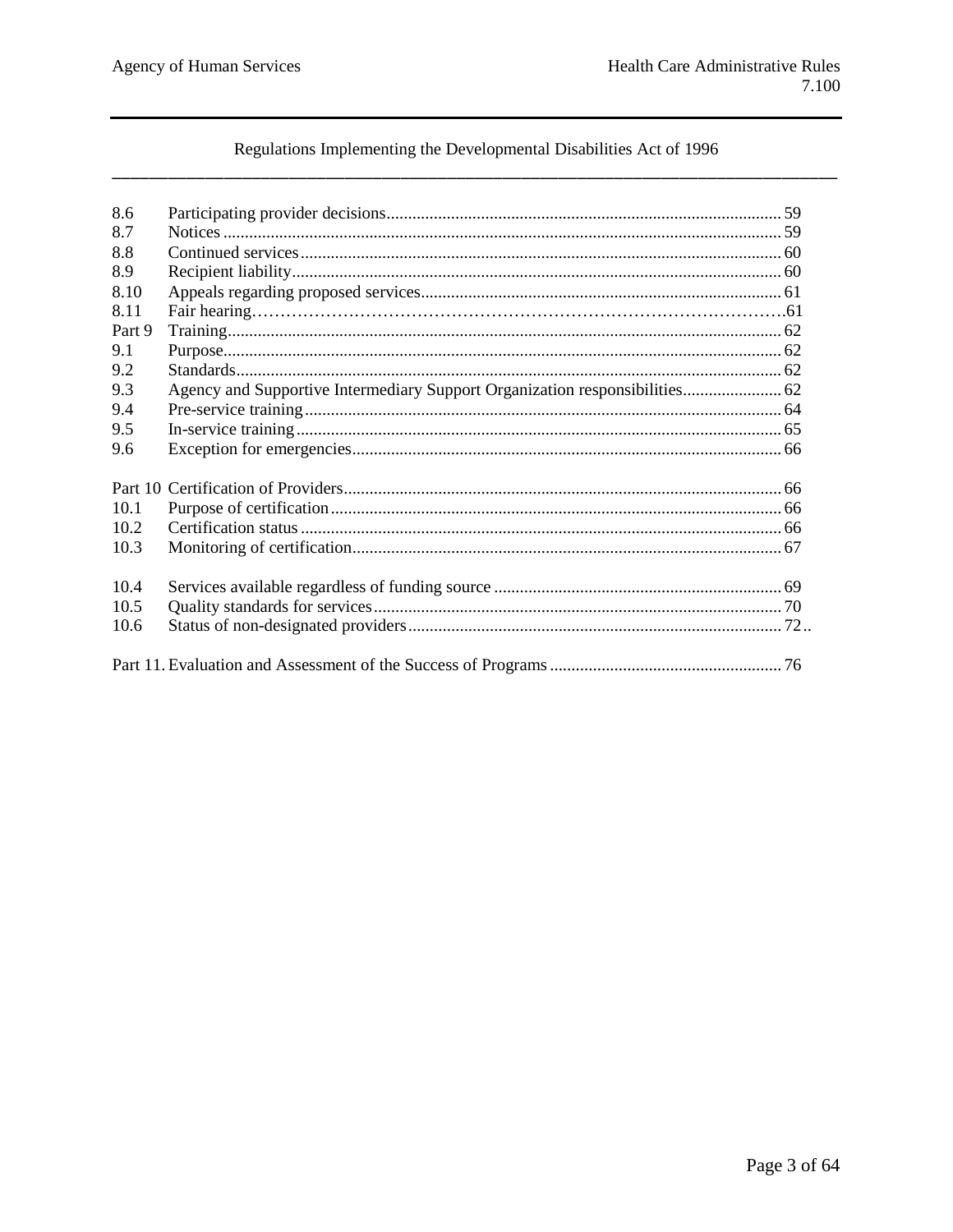Regulations Implementing the Developmental Disabilities Act of 1996

| | | |
|---|---|---|
| 8.6 | Participating provider decisions | 59 |
| 8.7 | Notices | 59 |
| 8.8 | Continued services | 60 |
| 8.9 | Recipient liability | 60 |
| 8.10 | Appeals regarding proposed services | 61 |
| 8.11 | Fair hearing | 61 |
| Part 9 | Training | 62 |
| 9.1 | Purpose | 62 |
| 9.2 | Standards | 62 |
| 9.3 | Agency and Supportive Intermediary Support Organization responsibilities | 62 |
| 9.4 | Pre-service training | 64 |
| 9.5 | In-service training | 65 |
| 9.6 | Exception for emergencies | 66 |
| Part 10 | Certification of Providers | 66 |
| 10.1 | Purpose of certification | 66 |
| 10.2 | Certification status | 66 |
| 10.3 | Monitoring of certification | 67 |
| 10.4 | Services available regardless of funding source | 69 |
| 10.5 | Quality standards for services | 70 |
| 10.6 | Status of non-designated providers | 72.. |
| Part 11. | Evaluation and Assessment of the Success of Programs | 76 |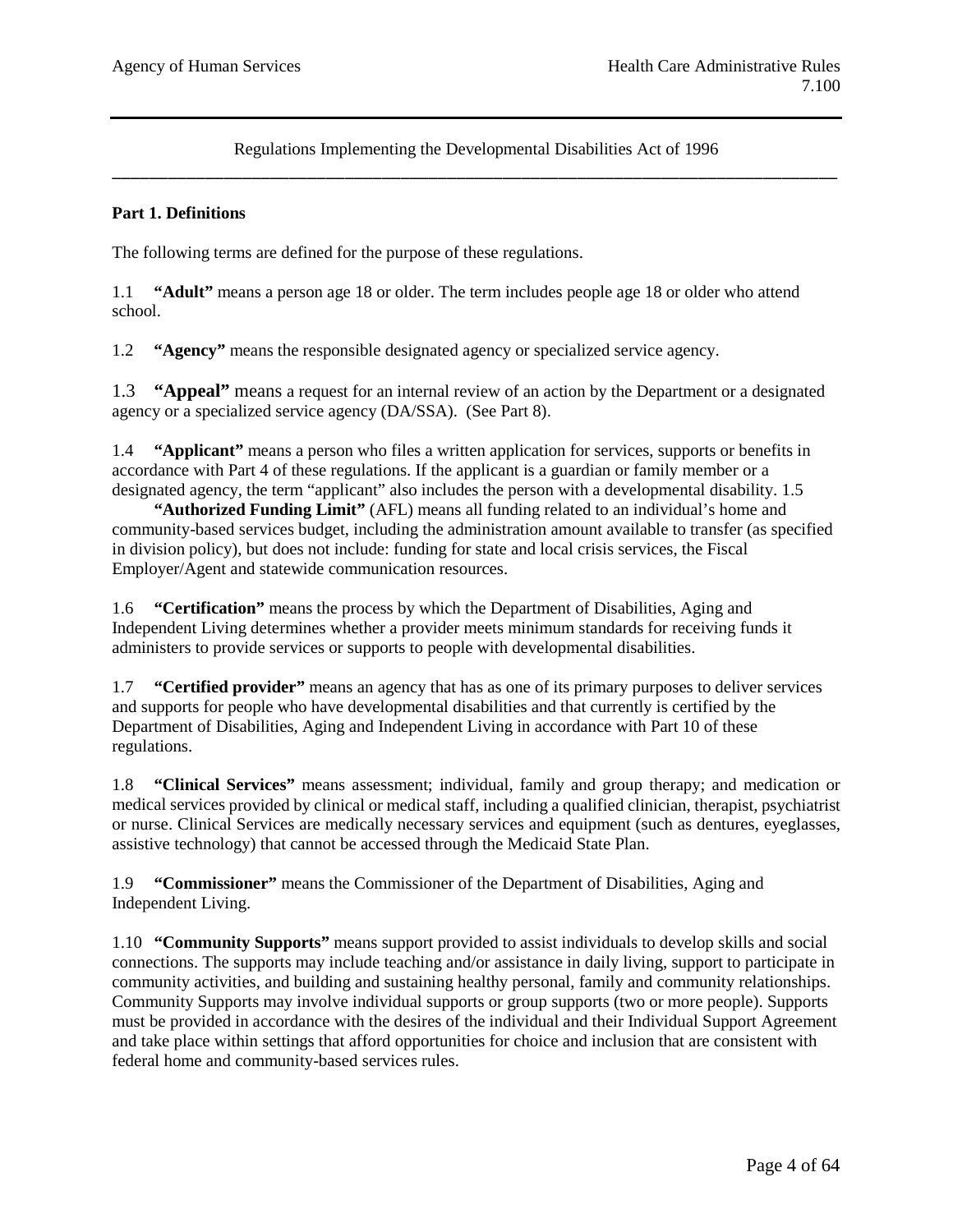Regulations Implementing the Developmental Disabilities Act of 1996

## Part 1. Definitions

The following terms are defined for the purpose of these regulations.

1.1 **"Adult"** means a person age 18 or older. The term includes people age 18 or older who attend school.

1.2 **"Agency"** means the responsible designated agency or specialized service agency.

1.3 **"Appeal"** means a request for an internal review of an action by the Department or a designated agency or a specialized service agency (DA/SSA). (See Part 8).

1.4 **"Applicant"** means a person who files a written application for services, supports or benefits in accordance with Part 4 of these regulations. If the applicant is a guardian or family member or a designated agency, the term "applicant" also includes the person with a developmental disability.

1.5 **"Authorized Funding Limit"** (AFL) means all funding related to an individual's home and community-based services budget, including the administration amount available to transfer (as specified in division policy), but does not include: funding for state and local crisis services, the Fiscal Employer/Agent and statewide communication resources.

1.6 **"Certification"** means the process by which the Department of Disabilities, Aging and Independent Living determines whether a provider meets minimum standards for receiving funds it administers to provide services or supports to people with developmental disabilities.

1.7 **"Certified provider"** means an agency that has as one of its primary purposes to deliver services and supports for people who have developmental disabilities and that currently is certified by the Department of Disabilities, Aging and Independent Living in accordance with Part 10 of these regulations.

1.8 **"Clinical Services"** means assessment; individual, family and group therapy; and medication or medical services provided by clinical or medical staff, including a qualified clinician, therapist, psychiatrist or nurse. Clinical Services are medically necessary services and equipment (such as dentures, eyeglasses, assistive technology) that cannot be accessed through the Medicaid State Plan.

1.9 **"Commissioner"** means the Commissioner of the Department of Disabilities, Aging and Independent Living.

1.10 **"Community Supports"** means support provided to assist individuals to develop skills and social connections. The supports may include teaching and/or assistance in daily living, support to participate in community activities, and building and sustaining healthy personal, family and community relationships. Community Supports may involve individual supports or group supports (two or more people). Supports must be provided in accordance with the desires of the individual and their Individual Support Agreement and take place within settings that afford opportunities for choice and inclusion that are consistent with federal home and community-based services rules.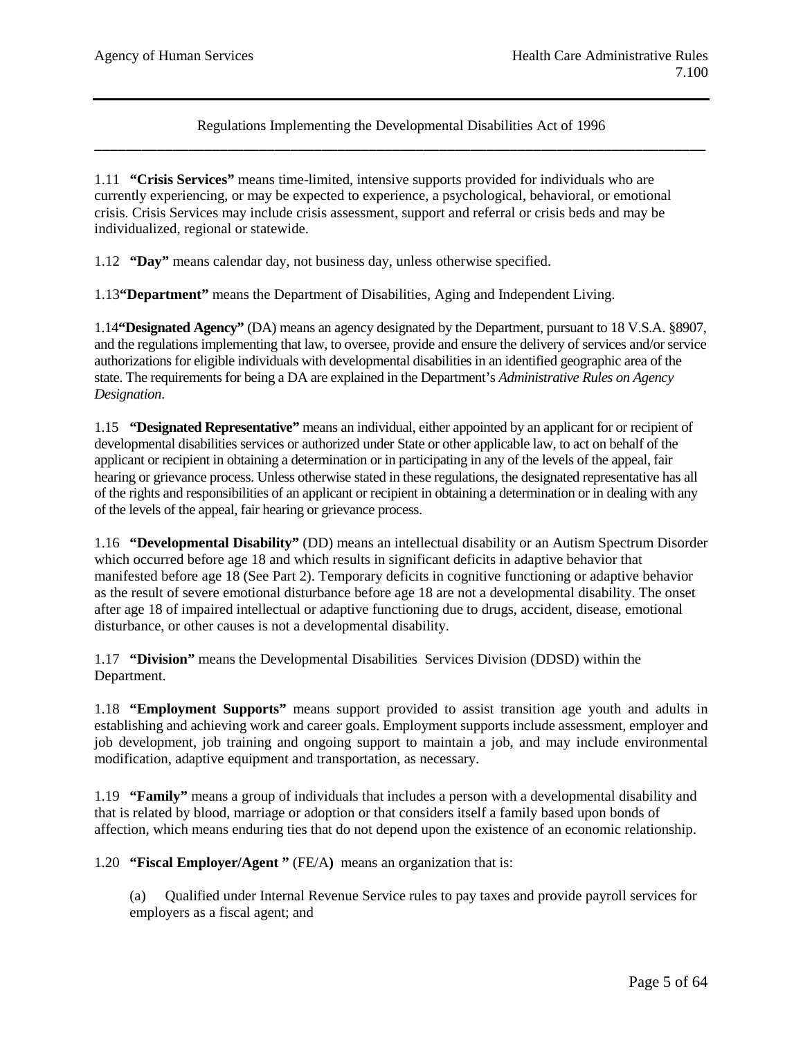1.11 **"Crisis Services"** means time-limited, intensive supports provided for individuals who are currently experiencing, or may be expected to experience, a psychological, behavioral, or emotional crisis. Crisis Services may include crisis assessment, support and referral or crisis beds and may be individualized, regional or statewide.

1.12 **"Day"** means calendar day, not business day, unless otherwise specified.

1.13 **"Department"** means the Department of Disabilities, Aging and Independent Living.

1.14 **"Designated Agency"** (DA) means an agency designated by the Department, pursuant to 18 V.S.A. §8907, and the regulations implementing that law, to oversee, provide and ensure the delivery of services and/or service authorizations for eligible individuals with developmental disabilities in an identified geographic area of the state. The requirements for being a DA are explained in the Department's *Administrative Rules on Agency Designation*.

1.15 **"Designated Representative"** means an individual, either appointed by an applicant for or recipient of developmental disabilities services or authorized under State or other applicable law, to act on behalf of the applicant or recipient in obtaining a determination or in participating in any of the levels of the appeal, fair hearing or grievance process. Unless otherwise stated in these regulations, the designated representative has all of the rights and responsibilities of an applicant or recipient in obtaining a determination or in dealing with any of the levels of the appeal, fair hearing or grievance process.

1.16 **"Developmental Disability"** (DD) means an intellectual disability or an Autism Spectrum Disorder which occurred before age 18 and which results in significant deficits in adaptive behavior that manifested before age 18 (See Part 2). Temporary deficits in cognitive functioning or adaptive behavior as the result of severe emotional disturbance before age 18 are not a developmental disability. The onset after age 18 of impaired intellectual or adaptive functioning due to drugs, accident, disease, emotional disturbance, or other causes is not a developmental disability.

1.17 **"Division"** means the Developmental Disabilities Services Division (DDSD) within the Department.

1.18 **"Employment Supports"** means support provided to assist transition age youth and adults in establishing and achieving work and career goals. Employment supports include assessment, employer and job development, job training and ongoing support to maintain a job, and may include environmental modification, adaptive equipment and transportation, as necessary.

1.19 **"Family"** means a group of individuals that includes a person with a developmental disability and that is related by blood, marriage or adoption or that considers itself a family based upon bonds of affection, which means enduring ties that do not depend upon the existence of an economic relationship.

1.20 **"Fiscal Employer/Agent "** (FE/A**)** means an organization that is:

(a) Qualified under Internal Revenue Service rules to pay taxes and provide payroll services for employers as a fiscal agent; and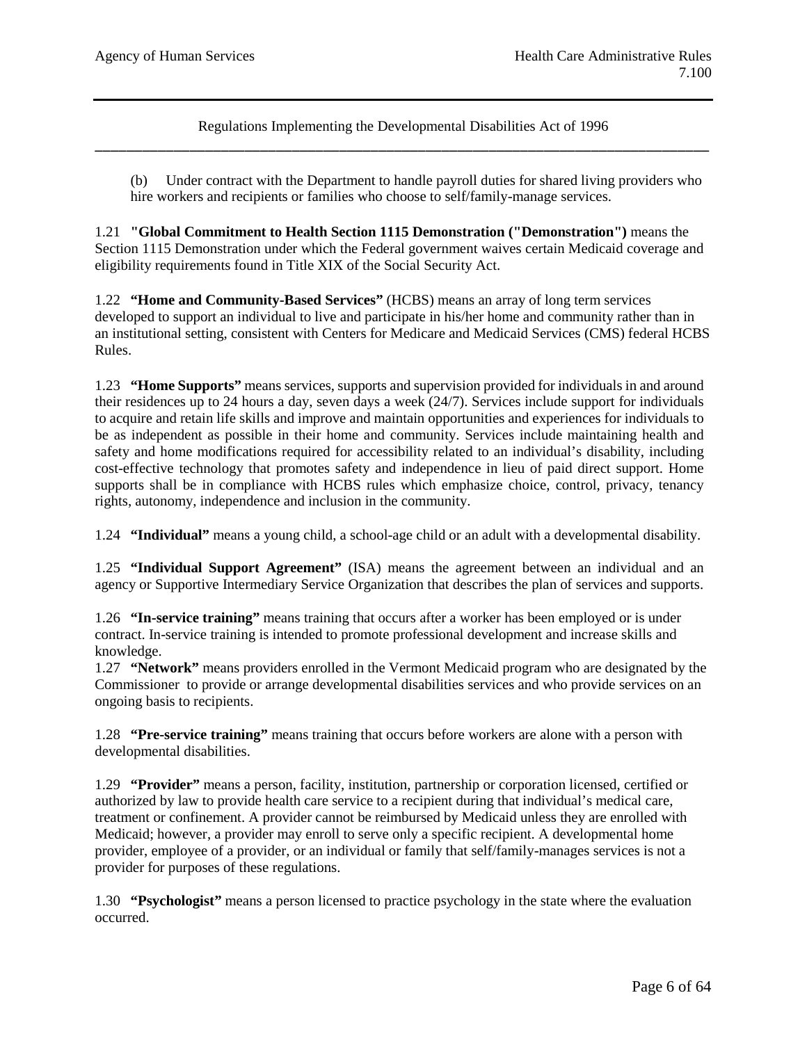(b) Under contract with the Department to handle payroll duties for shared living providers who hire workers and recipients or families who choose to self/family-manage services.

1.21 **"Global Commitment to Health Section 1115 Demonstration ("Demonstration")** means the Section 1115 Demonstration under which the Federal government waives certain Medicaid coverage and eligibility requirements found in Title XIX of the Social Security Act.

1.22 **"Home and Community-Based Services"** (HCBS) means an array of long term services developed to support an individual to live and participate in his/her home and community rather than in an institutional setting, consistent with Centers for Medicare and Medicaid Services (CMS) federal HCBS Rules.

1.23 **"Home Supports"** means services, supports and supervision provided for individuals in and around their residences up to 24 hours a day, seven days a week (24/7). Services include support for individuals to acquire and retain life skills and improve and maintain opportunities and experiences for individuals to be as independent as possible in their home and community. Services include maintaining health and safety and home modifications required for accessibility related to an individual's disability, including cost-effective technology that promotes safety and independence in lieu of paid direct support. Home supports shall be in compliance with HCBS rules which emphasize choice, control, privacy, tenancy rights, autonomy, independence and inclusion in the community.

1.24 **"Individual"** means a young child, a school-age child or an adult with a developmental disability.

1.25 **"Individual Support Agreement"** (ISA) means the agreement between an individual and an agency or Supportive Intermediary Service Organization that describes the plan of services and supports.

1.26 **"In-service training"** means training that occurs after a worker has been employed or is under contract. In-service training is intended to promote professional development and increase skills and knowledge.

1.27 **"Network"** means providers enrolled in the Vermont Medicaid program who are designated by the Commissioner to provide or arrange developmental disabilities services and who provide services on an ongoing basis to recipients.

1.28 **"Pre-service training"** means training that occurs before workers are alone with a person with developmental disabilities.

1.29 **"Provider"** means a person, facility, institution, partnership or corporation licensed, certified or authorized by law to provide health care service to a recipient during that individual's medical care, treatment or confinement. A provider cannot be reimbursed by Medicaid unless they are enrolled with Medicaid; however, a provider may enroll to serve only a specific recipient. A developmental home provider, employee of a provider, or an individual or family that self/family-manages services is not a provider for purposes of these regulations.

1.30 **"Psychologist"** means a person licensed to practice psychology in the state where the evaluation occurred.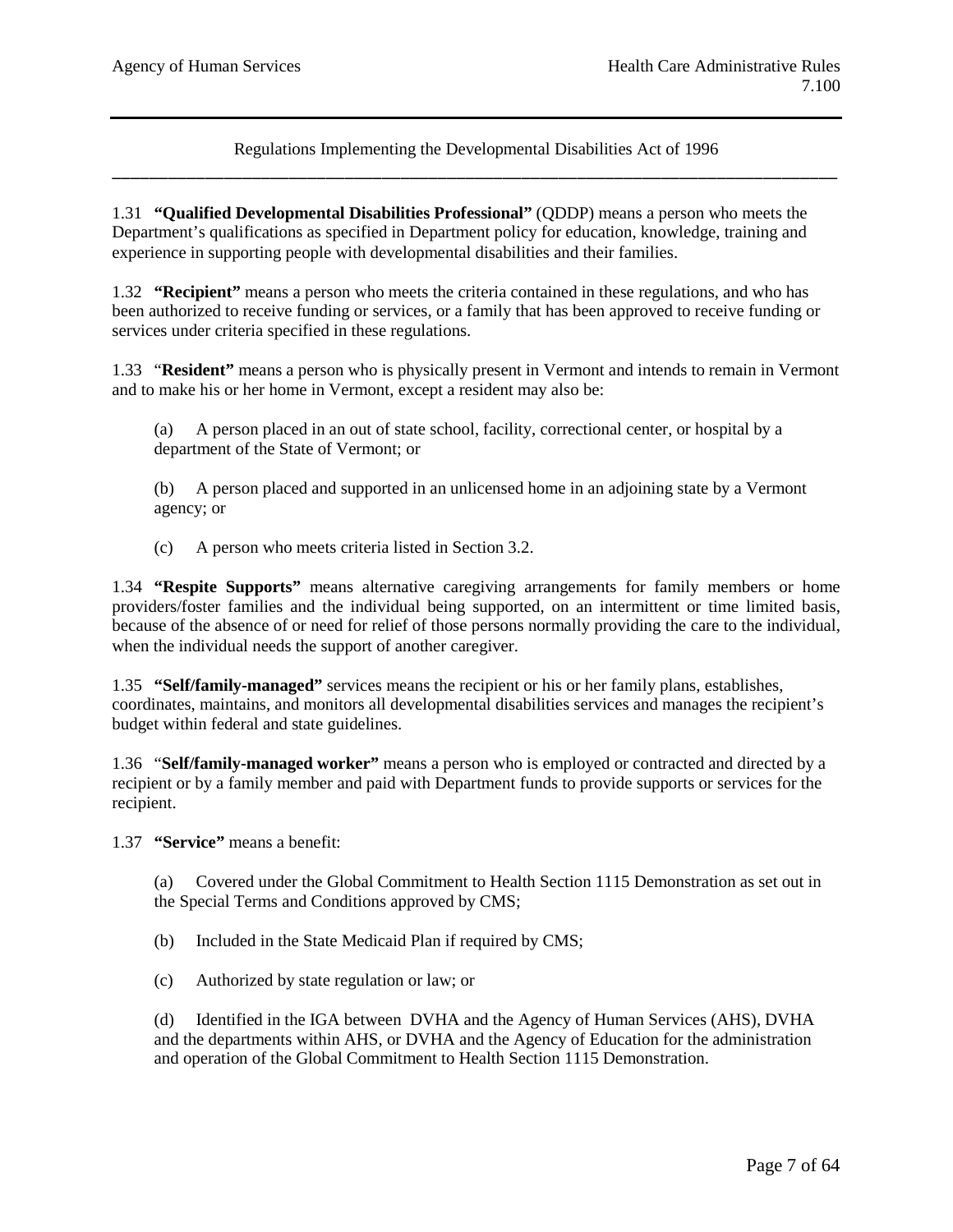1.31 **"Qualified Developmental Disabilities Professional"** (QDDP) means a person who meets the Department's qualifications as specified in Department policy for education, knowledge, training and experience in supporting people with developmental disabilities and their families.

1.32 **"Recipient"** means a person who meets the criteria contained in these regulations, and who has been authorized to receive funding or services, or a family that has been approved to receive funding or services under criteria specified in these regulations.

1.33 "**Resident"** means a person who is physically present in Vermont and intends to remain in Vermont and to make his or her home in Vermont, except a resident may also be:

(a) A person placed in an out of state school, facility, correctional center, or hospital by a department of the State of Vermont; or

(b) A person placed and supported in an unlicensed home in an adjoining state by a Vermont agency; or

(c) A person who meets criteria listed in Section 3.2.

1.34 **"Respite Supports"** means alternative caregiving arrangements for family members or home providers/foster families and the individual being supported, on an intermittent or time limited basis, because of the absence of or need for relief of those persons normally providing the care to the individual, when the individual needs the support of another caregiver.

1.35 **"Self/family-managed"** services means the recipient or his or her family plans, establishes, coordinates, maintains, and monitors all developmental disabilities services and manages the recipient's budget within federal and state guidelines.

1.36 "**Self/family-managed worker"** means a person who is employed or contracted and directed by a recipient or by a family member and paid with Department funds to provide supports or services for the recipient.

1.37 **"Service"** means a benefit:

(a) Covered under the Global Commitment to Health Section 1115 Demonstration as set out in the Special Terms and Conditions approved by CMS;

(b) Included in the State Medicaid Plan if required by CMS;

(c) Authorized by state regulation or law; or

(d) Identified in the IGA between DVHA and the Agency of Human Services (AHS), DVHA and the departments within AHS, or DVHA and the Agency of Education for the administration and operation of the Global Commitment to Health Section 1115 Demonstration.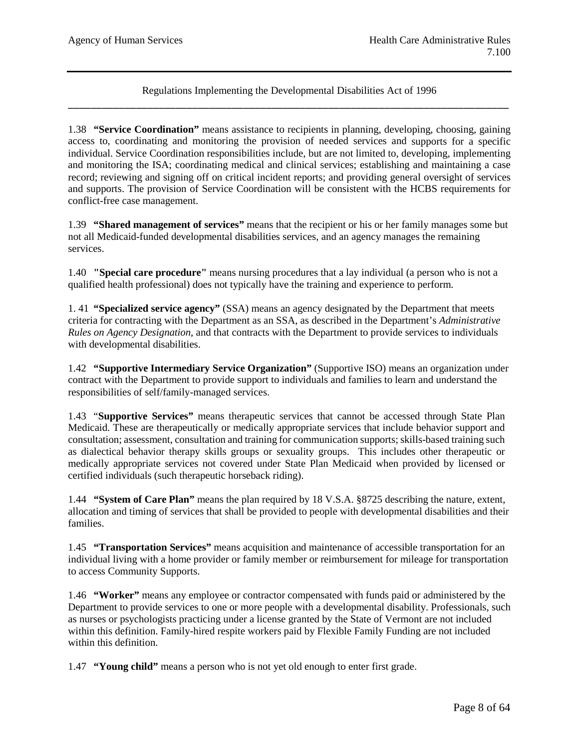Regulations Implementing the Developmental Disabilities Act of 1996

1.38 **"Service Coordination"** means assistance to recipients in planning, developing, choosing, gaining access to, coordinating and monitoring the provision of needed services and supports for a specific individual. Service Coordination responsibilities include, but are not limited to, developing, implementing and monitoring the ISA; coordinating medical and clinical services; establishing and maintaining a case record; reviewing and signing off on critical incident reports; and providing general oversight of services and supports. The provision of Service Coordination will be consistent with the HCBS requirements for conflict-free case management.

1.39 **"Shared management of services"** means that the recipient or his or her family manages some but not all Medicaid-funded developmental disabilities services, and an agency manages the remaining services.

1.40 **"Special care procedure"** means nursing procedures that a lay individual (a person who is not a qualified health professional) does not typically have the training and experience to perform.

1. 41 **"Specialized service agency"** (SSA) means an agency designated by the Department that meets criteria for contracting with the Department as an SSA, as described in the Department's *Administrative Rules on Agency Designation*, and that contracts with the Department to provide services to individuals with developmental disabilities.

1.42 **"Supportive Intermediary Service Organization"** (Supportive ISO) means an organization under contract with the Department to provide support to individuals and families to learn and understand the responsibilities of self/family-managed services.

1.43 "**Supportive Services"** means therapeutic services that cannot be accessed through State Plan Medicaid. These are therapeutically or medically appropriate services that include behavior support and consultation; assessment, consultation and training for communication supports; skills-based training such as dialectical behavior therapy skills groups or sexuality groups. This includes other therapeutic or medically appropriate services not covered under State Plan Medicaid when provided by licensed or certified individuals (such therapeutic horseback riding).

1.44 **"System of Care Plan"** means the plan required by 18 V.S.A. §8725 describing the nature, extent, allocation and timing of services that shall be provided to people with developmental disabilities and their families.

1.45 **"Transportation Services"** means acquisition and maintenance of accessible transportation for an individual living with a home provider or family member or reimbursement for mileage for transportation to access Community Supports.

1.46 **"Worker"** means any employee or contractor compensated with funds paid or administered by the Department to provide services to one or more people with a developmental disability. Professionals, such as nurses or psychologists practicing under a license granted by the State of Vermont are not included within this definition. Family-hired respite workers paid by Flexible Family Funding are not included within this definition.

1.47 **"Young child"** means a person who is not yet old enough to enter first grade.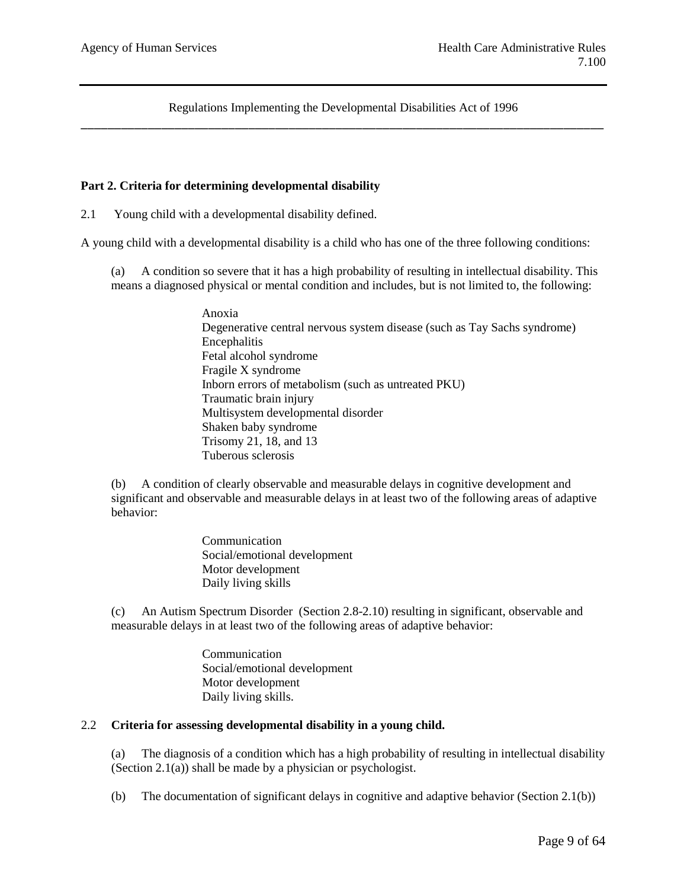Regulations Implementing the Developmental Disabilities Act of 1996

## Part 2. Criteria for determining developmental disability

2.1 Young child with a developmental disability defined.

A young child with a developmental disability is a child who has one of the three following conditions:

(a) A condition so severe that it has a high probability of resulting in intellectual disability. This means a diagnosed physical or mental condition and includes, but is not limited to, the following:

- Anoxia
- Degenerative central nervous system disease (such as Tay Sachs syndrome)
- Encephalitis
- Fetal alcohol syndrome
- Fragile X syndrome
- Inborn errors of metabolism (such as untreated PKU)
- Traumatic brain injury
- Multisystem developmental disorder
- Shaken baby syndrome
- Trisomy 21, 18, and 13
- Tuberous sclerosis

(b) A condition of clearly observable and measurable delays in cognitive development and significant and observable and measurable delays in at least two of the following areas of adaptive behavior:

- Communication
- Social/emotional development
- Motor development
- Daily living skills

(c) An Autism Spectrum Disorder (Section 2.8-2.10) resulting in significant, observable and measurable delays in at least two of the following areas of adaptive behavior:

- Communication
- Social/emotional development
- Motor development
- Daily living skills.

2.2 **Criteria for assessing developmental disability in a young child.**

(a) The diagnosis of a condition which has a high probability of resulting in intellectual disability (Section 2.1(a)) shall be made by a physician or psychologist.

(b) The documentation of significant delays in cognitive and adaptive behavior (Section 2.1(b))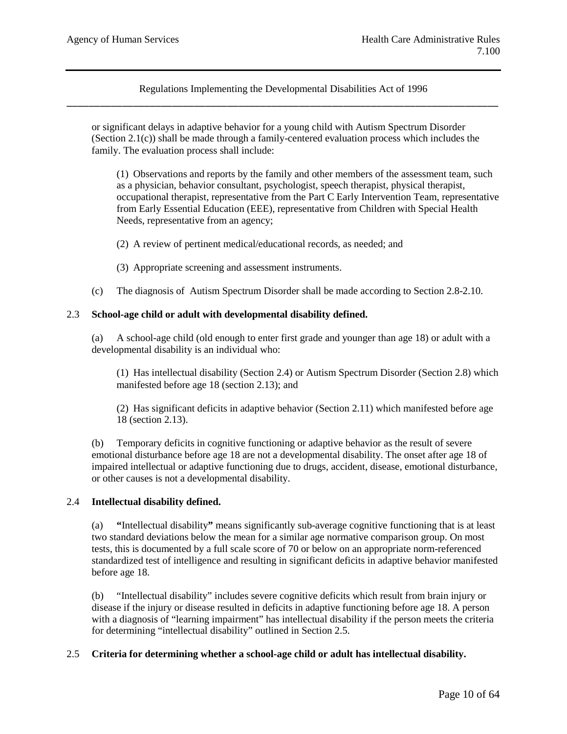or significant delays in adaptive behavior for a young child with Autism Spectrum Disorder (Section 2.1(c)) shall be made through a family-centered evaluation process which includes the family. The evaluation process shall include:

(1) Observations and reports by the family and other members of the assessment team, such as a physician, behavior consultant, psychologist, speech therapist, physical therapist, occupational therapist, representative from the Part C Early Intervention Team, representative from Early Essential Education (EEE), representative from Children with Special Health Needs, representative from an agency;

(2) A review of pertinent medical/educational records, as needed; and

(3) Appropriate screening and assessment instruments.

(c) The diagnosis of Autism Spectrum Disorder shall be made according to Section 2.8-2.10.

2.3 **School-age child or adult with developmental disability defined.**

(a) A school-age child (old enough to enter first grade and younger than age 18) or adult with a developmental disability is an individual who:

(1) Has intellectual disability (Section 2.4) or Autism Spectrum Disorder (Section 2.8) which manifested before age 18 (section 2.13); and

(2) Has significant deficits in adaptive behavior (Section 2.11) which manifested before age 18 (section 2.13).

(b) Temporary deficits in cognitive functioning or adaptive behavior as the result of severe emotional disturbance before age 18 are not a developmental disability. The onset after age 18 of impaired intellectual or adaptive functioning due to drugs, accident, disease, emotional disturbance, or other causes is not a developmental disability.

2.4 **Intellectual disability defined.**

(a) **"**Intellectual disability**"** means significantly sub-average cognitive functioning that is at least two standard deviations below the mean for a similar age normative comparison group. On most tests, this is documented by a full scale score of 70 or below on an appropriate norm-referenced standardized test of intelligence and resulting in significant deficits in adaptive behavior manifested before age 18.

(b) "Intellectual disability" includes severe cognitive deficits which result from brain injury or disease if the injury or disease resulted in deficits in adaptive functioning before age 18. A person with a diagnosis of "learning impairment" has intellectual disability if the person meets the criteria for determining "intellectual disability" outlined in Section 2.5.

2.5 **Criteria for determining whether a school-age child or adult has intellectual disability.**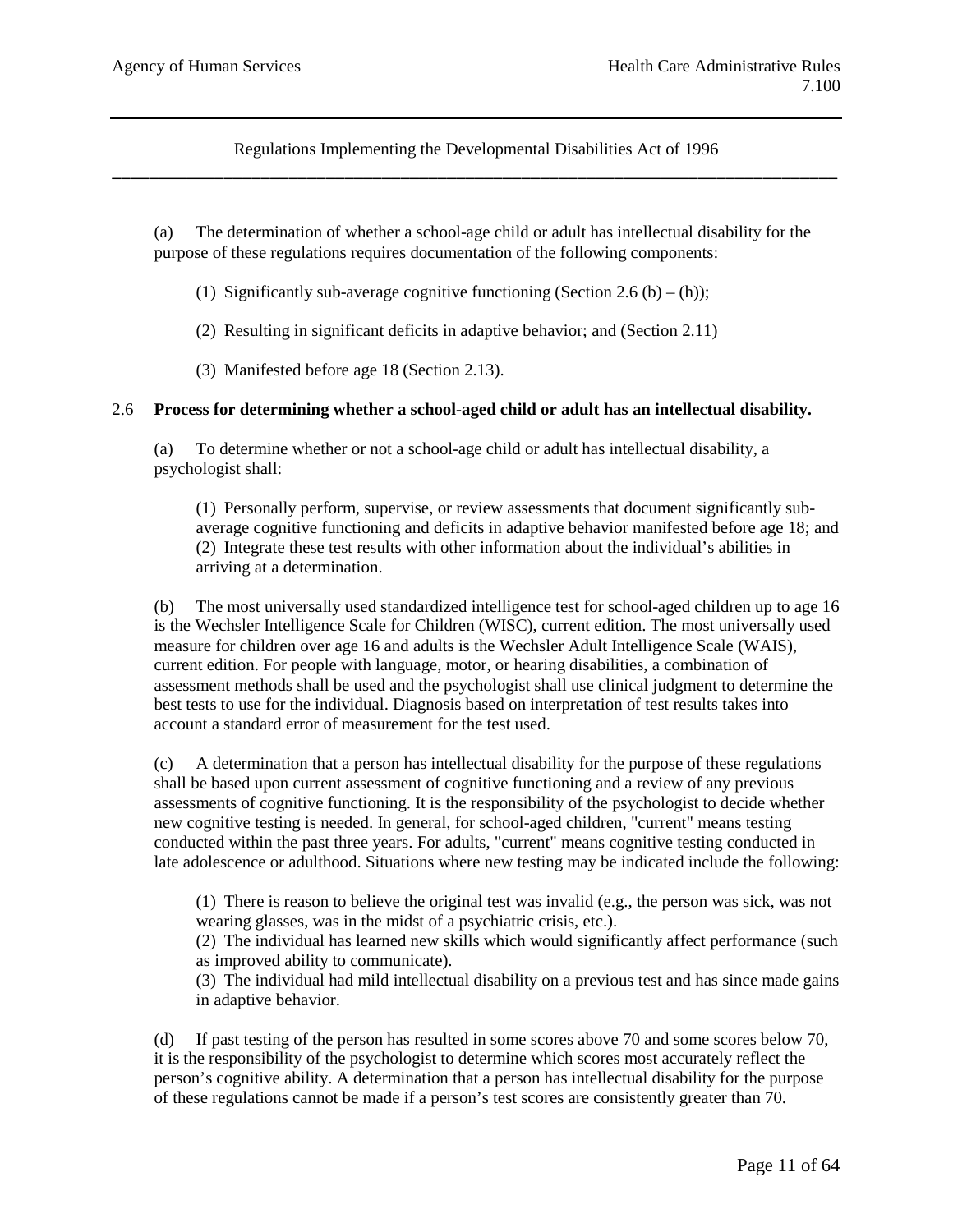(a) The determination of whether a school-age child or adult has intellectual disability for the purpose of these regulations requires documentation of the following components:

(1) Significantly sub-average cognitive functioning (Section 2.6 (b) – (h));

(2) Resulting in significant deficits in adaptive behavior; and (Section 2.11)

(3) Manifested before age 18 (Section 2.13).

2.6 **Process for determining whether a school-aged child or adult has an intellectual disability.**

(a) To determine whether or not a school-age child or adult has intellectual disability, a psychologist shall:

(1) Personally perform, supervise, or review assessments that document significantly sub-average cognitive functioning and deficits in adaptive behavior manifested before age 18; and
(2) Integrate these test results with other information about the individual's abilities in arriving at a determination.

(b) The most universally used standardized intelligence test for school-aged children up to age 16 is the Wechsler Intelligence Scale for Children (WISC), current edition. The most universally used measure for children over age 16 and adults is the Wechsler Adult Intelligence Scale (WAIS), current edition. For people with language, motor, or hearing disabilities, a combination of assessment methods shall be used and the psychologist shall use clinical judgment to determine the best tests to use for the individual. Diagnosis based on interpretation of test results takes into account a standard error of measurement for the test used.

(c) A determination that a person has intellectual disability for the purpose of these regulations shall be based upon current assessment of cognitive functioning and a review of any previous assessments of cognitive functioning. It is the responsibility of the psychologist to decide whether new cognitive testing is needed. In general, for school-aged children, "current" means testing conducted within the past three years. For adults, "current" means cognitive testing conducted in late adolescence or adulthood. Situations where new testing may be indicated include the following:

(1) There is reason to believe the original test was invalid (e.g., the person was sick, was not wearing glasses, was in the midst of a psychiatric crisis, etc.).
(2) The individual has learned new skills which would significantly affect performance (such as improved ability to communicate).
(3) The individual had mild intellectual disability on a previous test and has since made gains in adaptive behavior.

(d) If past testing of the person has resulted in some scores above 70 and some scores below 70, it is the responsibility of the psychologist to determine which scores most accurately reflect the person's cognitive ability. A determination that a person has intellectual disability for the purpose of these regulations cannot be made if a person's test scores are consistently greater than 70.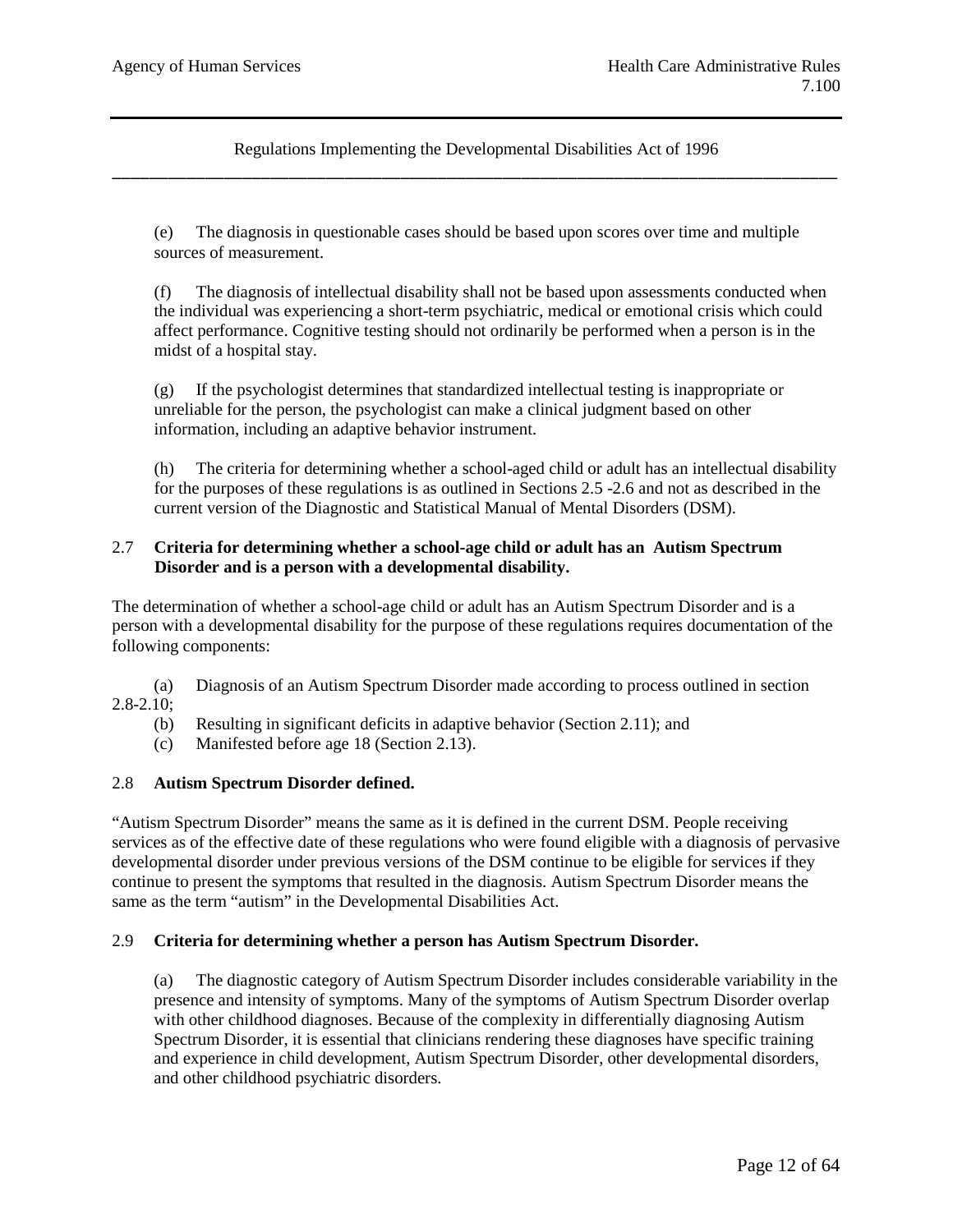Regulations Implementing the Developmental Disabilities Act of 1996

(e) The diagnosis in questionable cases should be based upon scores over time and multiple sources of measurement.

(f) The diagnosis of intellectual disability shall not be based upon assessments conducted when the individual was experiencing a short-term psychiatric, medical or emotional crisis which could affect performance. Cognitive testing should not ordinarily be performed when a person is in the midst of a hospital stay.

(g) If the psychologist determines that standardized intellectual testing is inappropriate or unreliable for the person, the psychologist can make a clinical judgment based on other information, including an adaptive behavior instrument.

(h) The criteria for determining whether a school-aged child or adult has an intellectual disability for the purposes of these regulations is as outlined in Sections 2.5 -2.6 and not as described in the current version of the Diagnostic and Statistical Manual of Mental Disorders (DSM).

## 2.7 Criteria for determining whether a school-age child or adult has an Autism Spectrum Disorder and is a person with a developmental disability.

The determination of whether a school-age child or adult has an Autism Spectrum Disorder and is a person with a developmental disability for the purpose of these regulations requires documentation of the following components:

(a) Diagnosis of an Autism Spectrum Disorder made according to process outlined in section 2.8-2.10;
(b) Resulting in significant deficits in adaptive behavior (Section 2.11); and
(c) Manifested before age 18 (Section 2.13).

## 2.8 Autism Spectrum Disorder defined.

"Autism Spectrum Disorder" means the same as it is defined in the current DSM. People receiving services as of the effective date of these regulations who were found eligible with a diagnosis of pervasive developmental disorder under previous versions of the DSM continue to be eligible for services if they continue to present the symptoms that resulted in the diagnosis. Autism Spectrum Disorder means the same as the term "autism" in the Developmental Disabilities Act.

## 2.9 Criteria for determining whether a person has Autism Spectrum Disorder.

(a) The diagnostic category of Autism Spectrum Disorder includes considerable variability in the presence and intensity of symptoms. Many of the symptoms of Autism Spectrum Disorder overlap with other childhood diagnoses. Because of the complexity in differentially diagnosing Autism Spectrum Disorder, it is essential that clinicians rendering these diagnoses have specific training and experience in child development, Autism Spectrum Disorder, other developmental disorders, and other childhood psychiatric disorders.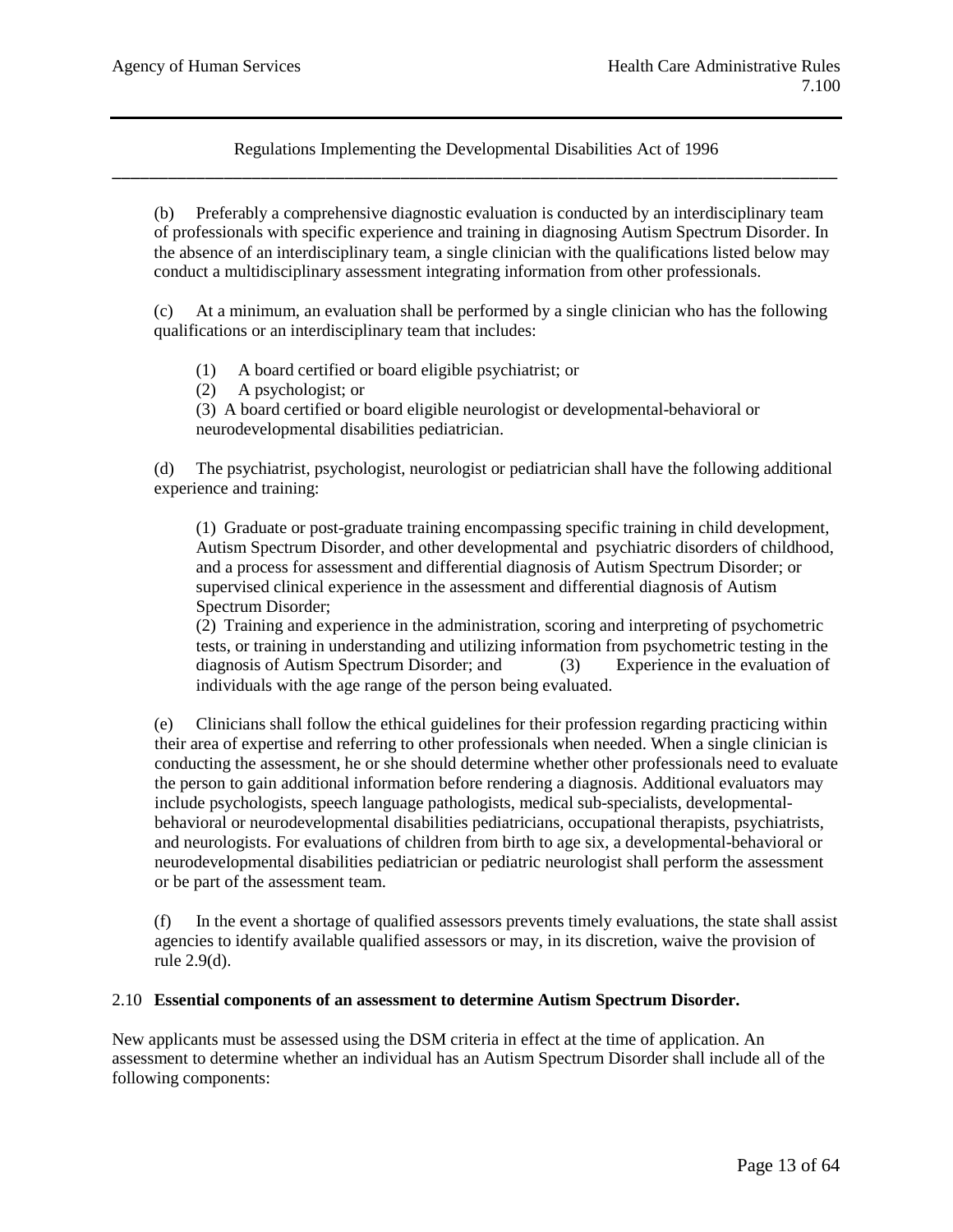(b) Preferably a comprehensive diagnostic evaluation is conducted by an interdisciplinary team of professionals with specific experience and training in diagnosing Autism Spectrum Disorder. In the absence of an interdisciplinary team, a single clinician with the qualifications listed below may conduct a multidisciplinary assessment integrating information from other professionals.

(c) At a minimum, an evaluation shall be performed by a single clinician who has the following qualifications or an interdisciplinary team that includes:

(1) A board certified or board eligible psychiatrist; or
(2) A psychologist; or
(3) A board certified or board eligible neurologist or developmental-behavioral or neurodevelopmental disabilities pediatrician.

(d) The psychiatrist, psychologist, neurologist or pediatrician shall have the following additional experience and training:

(1) Graduate or post-graduate training encompassing specific training in child development, Autism Spectrum Disorder, and other developmental and psychiatric disorders of childhood, and a process for assessment and differential diagnosis of Autism Spectrum Disorder; or supervised clinical experience in the assessment and differential diagnosis of Autism Spectrum Disorder;
(2) Training and experience in the administration, scoring and interpreting of psychometric tests, or training in understanding and utilizing information from psychometric testing in the diagnosis of Autism Spectrum Disorder; and (3) Experience in the evaluation of individuals with the age range of the person being evaluated.

(e) Clinicians shall follow the ethical guidelines for their profession regarding practicing within their area of expertise and referring to other professionals when needed. When a single clinician is conducting the assessment, he or she should determine whether other professionals need to evaluate the person to gain additional information before rendering a diagnosis. Additional evaluators may include psychologists, speech language pathologists, medical sub-specialists, developmental-behavioral or neurodevelopmental disabilities pediatricians, occupational therapists, psychiatrists, and neurologists. For evaluations of children from birth to age six, a developmental-behavioral or neurodevelopmental disabilities pediatrician or pediatric neurologist shall perform the assessment or be part of the assessment team.

(f) In the event a shortage of qualified assessors prevents timely evaluations, the state shall assist agencies to identify available qualified assessors or may, in its discretion, waive the provision of rule 2.9(d).

2.10 **Essential components of an assessment to determine Autism Spectrum Disorder.**

New applicants must be assessed using the DSM criteria in effect at the time of application. An assessment to determine whether an individual has an Autism Spectrum Disorder shall include all of the following components: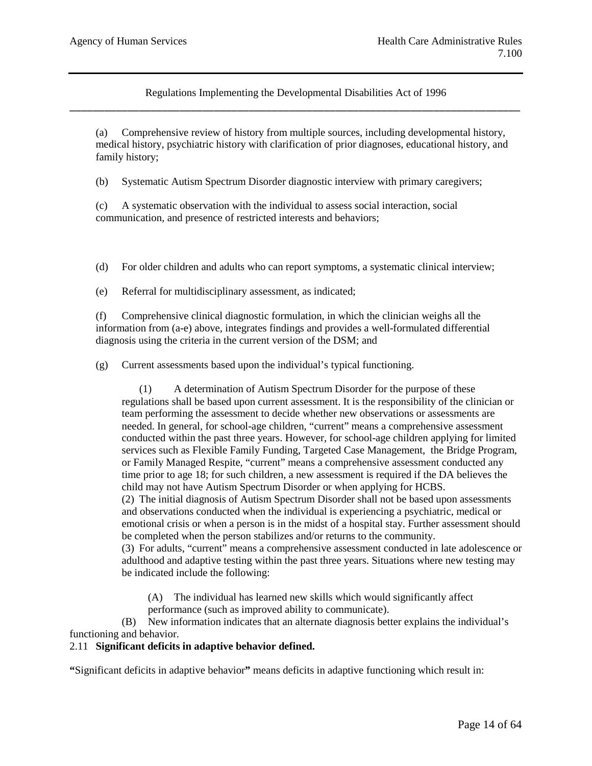(a) Comprehensive review of history from multiple sources, including developmental history, medical history, psychiatric history with clarification of prior diagnoses, educational history, and family history;

(b) Systematic Autism Spectrum Disorder diagnostic interview with primary caregivers;

(c) A systematic observation with the individual to assess social interaction, social communication, and presence of restricted interests and behaviors;

(d) For older children and adults who can report symptoms, a systematic clinical interview;

(e) Referral for multidisciplinary assessment, as indicated;

(f) Comprehensive clinical diagnostic formulation, in which the clinician weighs all the information from (a-e) above, integrates findings and provides a well-formulated differential diagnosis using the criteria in the current version of the DSM; and

(g) Current assessments based upon the individual's typical functioning.

(1) A determination of Autism Spectrum Disorder for the purpose of these regulations shall be based upon current assessment. It is the responsibility of the clinician or team performing the assessment to decide whether new observations or assessments are needed. In general, for school-age children, "current" means a comprehensive assessment conducted within the past three years. However, for school-age children applying for limited services such as Flexible Family Funding, Targeted Case Management, the Bridge Program, or Family Managed Respite, "current" means a comprehensive assessment conducted any time prior to age 18; for such children, a new assessment is required if the DA believes the child may not have Autism Spectrum Disorder or when applying for HCBS.

(2) The initial diagnosis of Autism Spectrum Disorder shall not be based upon assessments and observations conducted when the individual is experiencing a psychiatric, medical or emotional crisis or when a person is in the midst of a hospital stay. Further assessment should be completed when the person stabilizes and/or returns to the community.

(3) For adults, "current" means a comprehensive assessment conducted in late adolescence or adulthood and adaptive testing within the past three years. Situations where new testing may be indicated include the following:

(A) The individual has learned new skills which would significantly affect performance (such as improved ability to communicate).

(B) New information indicates that an alternate diagnosis better explains the individual's functioning and behavior.

2.11 **Significant deficits in adaptive behavior defined.**

**"**Significant deficits in adaptive behavior**"** means deficits in adaptive functioning which result in: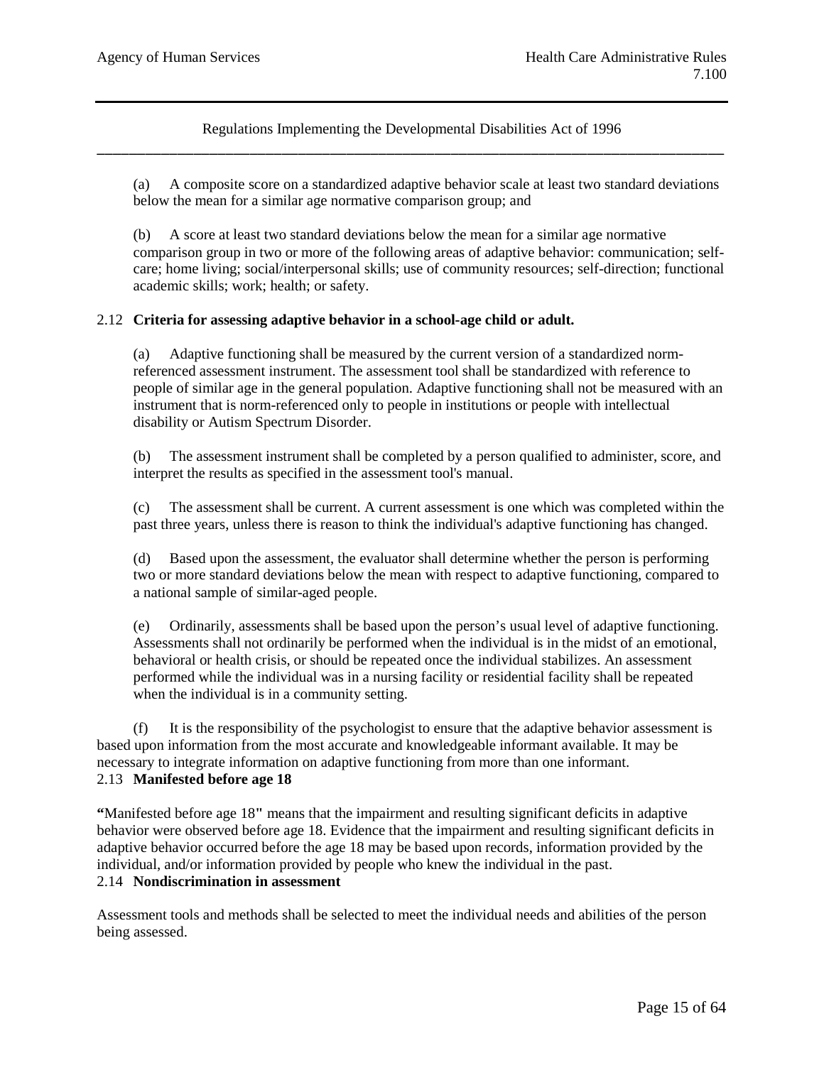(a) A composite score on a standardized adaptive behavior scale at least two standard deviations below the mean for a similar age normative comparison group; and

(b) A score at least two standard deviations below the mean for a similar age normative comparison group in two or more of the following areas of adaptive behavior: communication; self-care; home living; social/interpersonal skills; use of community resources; self-direction; functional academic skills; work; health; or safety.

2.12 **Criteria for assessing adaptive behavior in a school-age child or adult.**

(a) Adaptive functioning shall be measured by the current version of a standardized norm-referenced assessment instrument. The assessment tool shall be standardized with reference to people of similar age in the general population. Adaptive functioning shall not be measured with an instrument that is norm-referenced only to people in institutions or people with intellectual disability or Autism Spectrum Disorder.

(b) The assessment instrument shall be completed by a person qualified to administer, score, and interpret the results as specified in the assessment tool's manual.

(c) The assessment shall be current. A current assessment is one which was completed within the past three years, unless there is reason to think the individual's adaptive functioning has changed.

(d) Based upon the assessment, the evaluator shall determine whether the person is performing two or more standard deviations below the mean with respect to adaptive functioning, compared to a national sample of similar-aged people.

(e) Ordinarily, assessments shall be based upon the person's usual level of adaptive functioning. Assessments shall not ordinarily be performed when the individual is in the midst of an emotional, behavioral or health crisis, or should be repeated once the individual stabilizes. An assessment performed while the individual was in a nursing facility or residential facility shall be repeated when the individual is in a community setting.

(f) It is the responsibility of the psychologist to ensure that the adaptive behavior assessment is based upon information from the most accurate and knowledgeable informant available. It may be necessary to integrate information on adaptive functioning from more than one informant.

2.13 **Manifested before age 18**

**"**Manifested before age 18**"** means that the impairment and resulting significant deficits in adaptive behavior were observed before age 18. Evidence that the impairment and resulting significant deficits in adaptive behavior occurred before the age 18 may be based upon records, information provided by the individual, and/or information provided by people who knew the individual in the past.

2.14 **Nondiscrimination in assessment**

Assessment tools and methods shall be selected to meet the individual needs and abilities of the person being assessed.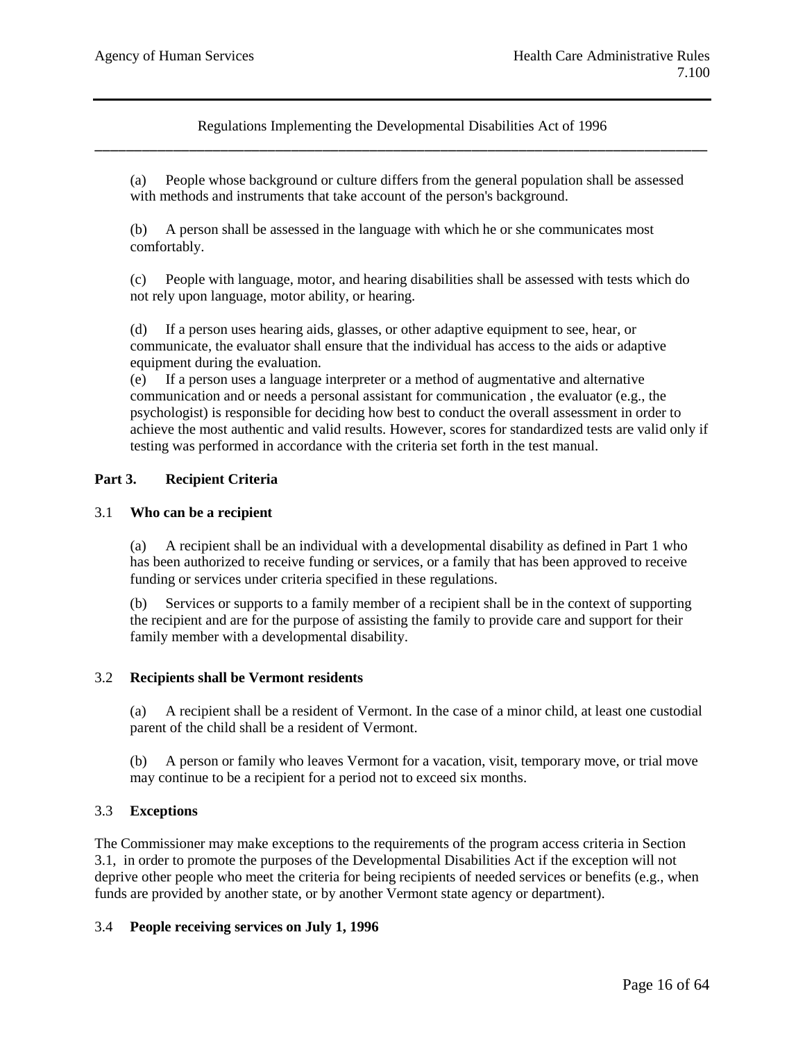(a) People whose background or culture differs from the general population shall be assessed with methods and instruments that take account of the person's background.

(b) A person shall be assessed in the language with which he or she communicates most comfortably.

(c) People with language, motor, and hearing disabilities shall be assessed with tests which do not rely upon language, motor ability, or hearing.

(d) If a person uses hearing aids, glasses, or other adaptive equipment to see, hear, or communicate, the evaluator shall ensure that the individual has access to the aids or adaptive equipment during the evaluation.

(e) If a person uses a language interpreter or a method of augmentative and alternative communication and or needs a personal assistant for communication , the evaluator (e.g., the psychologist) is responsible for deciding how best to conduct the overall assessment in order to achieve the most authentic and valid results. However, scores for standardized tests are valid only if testing was performed in accordance with the criteria set forth in the test manual.

## Part 3. Recipient Criteria

### 3.1 Who can be a recipient

(a) A recipient shall be an individual with a developmental disability as defined in Part 1 who has been authorized to receive funding or services, or a family that has been approved to receive funding or services under criteria specified in these regulations.

(b) Services or supports to a family member of a recipient shall be in the context of supporting the recipient and are for the purpose of assisting the family to provide care and support for their family member with a developmental disability.

### 3.2 Recipients shall be Vermont residents

(a) A recipient shall be a resident of Vermont. In the case of a minor child, at least one custodial parent of the child shall be a resident of Vermont.

(b) A person or family who leaves Vermont for a vacation, visit, temporary move, or trial move may continue to be a recipient for a period not to exceed six months.

### 3.3 Exceptions

The Commissioner may make exceptions to the requirements of the program access criteria in Section 3.1, in order to promote the purposes of the Developmental Disabilities Act if the exception will not deprive other people who meet the criteria for being recipients of needed services or benefits (e.g., when funds are provided by another state, or by another Vermont state agency or department).

### 3.4 People receiving services on July 1, 1996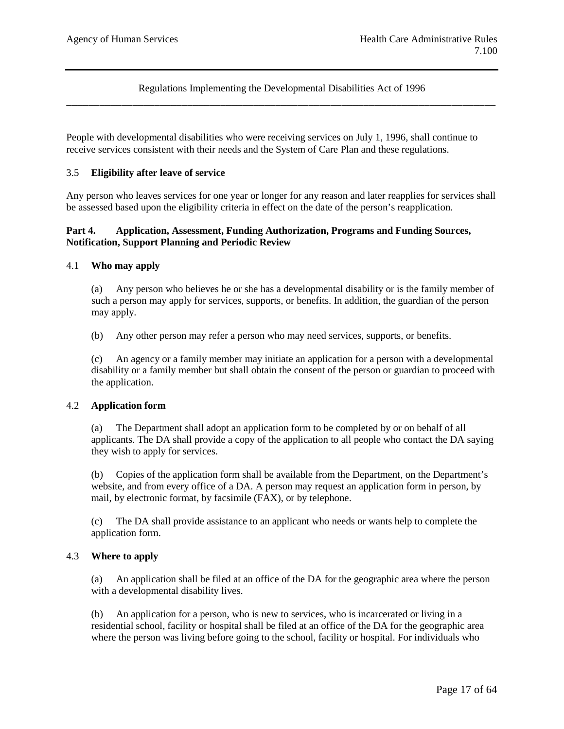People with developmental disabilities who were receiving services on July 1, 1996, shall continue to receive services consistent with their needs and the System of Care Plan and these regulations.

### 3.5 Eligibility after leave of service

Any person who leaves services for one year or longer for any reason and later reapplies for services shall be assessed based upon the eligibility criteria in effect on the date of the person's reapplication.

## Part 4. Application, Assessment, Funding Authorization, Programs and Funding Sources, Notification, Support Planning and Periodic Review

### 4.1 Who may apply

(a) Any person who believes he or she has a developmental disability or is the family member of such a person may apply for services, supports, or benefits. In addition, the guardian of the person may apply.

(b) Any other person may refer a person who may need services, supports, or benefits.

(c) An agency or a family member may initiate an application for a person with a developmental disability or a family member but shall obtain the consent of the person or guardian to proceed with the application.

### 4.2 Application form

(a) The Department shall adopt an application form to be completed by or on behalf of all applicants. The DA shall provide a copy of the application to all people who contact the DA saying they wish to apply for services.

(b) Copies of the application form shall be available from the Department, on the Department's website, and from every office of a DA. A person may request an application form in person, by mail, by electronic format, by facsimile (FAX), or by telephone.

(c) The DA shall provide assistance to an applicant who needs or wants help to complete the application form.

### 4.3 Where to apply

(a) An application shall be filed at an office of the DA for the geographic area where the person with a developmental disability lives.

(b) An application for a person, who is new to services, who is incarcerated or living in a residential school, facility or hospital shall be filed at an office of the DA for the geographic area where the person was living before going to the school, facility or hospital. For individuals who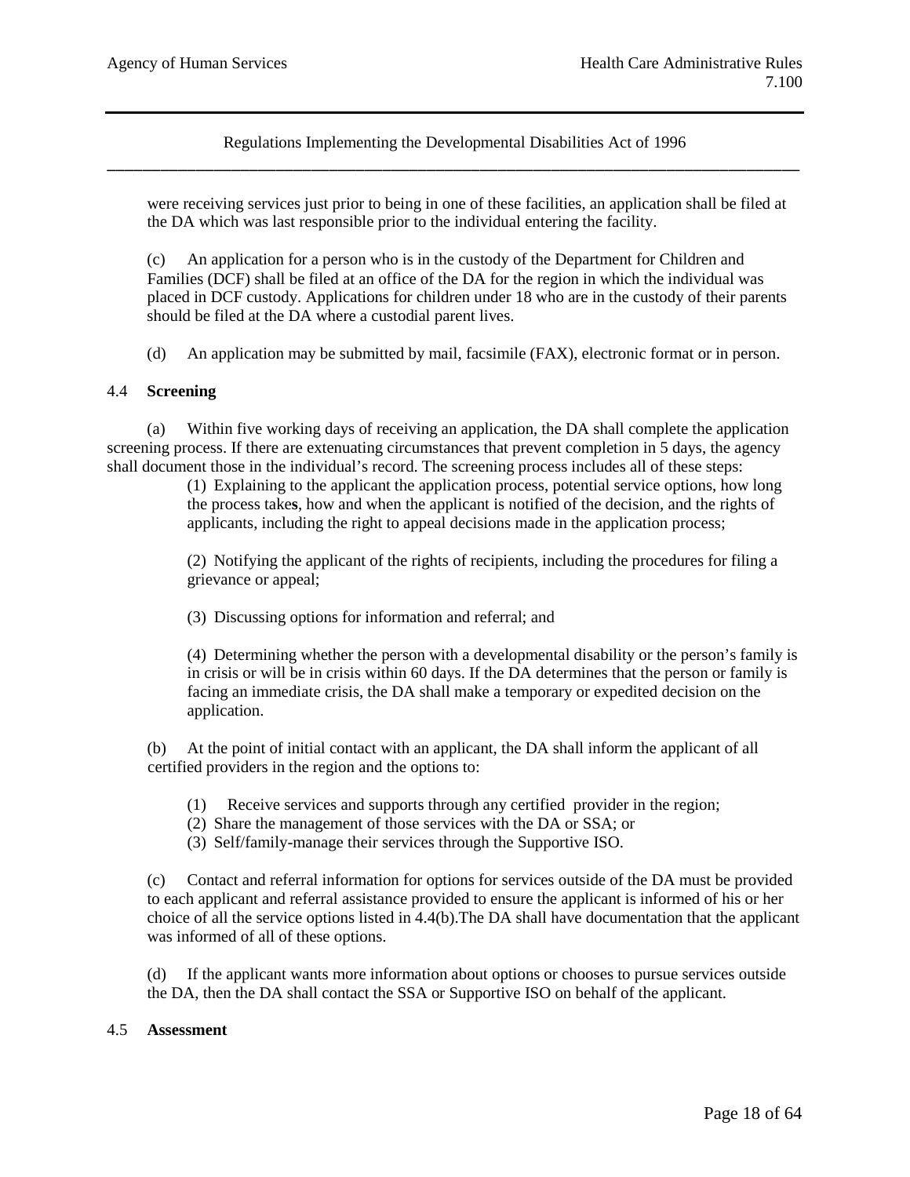were receiving services just prior to being in one of these facilities, an application shall be filed at the DA which was last responsible prior to the individual entering the facility.

(c) An application for a person who is in the custody of the Department for Children and Families (DCF) shall be filed at an office of the DA for the region in which the individual was placed in DCF custody. Applications for children under 18 who are in the custody of their parents should be filed at the DA where a custodial parent lives.

(d) An application may be submitted by mail, facsimile (FAX), electronic format or in person.

4.4 **Screening**

(a) Within five working days of receiving an application, the DA shall complete the application screening process. If there are extenuating circumstances that prevent completion in 5 days, the agency shall document those in the individual's record. The screening process includes all of these steps:

(1) Explaining to the applicant the application process, potential service options, how long the process takes, how and when the applicant is notified of the decision, and the rights of applicants, including the right to appeal decisions made in the application process;

(2) Notifying the applicant of the rights of recipients, including the procedures for filing a grievance or appeal;

(3) Discussing options for information and referral; and

(4) Determining whether the person with a developmental disability or the person's family is in crisis or will be in crisis within 60 days. If the DA determines that the person or family is facing an immediate crisis, the DA shall make a temporary or expedited decision on the application.

(b) At the point of initial contact with an applicant, the DA shall inform the applicant of all certified providers in the region and the options to:

(1) Receive services and supports through any certified provider in the region;
(2) Share the management of those services with the DA or SSA; or
(3) Self/family-manage their services through the Supportive ISO.

(c) Contact and referral information for options for services outside of the DA must be provided to each applicant and referral assistance provided to ensure the applicant is informed of his or her choice of all the service options listed in 4.4(b).The DA shall have documentation that the applicant was informed of all of these options.

(d) If the applicant wants more information about options or chooses to pursue services outside the DA, then the DA shall contact the SSA or Supportive ISO on behalf of the applicant.

4.5 **Assessment**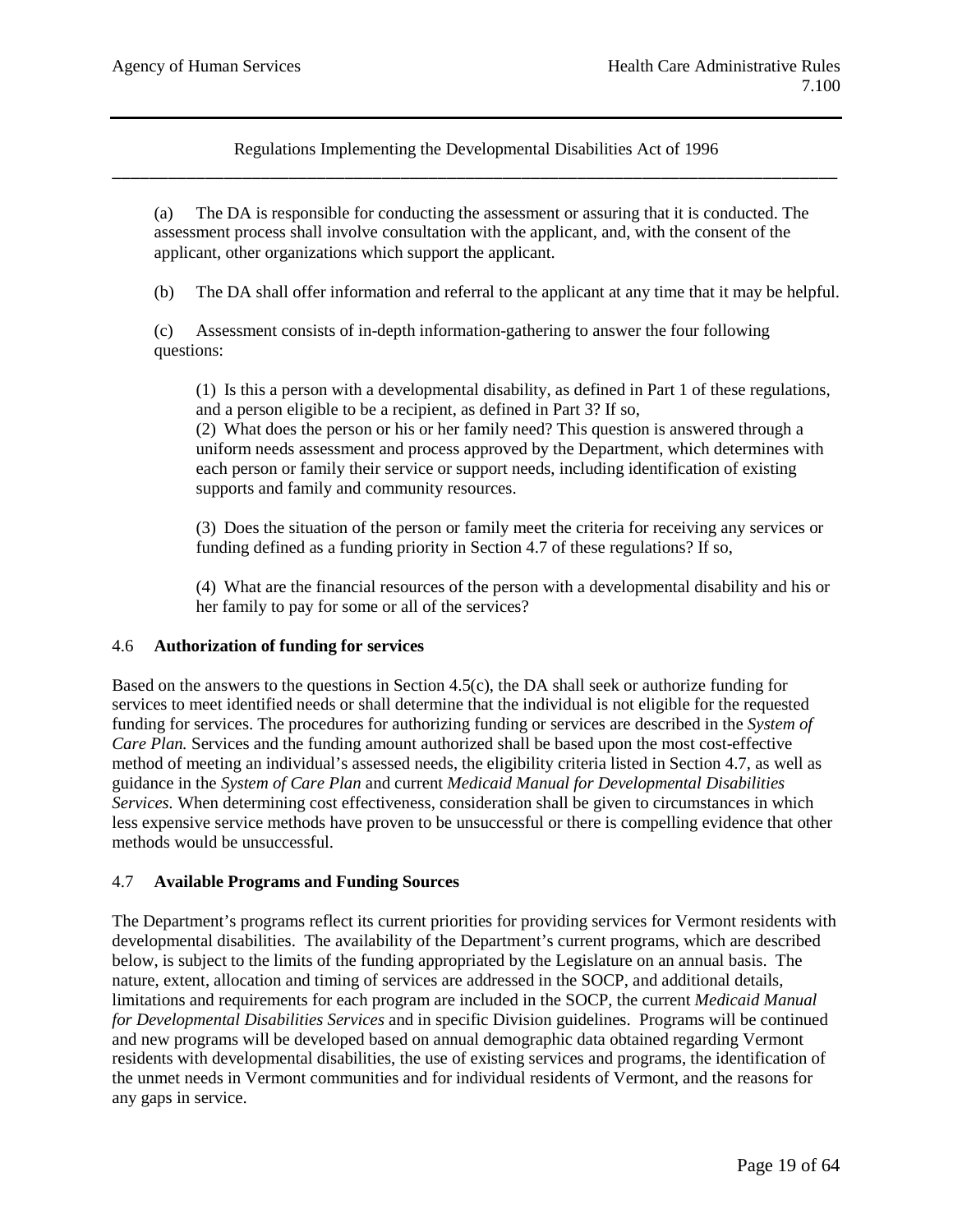(a) The DA is responsible for conducting the assessment or assuring that it is conducted. The assessment process shall involve consultation with the applicant, and, with the consent of the applicant, other organizations which support the applicant.

(b) The DA shall offer information and referral to the applicant at any time that it may be helpful.

(c) Assessment consists of in-depth information-gathering to answer the four following questions:

(1) Is this a person with a developmental disability, as defined in Part 1 of these regulations, and a person eligible to be a recipient, as defined in Part 3? If so,
(2) What does the person or his or her family need? This question is answered through a uniform needs assessment and process approved by the Department, which determines with each person or family their service or support needs, including identification of existing supports and family and community resources.

(3) Does the situation of the person or family meet the criteria for receiving any services or funding defined as a funding priority in Section 4.7 of these regulations? If so,

(4) What are the financial resources of the person with a developmental disability and his or her family to pay for some or all of the services?

## 4.6 **Authorization of funding for services**

Based on the answers to the questions in Section 4.5(c), the DA shall seek or authorize funding for services to meet identified needs or shall determine that the individual is not eligible for the requested funding for services. The procedures for authorizing funding or services are described in the *System of Care Plan.* Services and the funding amount authorized shall be based upon the most cost-effective method of meeting an individual's assessed needs, the eligibility criteria listed in Section 4.7, as well as guidance in the *System of Care Plan* and current *Medicaid Manual for Developmental Disabilities Services.* When determining cost effectiveness, consideration shall be given to circumstances in which less expensive service methods have proven to be unsuccessful or there is compelling evidence that other methods would be unsuccessful.

## 4.7 **Available Programs and Funding Sources**

The Department's programs reflect its current priorities for providing services for Vermont residents with developmental disabilities. The availability of the Department's current programs, which are described below, is subject to the limits of the funding appropriated by the Legislature on an annual basis. The nature, extent, allocation and timing of services are addressed in the SOCP, and additional details, limitations and requirements for each program are included in the SOCP, the current *Medicaid Manual for Developmental Disabilities Services* and in specific Division guidelines. Programs will be continued and new programs will be developed based on annual demographic data obtained regarding Vermont residents with developmental disabilities, the use of existing services and programs, the identification of the unmet needs in Vermont communities and for individual residents of Vermont, and the reasons for any gaps in service.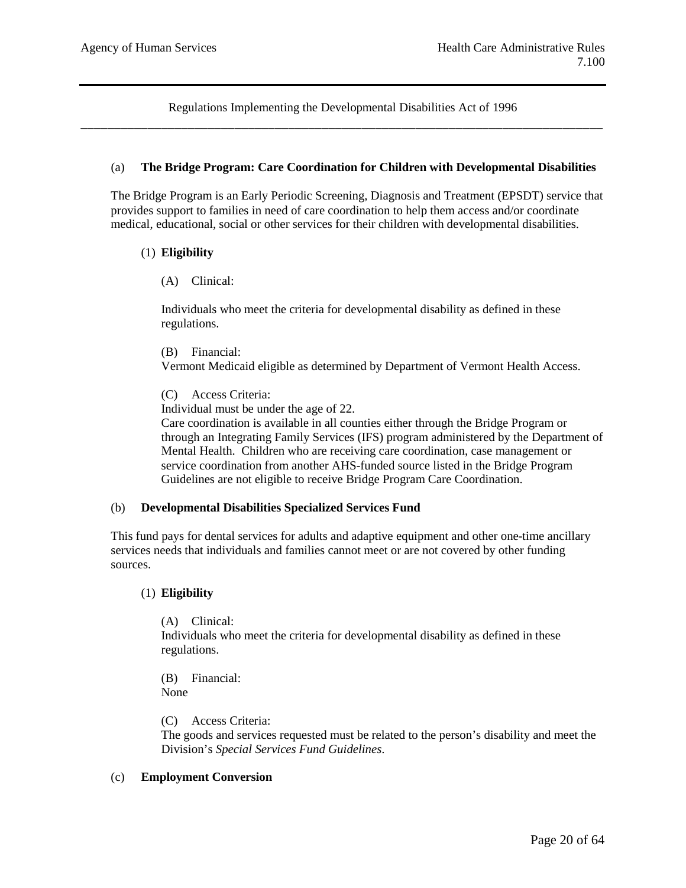Regulations Implementing the Developmental Disabilities Act of 1996

(a) **The Bridge Program: Care Coordination for Children with Developmental Disabilities**

The Bridge Program is an Early Periodic Screening, Diagnosis and Treatment (EPSDT) service that provides support to families in need of care coordination to help them access and/or coordinate medical, educational, social or other services for their children with developmental disabilities.

(1) **Eligibility**

(A) Clinical:

Individuals who meet the criteria for developmental disability as defined in these regulations.

(B) Financial:
Vermont Medicaid eligible as determined by Department of Vermont Health Access.

(C) Access Criteria:
Individual must be under the age of 22.
Care coordination is available in all counties either through the Bridge Program or through an Integrating Family Services (IFS) program administered by the Department of Mental Health. Children who are receiving care coordination, case management or service coordination from another AHS-funded source listed in the Bridge Program Guidelines are not eligible to receive Bridge Program Care Coordination.

(b) **Developmental Disabilities Specialized Services Fund**

This fund pays for dental services for adults and adaptive equipment and other one-time ancillary services needs that individuals and families cannot meet or are not covered by other funding sources.

(1) **Eligibility**

(A) Clinical:
Individuals who meet the criteria for developmental disability as defined in these regulations.

(B) Financial:
None

(C) Access Criteria:
The goods and services requested must be related to the person's disability and meet the Division's *Special Services Fund Guidelines*.

(c) **Employment Conversion**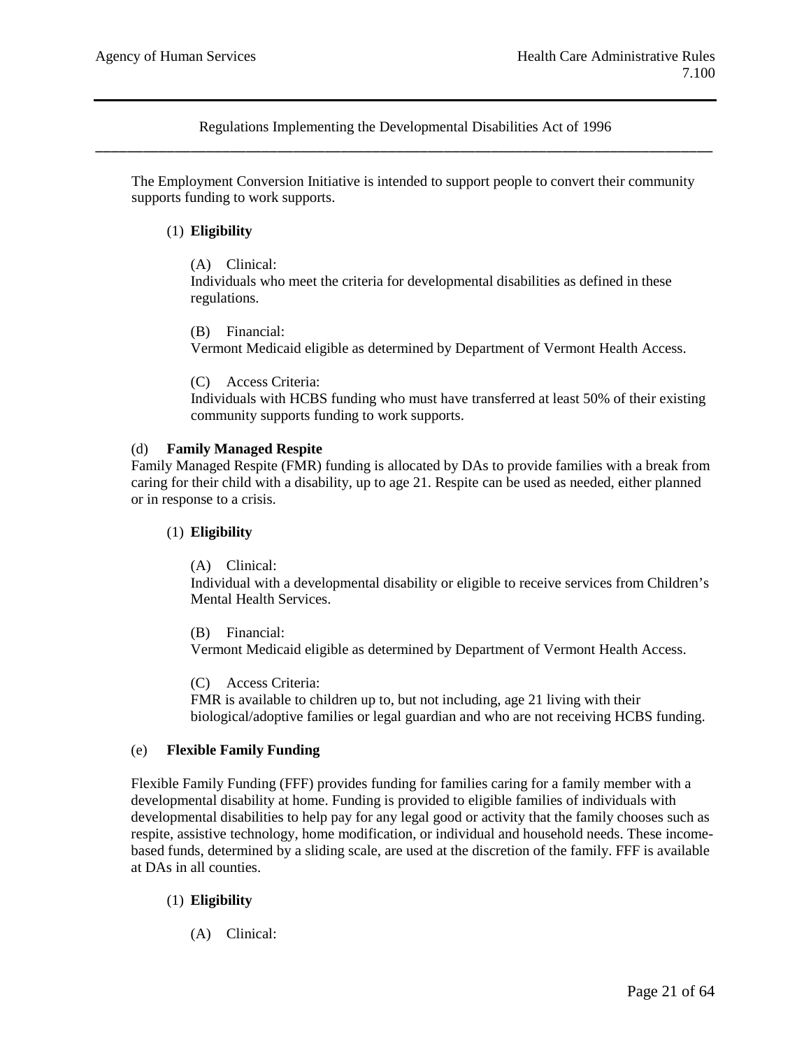The Employment Conversion Initiative is intended to support people to convert their community supports funding to work supports.

(1) **Eligibility**

(A) Clinical:
Individuals who meet the criteria for developmental disabilities as defined in these regulations.

(B) Financial:
Vermont Medicaid eligible as determined by Department of Vermont Health Access.

(C) Access Criteria:
Individuals with HCBS funding who must have transferred at least 50% of their existing community supports funding to work supports.

(d) **Family Managed Respite**

Family Managed Respite (FMR) funding is allocated by DAs to provide families with a break from caring for their child with a disability, up to age 21. Respite can be used as needed, either planned or in response to a crisis.

(1) **Eligibility**

(A) Clinical:
Individual with a developmental disability or eligible to receive services from Children's Mental Health Services.

(B) Financial:
Vermont Medicaid eligible as determined by Department of Vermont Health Access.

(C) Access Criteria:
FMR is available to children up to, but not including, age 21 living with their biological/adoptive families or legal guardian and who are not receiving HCBS funding.

(e) **Flexible Family Funding**

Flexible Family Funding (FFF) provides funding for families caring for a family member with a developmental disability at home. Funding is provided to eligible families of individuals with developmental disabilities to help pay for any legal good or activity that the family chooses such as respite, assistive technology, home modification, or individual and household needs. These income-based funds, determined by a sliding scale, are used at the discretion of the family. FFF is available at DAs in all counties.

(1) **Eligibility**

(A) Clinical: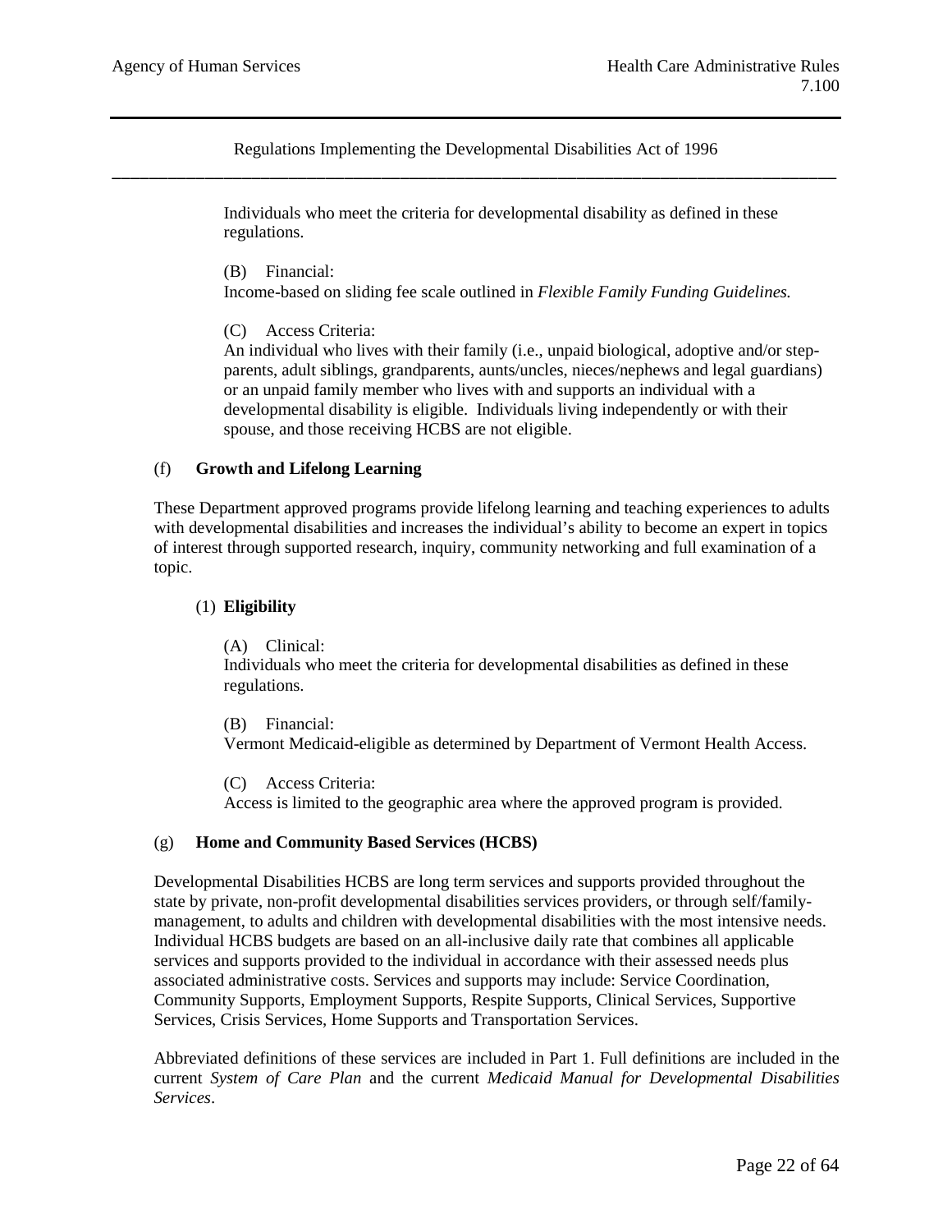Individuals who meet the criteria for developmental disability as defined in these regulations.

(B) Financial:
Income-based on sliding fee scale outlined in *Flexible Family Funding Guidelines.*

(C) Access Criteria:
An individual who lives with their family (i.e., unpaid biological, adoptive and/or step-parents, adult siblings, grandparents, aunts/uncles, nieces/nephews and legal guardians) or an unpaid family member who lives with and supports an individual with a developmental disability is eligible. Individuals living independently or with their spouse, and those receiving HCBS are not eligible.

(f) **Growth and Lifelong Learning**

These Department approved programs provide lifelong learning and teaching experiences to adults with developmental disabilities and increases the individual's ability to become an expert in topics of interest through supported research, inquiry, community networking and full examination of a topic.

(1) **Eligibility**

(A) Clinical:
Individuals who meet the criteria for developmental disabilities as defined in these regulations.

(B) Financial:
Vermont Medicaid-eligible as determined by Department of Vermont Health Access.

(C) Access Criteria:
Access is limited to the geographic area where the approved program is provided.

(g) **Home and Community Based Services (HCBS)**

Developmental Disabilities HCBS are long term services and supports provided throughout the state by private, non-profit developmental disabilities services providers, or through self/family-management, to adults and children with developmental disabilities with the most intensive needs. Individual HCBS budgets are based on an all-inclusive daily rate that combines all applicable services and supports provided to the individual in accordance with their assessed needs plus associated administrative costs. Services and supports may include: Service Coordination, Community Supports, Employment Supports, Respite Supports, Clinical Services, Supportive Services, Crisis Services, Home Supports and Transportation Services.

Abbreviated definitions of these services are included in Part 1. Full definitions are included in the current *System of Care Plan* and the current *Medicaid Manual for Developmental Disabilities Services*.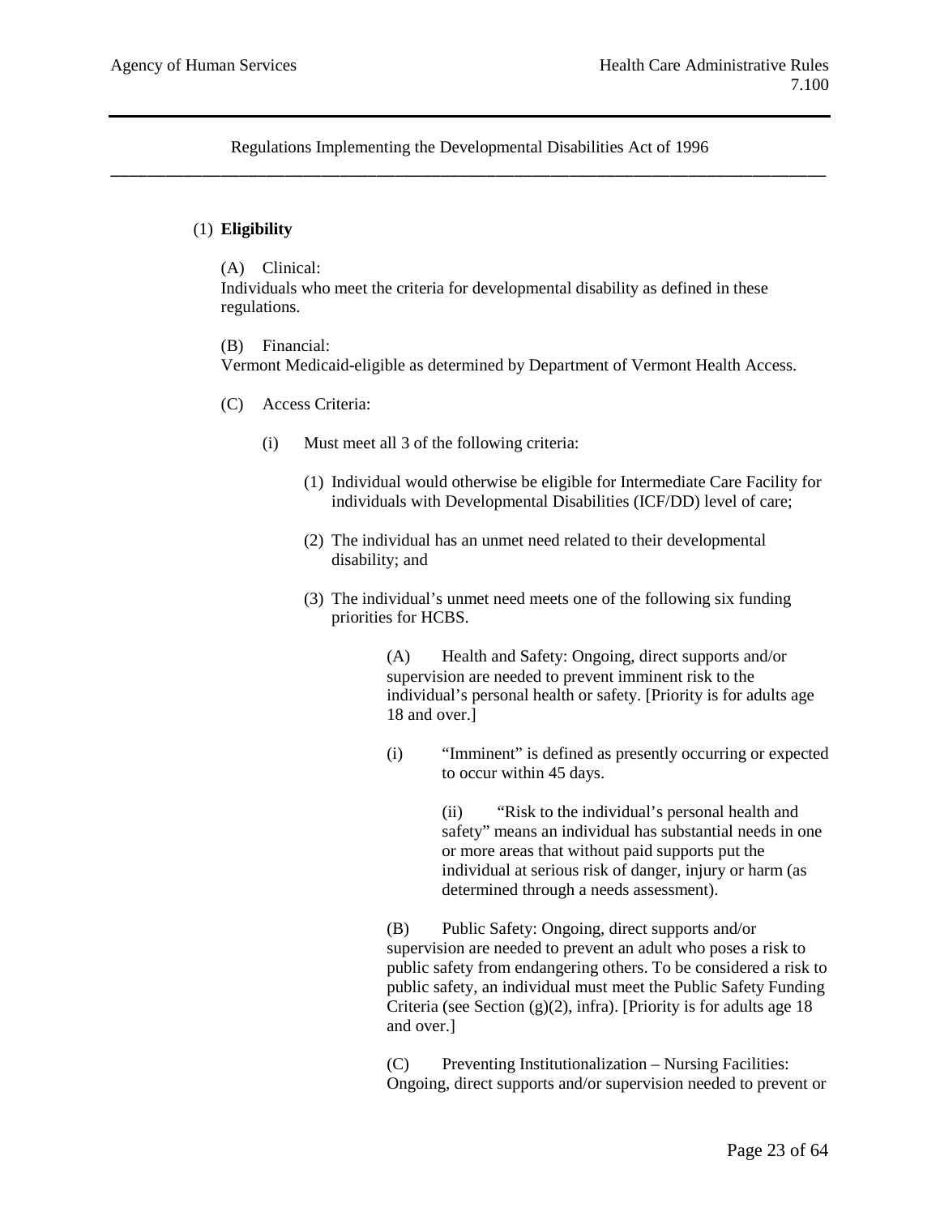Regulations Implementing the Developmental Disabilities Act of 1996

(1) **Eligibility**

(A) Clinical:
Individuals who meet the criteria for developmental disability as defined in these regulations.

(B) Financial:
Vermont Medicaid-eligible as determined by Department of Vermont Health Access.

(C) Access Criteria:

(i) Must meet all 3 of the following criteria:

(1) Individual would otherwise be eligible for Intermediate Care Facility for individuals with Developmental Disabilities (ICF/DD) level of care;

(2) The individual has an unmet need related to their developmental disability; and

(3) The individual's unmet need meets one of the following six funding priorities for HCBS.

(A) Health and Safety: Ongoing, direct supports and/or supervision are needed to prevent imminent risk to the individual's personal health or safety. [Priority is for adults age 18 and over.]

(i) "Imminent" is defined as presently occurring or expected to occur within 45 days.

(ii) "Risk to the individual's personal health and safety" means an individual has substantial needs in one or more areas that without paid supports put the individual at serious risk of danger, injury or harm (as determined through a needs assessment).

(B) Public Safety: Ongoing, direct supports and/or supervision are needed to prevent an adult who poses a risk to public safety from endangering others. To be considered a risk to public safety, an individual must meet the Public Safety Funding Criteria (see Section (g)(2), infra). [Priority is for adults age 18 and over.]

(C) Preventing Institutionalization – Nursing Facilities: Ongoing, direct supports and/or supervision needed to prevent or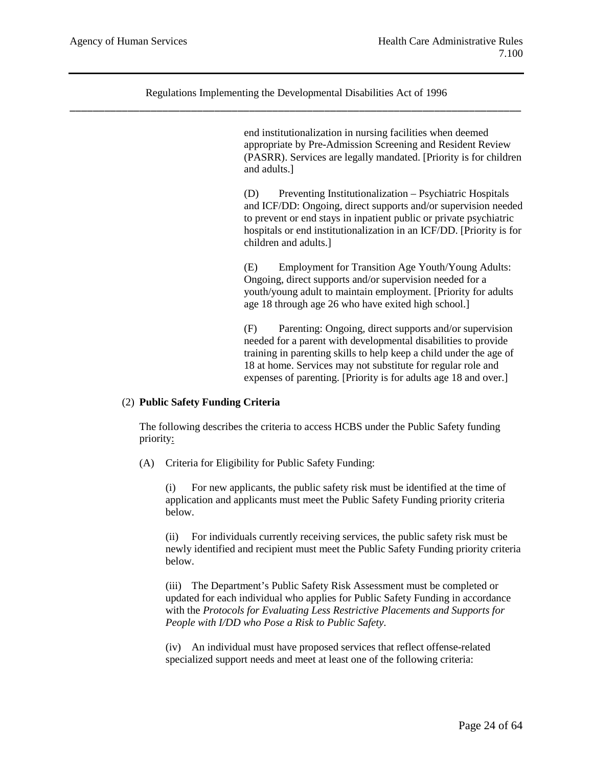end institutionalization in nursing facilities when deemed appropriate by Pre-Admission Screening and Resident Review (PASRR). Services are legally mandated. [Priority is for children and adults.]

(D) Preventing Institutionalization – Psychiatric Hospitals and ICF/DD: Ongoing, direct supports and/or supervision needed to prevent or end stays in inpatient public or private psychiatric hospitals or end institutionalization in an ICF/DD. [Priority is for children and adults.]

(E) Employment for Transition Age Youth/Young Adults: Ongoing, direct supports and/or supervision needed for a youth/young adult to maintain employment. [Priority for adults age 18 through age 26 who have exited high school.]

(F) Parenting: Ongoing, direct supports and/or supervision needed for a parent with developmental disabilities to provide training in parenting skills to help keep a child under the age of 18 at home. Services may not substitute for regular role and expenses of parenting. [Priority is for adults age 18 and over.]

(2) **Public Safety Funding Criteria**

The following describes the criteria to access HCBS under the Public Safety funding priority:

(A) Criteria for Eligibility for Public Safety Funding:

(i) For new applicants, the public safety risk must be identified at the time of application and applicants must meet the Public Safety Funding priority criteria below.

(ii) For individuals currently receiving services, the public safety risk must be newly identified and recipient must meet the Public Safety Funding priority criteria below.

(iii) The Department's Public Safety Risk Assessment must be completed or updated for each individual who applies for Public Safety Funding in accordance with the *Protocols for Evaluating Less Restrictive Placements and Supports for People with I/DD who Pose a Risk to Public Safety*.

(iv) An individual must have proposed services that reflect offense-related specialized support needs and meet at least one of the following criteria: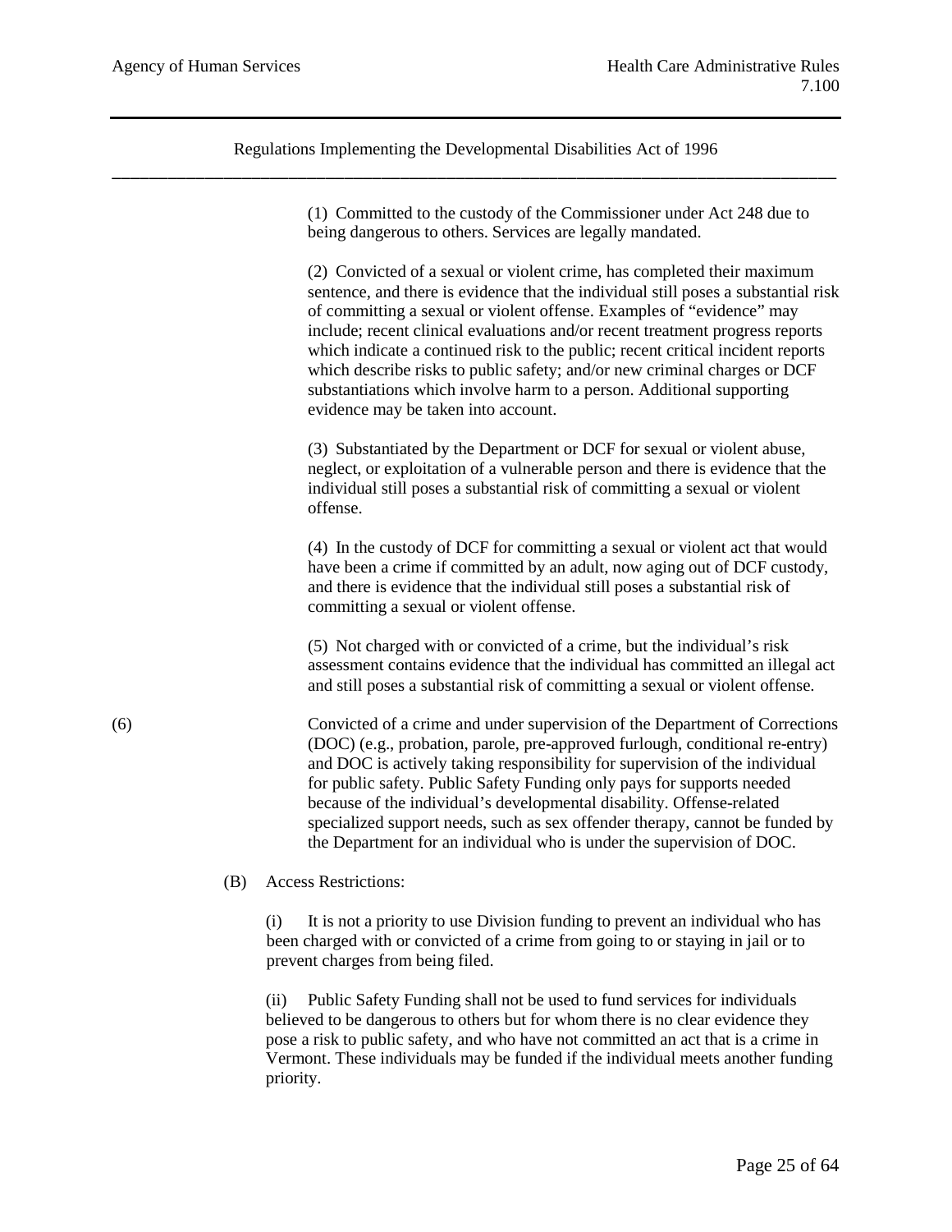(1) Committed to the custody of the Commissioner under Act 248 due to being dangerous to others. Services are legally mandated.

(2) Convicted of a sexual or violent crime, has completed their maximum sentence, and there is evidence that the individual still poses a substantial risk of committing a sexual or violent offense. Examples of "evidence" may include; recent clinical evaluations and/or recent treatment progress reports which indicate a continued risk to the public; recent critical incident reports which describe risks to public safety; and/or new criminal charges or DCF substantiations which involve harm to a person. Additional supporting evidence may be taken into account.

(3) Substantiated by the Department or DCF for sexual or violent abuse, neglect, or exploitation of a vulnerable person and there is evidence that the individual still poses a substantial risk of committing a sexual or violent offense.

(4) In the custody of DCF for committing a sexual or violent act that would have been a crime if committed by an adult, now aging out of DCF custody, and there is evidence that the individual still poses a substantial risk of committing a sexual or violent offense.

(5) Not charged with or convicted of a crime, but the individual's risk assessment contains evidence that the individual has committed an illegal act and still poses a substantial risk of committing a sexual or violent offense.

(6) Convicted of a crime and under supervision of the Department of Corrections (DOC) (e.g., probation, parole, pre-approved furlough, conditional re-entry) and DOC is actively taking responsibility for supervision of the individual for public safety. Public Safety Funding only pays for supports needed because of the individual's developmental disability. Offense-related specialized support needs, such as sex offender therapy, cannot be funded by the Department for an individual who is under the supervision of DOC.

(B) Access Restrictions:

(i) It is not a priority to use Division funding to prevent an individual who has been charged with or convicted of a crime from going to or staying in jail or to prevent charges from being filed.

(ii) Public Safety Funding shall not be used to fund services for individuals believed to be dangerous to others but for whom there is no clear evidence they pose a risk to public safety, and who have not committed an act that is a crime in Vermont. These individuals may be funded if the individual meets another funding priority.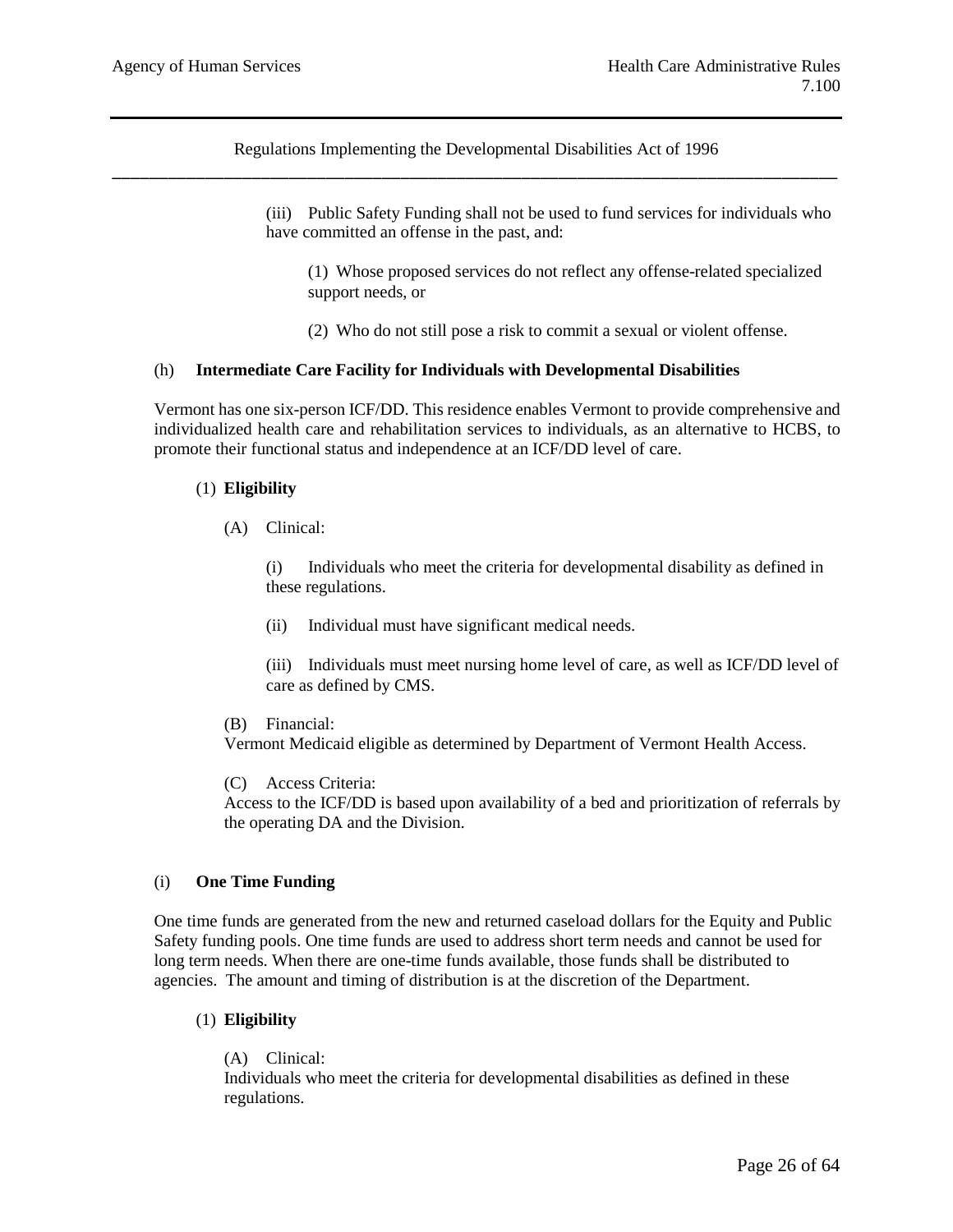(iii) Public Safety Funding shall not be used to fund services for individuals who have committed an offense in the past, and:

(1) Whose proposed services do not reflect any offense-related specialized support needs, or

(2) Who do not still pose a risk to commit a sexual or violent offense.

(h) **Intermediate Care Facility for Individuals with Developmental Disabilities**

Vermont has one six-person ICF/DD. This residence enables Vermont to provide comprehensive and individualized health care and rehabilitation services to individuals, as an alternative to HCBS, to promote their functional status and independence at an ICF/DD level of care.

(1) **Eligibility**

(A) Clinical:

(i) Individuals who meet the criteria for developmental disability as defined in these regulations.

(ii) Individual must have significant medical needs.

(iii) Individuals must meet nursing home level of care, as well as ICF/DD level of care as defined by CMS.

(B) Financial:
Vermont Medicaid eligible as determined by Department of Vermont Health Access.

(C) Access Criteria:
Access to the ICF/DD is based upon availability of a bed and prioritization of referrals by the operating DA and the Division.

(i) **One Time Funding**

One time funds are generated from the new and returned caseload dollars for the Equity and Public Safety funding pools. One time funds are used to address short term needs and cannot be used for long term needs. When there are one-time funds available, those funds shall be distributed to agencies. The amount and timing of distribution is at the discretion of the Department.

(1) **Eligibility**

(A) Clinical:
Individuals who meet the criteria for developmental disabilities as defined in these regulations.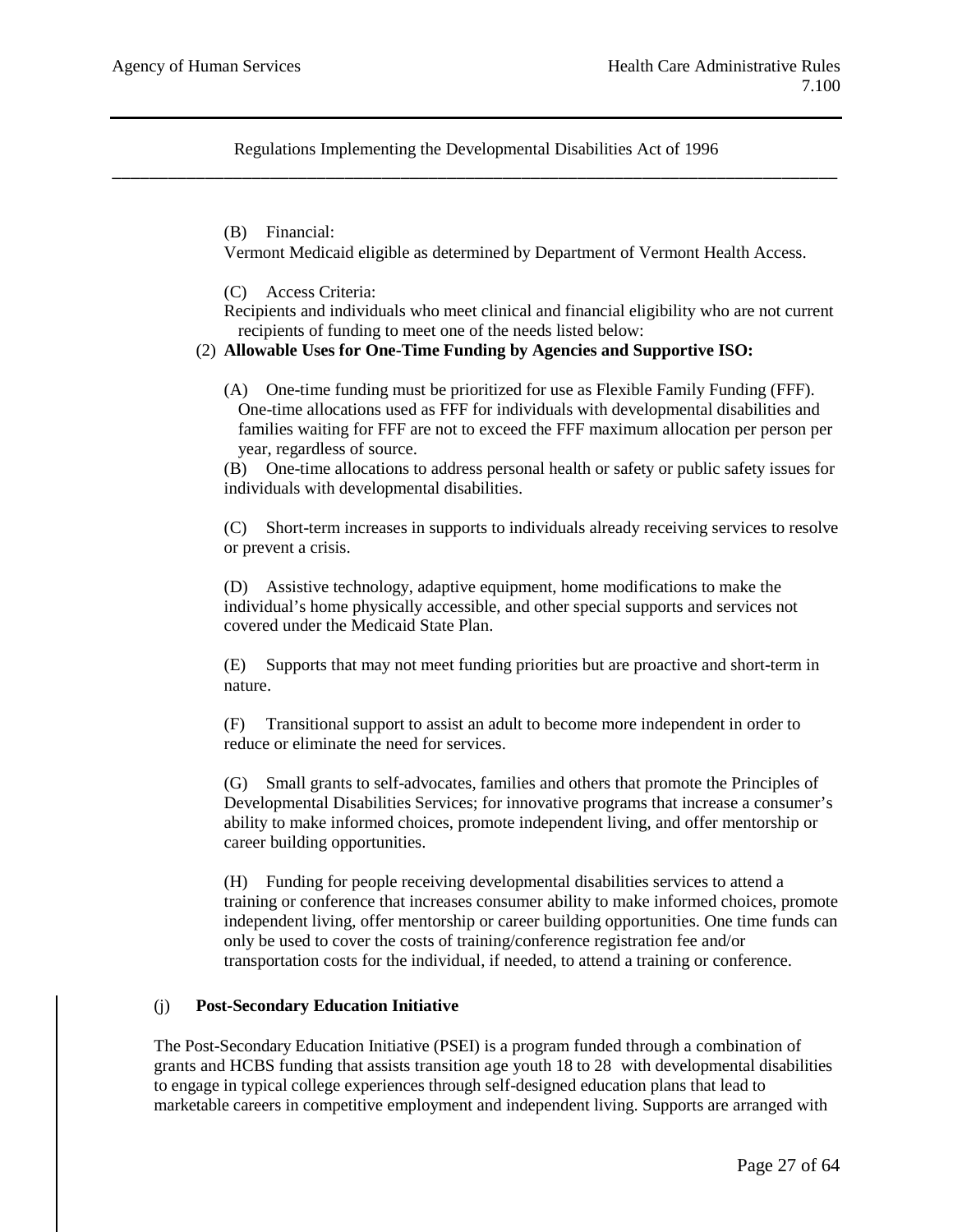(B) Financial:

Vermont Medicaid eligible as determined by Department of Vermont Health Access.

(C) Access Criteria:

Recipients and individuals who meet clinical and financial eligibility who are not current recipients of funding to meet one of the needs listed below:

(2) **Allowable Uses for One-Time Funding by Agencies and Supportive ISO:**

(A) One-time funding must be prioritized for use as Flexible Family Funding (FFF). One-time allocations used as FFF for individuals with developmental disabilities and families waiting for FFF are not to exceed the FFF maximum allocation per person per year, regardless of source.

(B) One-time allocations to address personal health or safety or public safety issues for individuals with developmental disabilities.

(C) Short-term increases in supports to individuals already receiving services to resolve or prevent a crisis.

(D) Assistive technology, adaptive equipment, home modifications to make the individual's home physically accessible, and other special supports and services not covered under the Medicaid State Plan.

(E) Supports that may not meet funding priorities but are proactive and short-term in nature.

(F) Transitional support to assist an adult to become more independent in order to reduce or eliminate the need for services.

(G) Small grants to self-advocates, families and others that promote the Principles of Developmental Disabilities Services; for innovative programs that increase a consumer's ability to make informed choices, promote independent living, and offer mentorship or career building opportunities.

(H) Funding for people receiving developmental disabilities services to attend a training or conference that increases consumer ability to make informed choices, promote independent living, offer mentorship or career building opportunities. One time funds can only be used to cover the costs of training/conference registration fee and/or transportation costs for the individual, if needed, to attend a training or conference.

(j) **Post-Secondary Education Initiative**

The Post-Secondary Education Initiative (PSEI) is a program funded through a combination of grants and HCBS funding that assists transition age youth 18 to 28 with developmental disabilities to engage in typical college experiences through self-designed education plans that lead to marketable careers in competitive employment and independent living. Supports are arranged with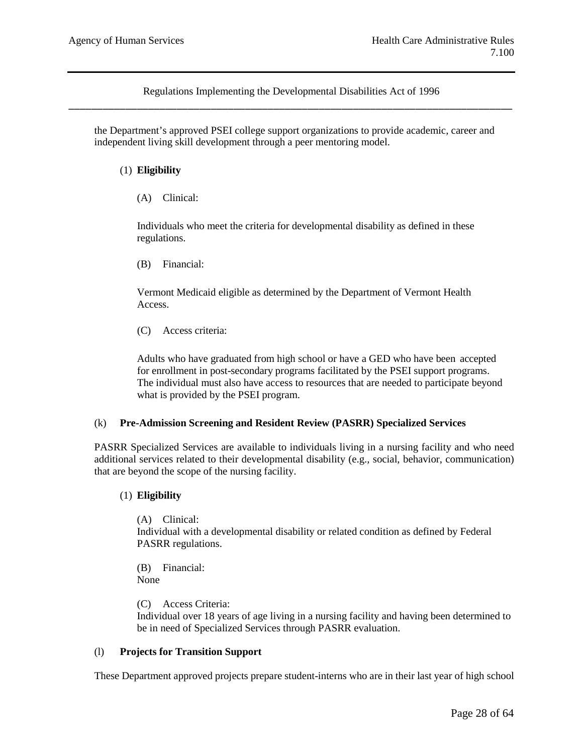the Department's approved PSEI college support organizations to provide academic, career and independent living skill development through a peer mentoring model.

(1) **Eligibility**

(A) Clinical:

Individuals who meet the criteria for developmental disability as defined in these regulations.

(B) Financial:

Vermont Medicaid eligible as determined by the Department of Vermont Health Access.

(C) Access criteria:

Adults who have graduated from high school or have a GED who have been accepted for enrollment in post-secondary programs facilitated by the PSEI support programs. The individual must also have access to resources that are needed to participate beyond what is provided by the PSEI program.

(k) **Pre-Admission Screening and Resident Review (PASRR) Specialized Services**

PASRR Specialized Services are available to individuals living in a nursing facility and who need additional services related to their developmental disability (e.g., social, behavior, communication) that are beyond the scope of the nursing facility.

(1) **Eligibility**

(A) Clinical:
Individual with a developmental disability or related condition as defined by Federal PASRR regulations.

(B) Financial:
None

(C) Access Criteria:
Individual over 18 years of age living in a nursing facility and having been determined to be in need of Specialized Services through PASRR evaluation.

(l) **Projects for Transition Support**

These Department approved projects prepare student-interns who are in their last year of high school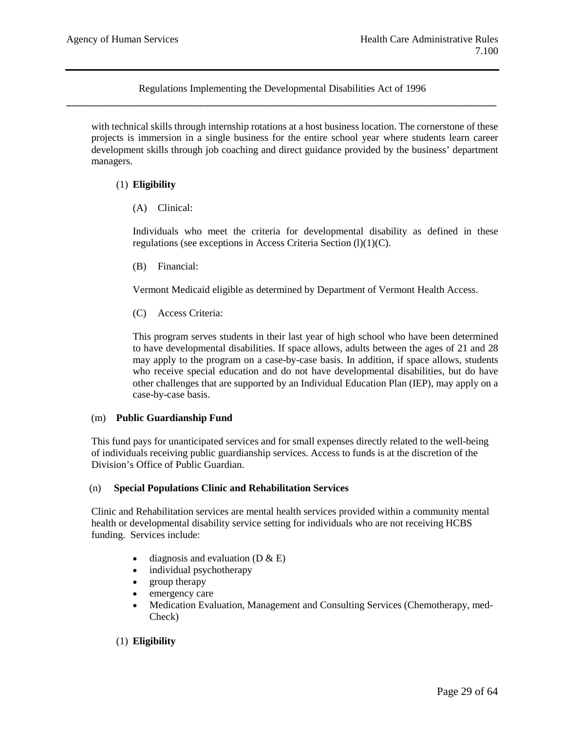with technical skills through internship rotations at a host business location. The cornerstone of these projects is immersion in a single business for the entire school year where students learn career development skills through job coaching and direct guidance provided by the business' department managers.

(1) **Eligibility**

(A) Clinical:

Individuals who meet the criteria for developmental disability as defined in these regulations (see exceptions in Access Criteria Section (l)(1)(C).

(B) Financial:

Vermont Medicaid eligible as determined by Department of Vermont Health Access.

(C) Access Criteria:

This program serves students in their last year of high school who have been determined to have developmental disabilities. If space allows, adults between the ages of 21 and 28 may apply to the program on a case-by-case basis. In addition, if space allows, students who receive special education and do not have developmental disabilities, but do have other challenges that are supported by an Individual Education Plan (IEP), may apply on a case-by-case basis.

(m) **Public Guardianship Fund**

This fund pays for unanticipated services and for small expenses directly related to the well-being of individuals receiving public guardianship services. Access to funds is at the discretion of the Division's Office of Public Guardian.

(n) **Special Populations Clinic and Rehabilitation Services**

Clinic and Rehabilitation services are mental health services provided within a community mental health or developmental disability service setting for individuals who are not receiving HCBS funding. Services include:

- diagnosis and evaluation (D & E)
- individual psychotherapy
- group therapy
- emergency care
- Medication Evaluation, Management and Consulting Services (Chemotherapy, med-Check)

(1) **Eligibility**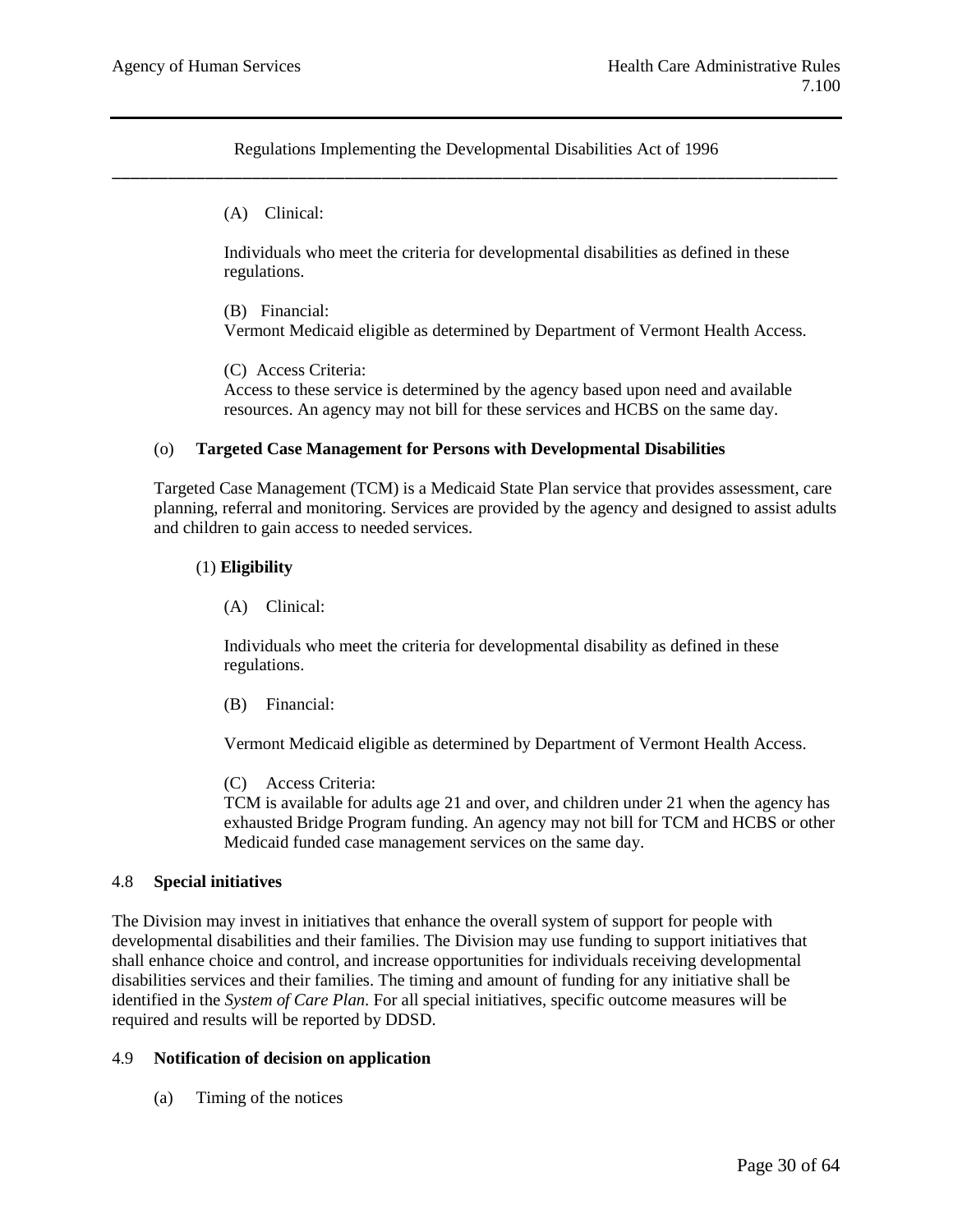(A) Clinical:

Individuals who meet the criteria for developmental disabilities as defined in these regulations.

(B) Financial:
Vermont Medicaid eligible as determined by Department of Vermont Health Access.

(C) Access Criteria:
Access to these service is determined by the agency based upon need and available resources. An agency may not bill for these services and HCBS on the same day.

(o) **Targeted Case Management for Persons with Developmental Disabilities**

Targeted Case Management (TCM) is a Medicaid State Plan service that provides assessment, care planning, referral and monitoring. Services are provided by the agency and designed to assist adults and children to gain access to needed services.

(1) **Eligibility**

(A) Clinical:

Individuals who meet the criteria for developmental disability as defined in these regulations.

(B) Financial:

Vermont Medicaid eligible as determined by Department of Vermont Health Access.

(C) Access Criteria:
TCM is available for adults age 21 and over, and children under 21 when the agency has exhausted Bridge Program funding. An agency may not bill for TCM and HCBS or other Medicaid funded case management services on the same day.

4.8 **Special initiatives**

The Division may invest in initiatives that enhance the overall system of support for people with developmental disabilities and their families. The Division may use funding to support initiatives that shall enhance choice and control, and increase opportunities for individuals receiving developmental disabilities services and their families. The timing and amount of funding for any initiative shall be identified in the *System of Care Plan*. For all special initiatives, specific outcome measures will be required and results will be reported by DDSD.

4.9 **Notification of decision on application**

(a) Timing of the notices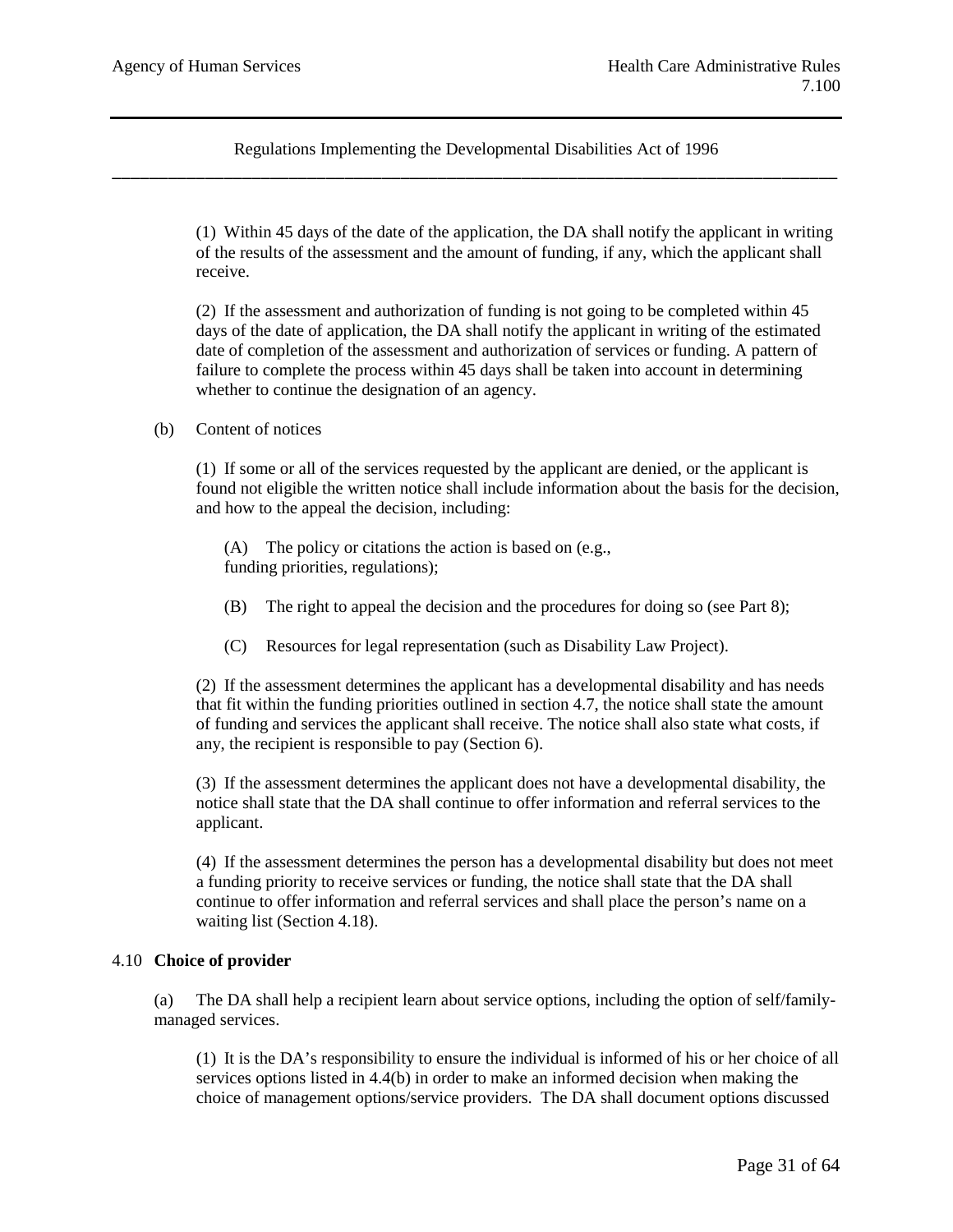(1) Within 45 days of the date of the application, the DA shall notify the applicant in writing of the results of the assessment and the amount of funding, if any, which the applicant shall receive.

(2) If the assessment and authorization of funding is not going to be completed within 45 days of the date of application, the DA shall notify the applicant in writing of the estimated date of completion of the assessment and authorization of services or funding. A pattern of failure to complete the process within 45 days shall be taken into account in determining whether to continue the designation of an agency.

(b) Content of notices

(1) If some or all of the services requested by the applicant are denied, or the applicant is found not eligible the written notice shall include information about the basis for the decision, and how to the appeal the decision, including:

(A) The policy or citations the action is based on (e.g., funding priorities, regulations);

(B) The right to appeal the decision and the procedures for doing so (see Part 8);

(C) Resources for legal representation (such as Disability Law Project).

(2) If the assessment determines the applicant has a developmental disability and has needs that fit within the funding priorities outlined in section 4.7, the notice shall state the amount of funding and services the applicant shall receive. The notice shall also state what costs, if any, the recipient is responsible to pay (Section 6).

(3) If the assessment determines the applicant does not have a developmental disability, the notice shall state that the DA shall continue to offer information and referral services to the applicant.

(4) If the assessment determines the person has a developmental disability but does not meet a funding priority to receive services or funding, the notice shall state that the DA shall continue to offer information and referral services and shall place the person's name on a waiting list (Section 4.18).

4.10 **Choice of provider**

(a) The DA shall help a recipient learn about service options, including the option of self/family-managed services.

(1) It is the DA's responsibility to ensure the individual is informed of his or her choice of all services options listed in 4.4(b) in order to make an informed decision when making the choice of management options/service providers. The DA shall document options discussed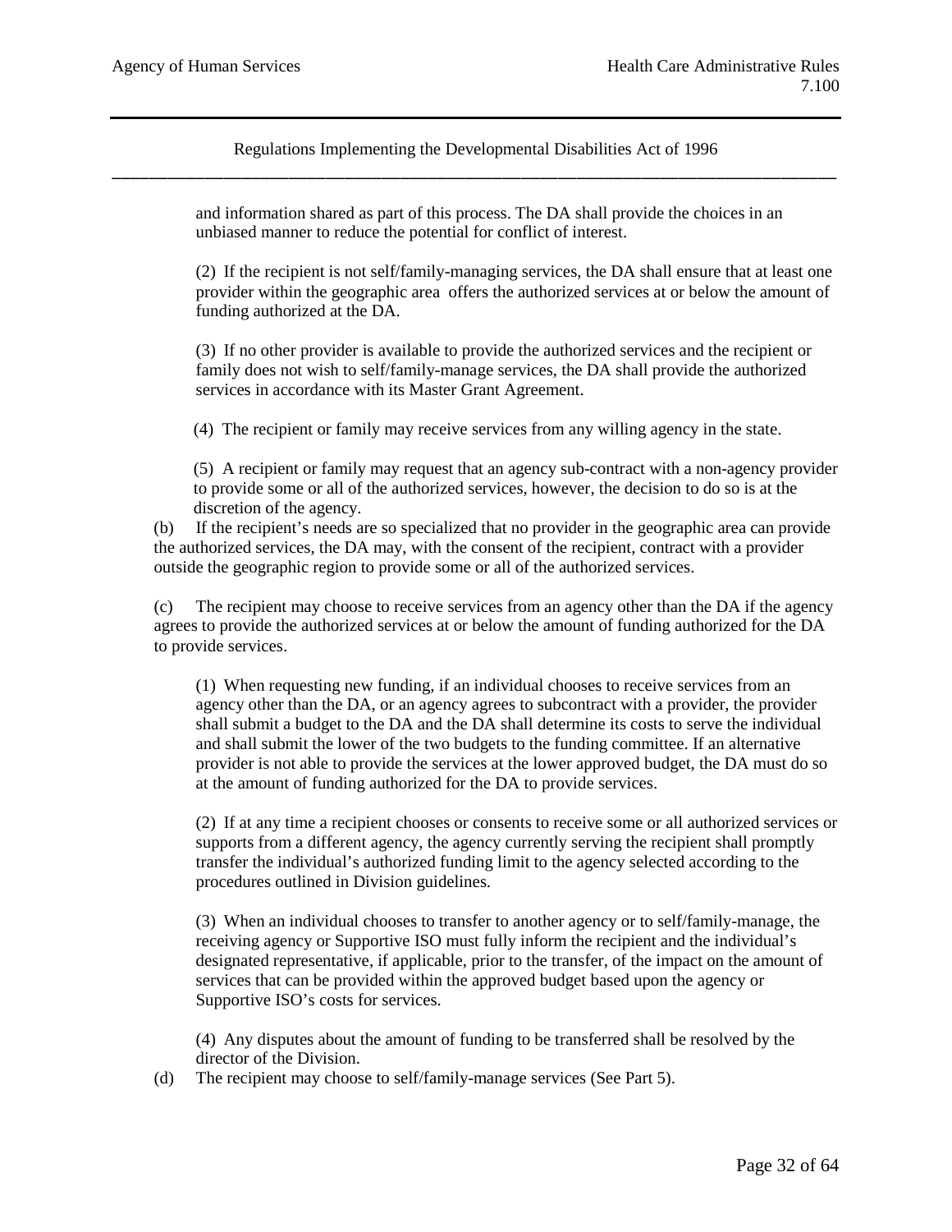and information shared as part of this process. The DA shall provide the choices in an unbiased manner to reduce the potential for conflict of interest.

(2) If the recipient is not self/family-managing services, the DA shall ensure that at least one provider within the geographic area offers the authorized services at or below the amount of funding authorized at the DA.

(3) If no other provider is available to provide the authorized services and the recipient or family does not wish to self/family-manage services, the DA shall provide the authorized services in accordance with its Master Grant Agreement.

(4) The recipient or family may receive services from any willing agency in the state.

(5) A recipient or family may request that an agency sub-contract with a non-agency provider to provide some or all of the authorized services, however, the decision to do so is at the discretion of the agency.

(b) If the recipient's needs are so specialized that no provider in the geographic area can provide the authorized services, the DA may, with the consent of the recipient, contract with a provider outside the geographic region to provide some or all of the authorized services.

(c) The recipient may choose to receive services from an agency other than the DA if the agency agrees to provide the authorized services at or below the amount of funding authorized for the DA to provide services.

(1) When requesting new funding, if an individual chooses to receive services from an agency other than the DA, or an agency agrees to subcontract with a provider, the provider shall submit a budget to the DA and the DA shall determine its costs to serve the individual and shall submit the lower of the two budgets to the funding committee. If an alternative provider is not able to provide the services at the lower approved budget, the DA must do so at the amount of funding authorized for the DA to provide services.

(2) If at any time a recipient chooses or consents to receive some or all authorized services or supports from a different agency, the agency currently serving the recipient shall promptly transfer the individual's authorized funding limit to the agency selected according to the procedures outlined in Division guidelines.

(3) When an individual chooses to transfer to another agency or to self/family-manage, the receiving agency or Supportive ISO must fully inform the recipient and the individual's designated representative, if applicable, prior to the transfer, of the impact on the amount of services that can be provided within the approved budget based upon the agency or Supportive ISO's costs for services.

(4) Any disputes about the amount of funding to be transferred shall be resolved by the director of the Division.

(d) The recipient may choose to self/family-manage services (See Part 5).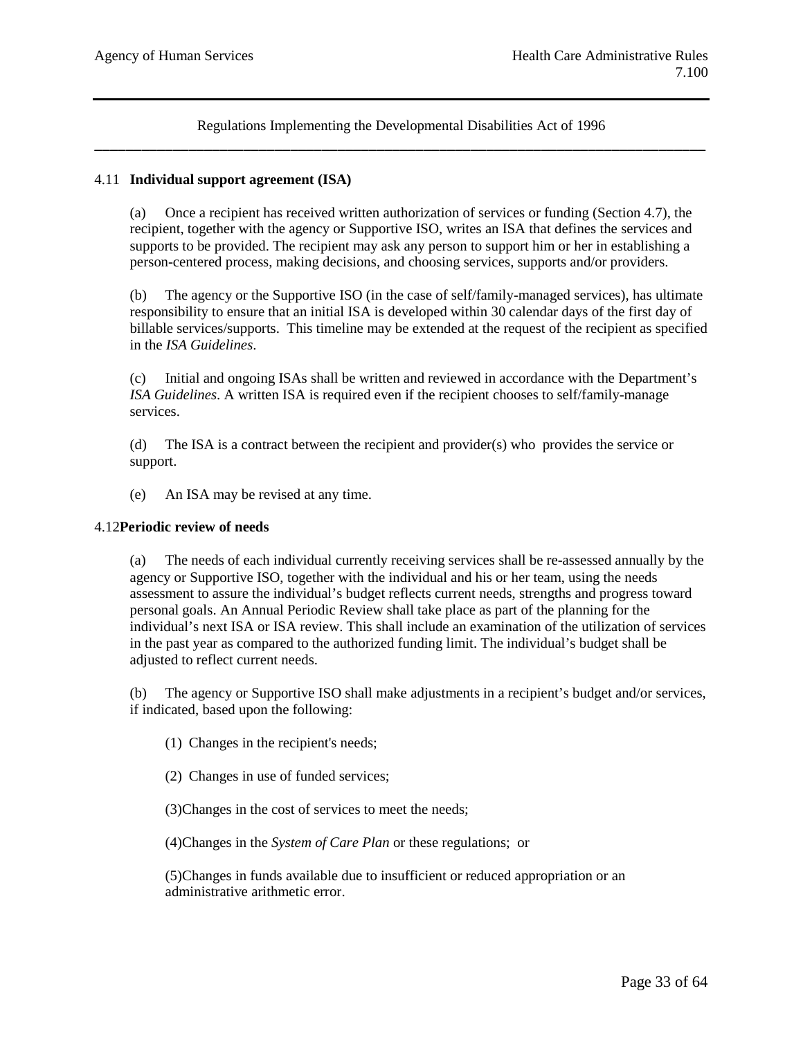### 4.11 Individual support agreement (ISA)

(a) Once a recipient has received written authorization of services or funding (Section 4.7), the recipient, together with the agency or Supportive ISO, writes an ISA that defines the services and supports to be provided. The recipient may ask any person to support him or her in establishing a person-centered process, making decisions, and choosing services, supports and/or providers.

(b) The agency or the Supportive ISO (in the case of self/family-managed services), has ultimate responsibility to ensure that an initial ISA is developed within 30 calendar days of the first day of billable services/supports. This timeline may be extended at the request of the recipient as specified in the *ISA Guidelines*.

(c) Initial and ongoing ISAs shall be written and reviewed in accordance with the Department's *ISA Guidelines*. A written ISA is required even if the recipient chooses to self/family-manage services.

(d) The ISA is a contract between the recipient and provider(s) who provides the service or support.

(e) An ISA may be revised at any time.

### 4.12 Periodic review of needs

(a) The needs of each individual currently receiving services shall be re-assessed annually by the agency or Supportive ISO, together with the individual and his or her team, using the needs assessment to assure the individual's budget reflects current needs, strengths and progress toward personal goals. An Annual Periodic Review shall take place as part of the planning for the individual's next ISA or ISA review. This shall include an examination of the utilization of services in the past year as compared to the authorized funding limit. The individual's budget shall be adjusted to reflect current needs.

(b) The agency or Supportive ISO shall make adjustments in a recipient's budget and/or services, if indicated, based upon the following:

(1) Changes in the recipient's needs;

(2) Changes in use of funded services;

(3) Changes in the cost of services to meet the needs;

(4) Changes in the *System of Care Plan* or these regulations; or

(5) Changes in funds available due to insufficient or reduced appropriation or an administrative arithmetic error.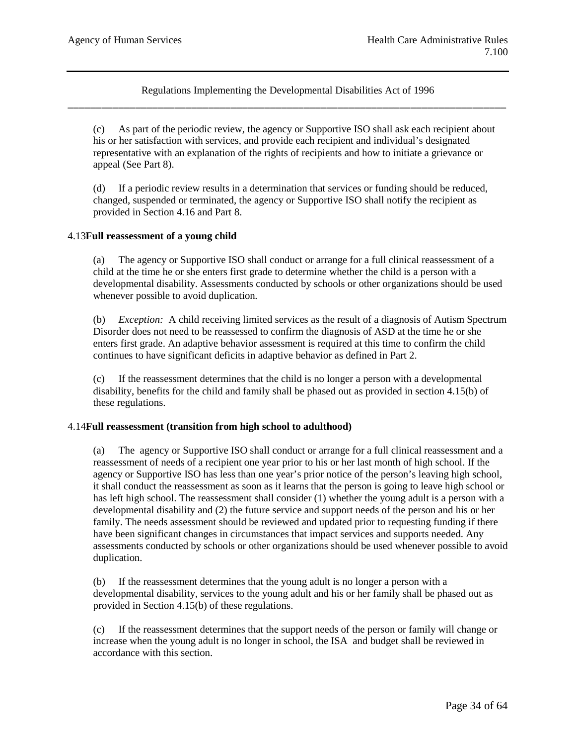(c) As part of the periodic review, the agency or Supportive ISO shall ask each recipient about his or her satisfaction with services, and provide each recipient and individual's designated representative with an explanation of the rights of recipients and how to initiate a grievance or appeal (See Part 8).

(d) If a periodic review results in a determination that services or funding should be reduced, changed, suspended or terminated, the agency or Supportive ISO shall notify the recipient as provided in Section 4.16 and Part 8.

### 4.13 **Full reassessment of a young child**

(a) The agency or Supportive ISO shall conduct or arrange for a full clinical reassessment of a child at the time he or she enters first grade to determine whether the child is a person with a developmental disability. Assessments conducted by schools or other organizations should be used whenever possible to avoid duplication.

(b) *Exception:* A child receiving limited services as the result of a diagnosis of Autism Spectrum Disorder does not need to be reassessed to confirm the diagnosis of ASD at the time he or she enters first grade. An adaptive behavior assessment is required at this time to confirm the child continues to have significant deficits in adaptive behavior as defined in Part 2.

(c) If the reassessment determines that the child is no longer a person with a developmental disability, benefits for the child and family shall be phased out as provided in section 4.15(b) of these regulations.

### 4.14 **Full reassessment (transition from high school to adulthood)**

(a) The agency or Supportive ISO shall conduct or arrange for a full clinical reassessment and a reassessment of needs of a recipient one year prior to his or her last month of high school. If the agency or Supportive ISO has less than one year's prior notice of the person's leaving high school, it shall conduct the reassessment as soon as it learns that the person is going to leave high school or has left high school. The reassessment shall consider (1) whether the young adult is a person with a developmental disability and (2) the future service and support needs of the person and his or her family. The needs assessment should be reviewed and updated prior to requesting funding if there have been significant changes in circumstances that impact services and supports needed. Any assessments conducted by schools or other organizations should be used whenever possible to avoid duplication.

(b) If the reassessment determines that the young adult is no longer a person with a developmental disability, services to the young adult and his or her family shall be phased out as provided in Section 4.15(b) of these regulations.

(c) If the reassessment determines that the support needs of the person or family will change or increase when the young adult is no longer in school, the ISA and budget shall be reviewed in accordance with this section.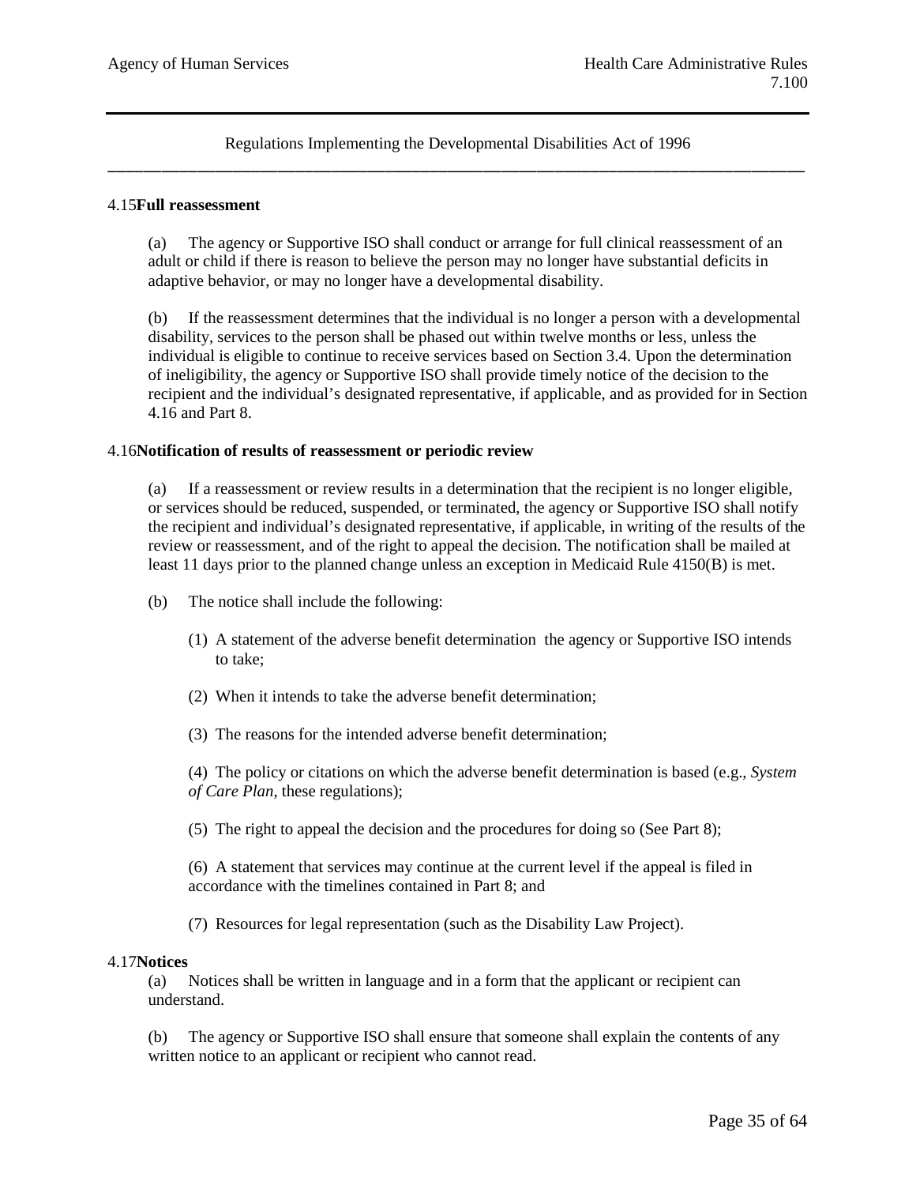### 4.15 Full reassessment

(a) The agency or Supportive ISO shall conduct or arrange for full clinical reassessment of an adult or child if there is reason to believe the person may no longer have substantial deficits in adaptive behavior, or may no longer have a developmental disability.

(b) If the reassessment determines that the individual is no longer a person with a developmental disability, services to the person shall be phased out within twelve months or less, unless the individual is eligible to continue to receive services based on Section 3.4. Upon the determination of ineligibility, the agency or Supportive ISO shall provide timely notice of the decision to the recipient and the individual's designated representative, if applicable, and as provided for in Section 4.16 and Part 8.

### 4.16 Notification of results of reassessment or periodic review

(a) If a reassessment or review results in a determination that the recipient is no longer eligible, or services should be reduced, suspended, or terminated, the agency or Supportive ISO shall notify the recipient and individual's designated representative, if applicable, in writing of the results of the review or reassessment, and of the right to appeal the decision. The notification shall be mailed at least 11 days prior to the planned change unless an exception in Medicaid Rule 4150(B) is met.

(b) The notice shall include the following:

(1) A statement of the adverse benefit determination the agency or Supportive ISO intends to take;

(2) When it intends to take the adverse benefit determination;

(3) The reasons for the intended adverse benefit determination;

(4) The policy or citations on which the adverse benefit determination is based (e.g., *System of Care Plan*, these regulations);

(5) The right to appeal the decision and the procedures for doing so (See Part 8);

(6) A statement that services may continue at the current level if the appeal is filed in accordance with the timelines contained in Part 8; and

(7) Resources for legal representation (such as the Disability Law Project).

### 4.17 Notices

(a) Notices shall be written in language and in a form that the applicant or recipient can understand.

(b) The agency or Supportive ISO shall ensure that someone shall explain the contents of any written notice to an applicant or recipient who cannot read.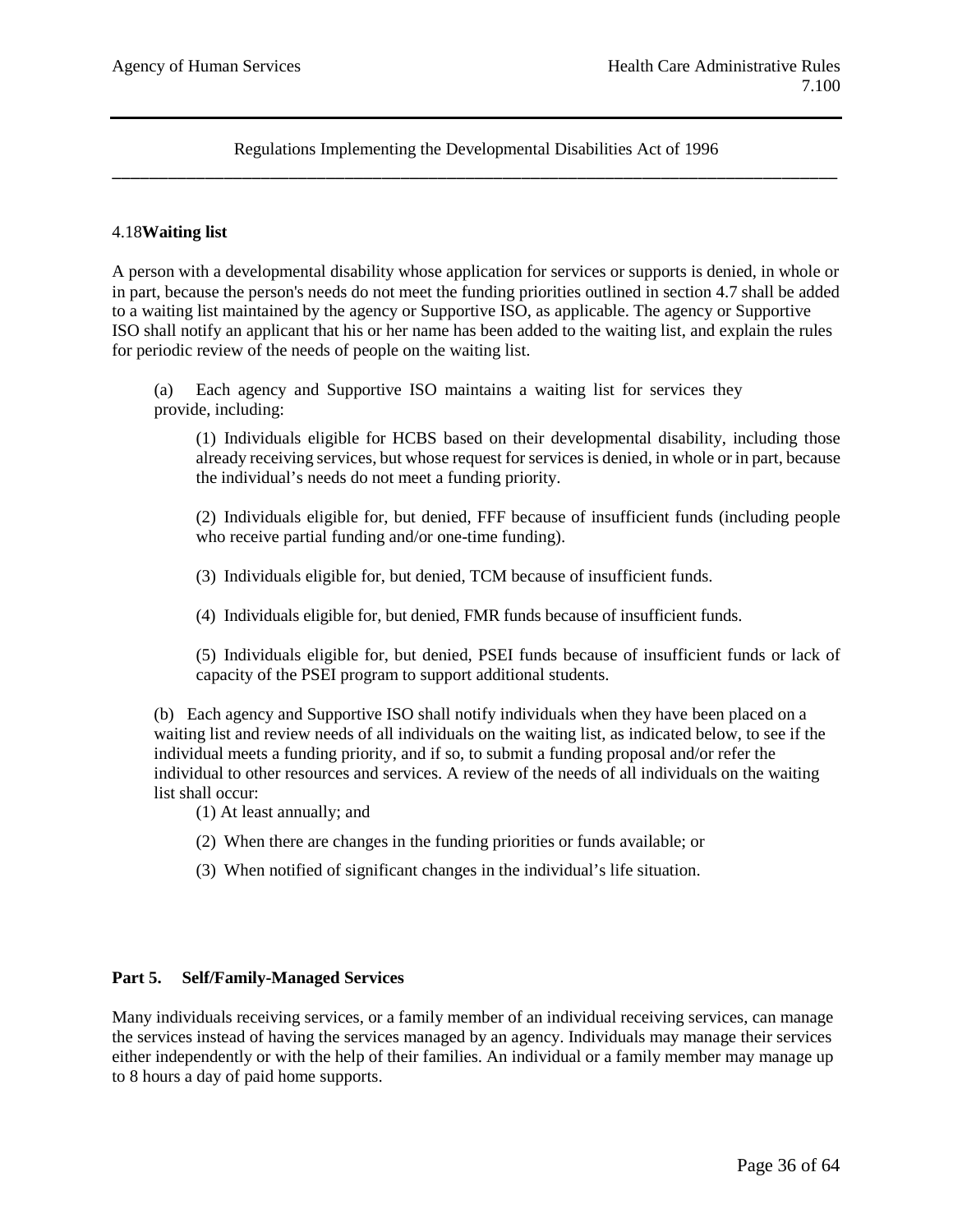### 4.18 Waiting list

A person with a developmental disability whose application for services or supports is denied, in whole or in part, because the person's needs do not meet the funding priorities outlined in section 4.7 shall be added to a waiting list maintained by the agency or Supportive ISO, as applicable. The agency or Supportive ISO shall notify an applicant that his or her name has been added to the waiting list, and explain the rules for periodic review of the needs of people on the waiting list.

(a) Each agency and Supportive ISO maintains a waiting list for services they provide, including:

(1) Individuals eligible for HCBS based on their developmental disability, including those already receiving services, but whose request for services is denied, in whole or in part, because the individual's needs do not meet a funding priority.

(2) Individuals eligible for, but denied, FFF because of insufficient funds (including people who receive partial funding and/or one-time funding).

(3) Individuals eligible for, but denied, TCM because of insufficient funds.

(4) Individuals eligible for, but denied, FMR funds because of insufficient funds.

(5) Individuals eligible for, but denied, PSEI funds because of insufficient funds or lack of capacity of the PSEI program to support additional students.

(b) Each agency and Supportive ISO shall notify individuals when they have been placed on a waiting list and review needs of all individuals on the waiting list, as indicated below, to see if the individual meets a funding priority, and if so, to submit a funding proposal and/or refer the individual to other resources and services. A review of the needs of all individuals on the waiting list shall occur:

(1) At least annually; and

(2) When there are changes in the funding priorities or funds available; or

(3) When notified of significant changes in the individual's life situation.

## Part 5. Self/Family-Managed Services

Many individuals receiving services, or a family member of an individual receiving services, can manage the services instead of having the services managed by an agency. Individuals may manage their services either independently or with the help of their families. An individual or a family member may manage up to 8 hours a day of paid home supports.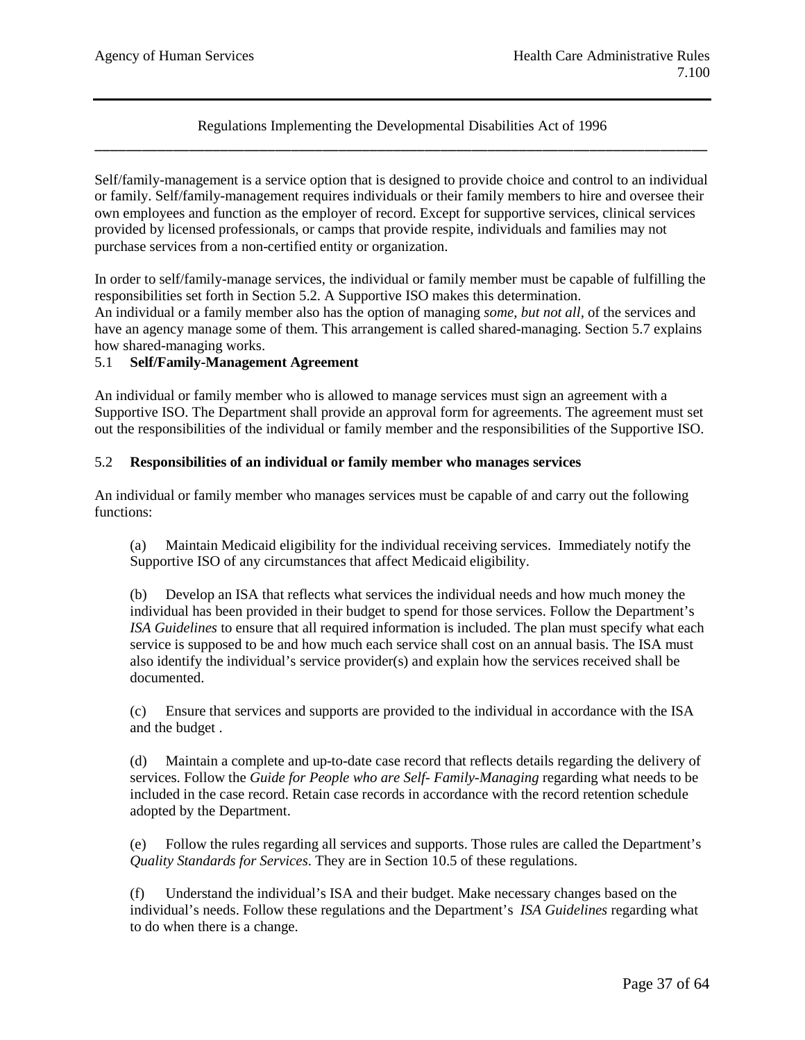Self/family-management is a service option that is designed to provide choice and control to an individual or family. Self/family-management requires individuals or their family members to hire and oversee their own employees and function as the employer of record. Except for supportive services, clinical services provided by licensed professionals, or camps that provide respite, individuals and families may not purchase services from a non-certified entity or organization.

In order to self/family-manage services, the individual or family member must be capable of fulfilling the responsibilities set forth in Section 5.2. A Supportive ISO makes this determination.
An individual or a family member also has the option of managing *some, but not all,* of the services and have an agency manage some of them. This arrangement is called shared-managing. Section 5.7 explains how shared-managing works.

### 5.1 **Self/Family-Management Agreement**

An individual or family member who is allowed to manage services must sign an agreement with a Supportive ISO. The Department shall provide an approval form for agreements. The agreement must set out the responsibilities of the individual or family member and the responsibilities of the Supportive ISO.

### 5.2 **Responsibilities of an individual or family member who manages services**

An individual or family member who manages services must be capable of and carry out the following functions:

(a) Maintain Medicaid eligibility for the individual receiving services. Immediately notify the Supportive ISO of any circumstances that affect Medicaid eligibility.

(b) Develop an ISA that reflects what services the individual needs and how much money the individual has been provided in their budget to spend for those services. Follow the Department's *ISA Guidelines* to ensure that all required information is included. The plan must specify what each service is supposed to be and how much each service shall cost on an annual basis. The ISA must also identify the individual's service provider(s) and explain how the services received shall be documented.

(c) Ensure that services and supports are provided to the individual in accordance with the ISA and the budget .

(d) Maintain a complete and up-to-date case record that reflects details regarding the delivery of services. Follow the *Guide for People who are Self- Family-Managing* regarding what needs to be included in the case record. Retain case records in accordance with the record retention schedule adopted by the Department.

(e) Follow the rules regarding all services and supports. Those rules are called the Department's *Quality Standards for Services*. They are in Section 10.5 of these regulations.

(f) Understand the individual's ISA and their budget. Make necessary changes based on the individual's needs. Follow these regulations and the Department's *ISA Guidelines* regarding what to do when there is a change.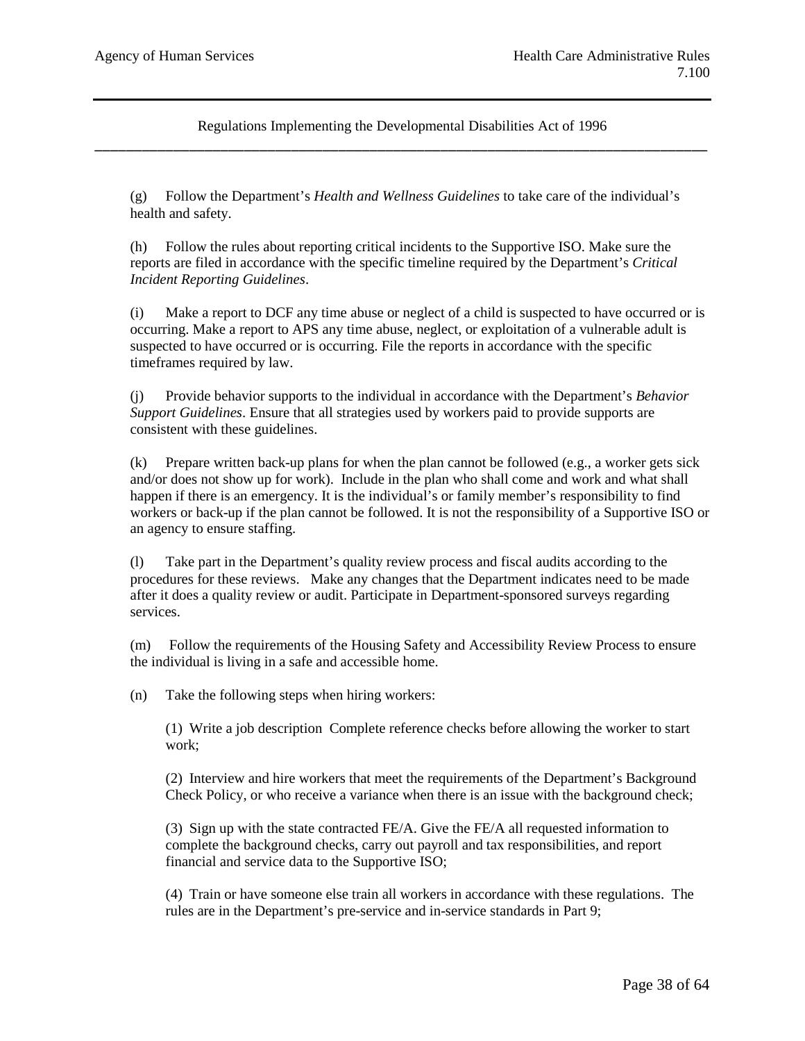(g) Follow the Department's *Health and Wellness Guidelines* to take care of the individual's health and safety.

(h) Follow the rules about reporting critical incidents to the Supportive ISO. Make sure the reports are filed in accordance with the specific timeline required by the Department's *Critical Incident Reporting Guidelines*.

(i) Make a report to DCF any time abuse or neglect of a child is suspected to have occurred or is occurring. Make a report to APS any time abuse, neglect, or exploitation of a vulnerable adult is suspected to have occurred or is occurring. File the reports in accordance with the specific timeframes required by law.

(j) Provide behavior supports to the individual in accordance with the Department's *Behavior Support Guidelines*. Ensure that all strategies used by workers paid to provide supports are consistent with these guidelines.

(k) Prepare written back-up plans for when the plan cannot be followed (e.g., a worker gets sick and/or does not show up for work). Include in the plan who shall come and work and what shall happen if there is an emergency. It is the individual's or family member's responsibility to find workers or back-up if the plan cannot be followed. It is not the responsibility of a Supportive ISO or an agency to ensure staffing.

(l) Take part in the Department's quality review process and fiscal audits according to the procedures for these reviews. Make any changes that the Department indicates need to be made after it does a quality review or audit. Participate in Department-sponsored surveys regarding services.

(m) Follow the requirements of the Housing Safety and Accessibility Review Process to ensure the individual is living in a safe and accessible home.

(n) Take the following steps when hiring workers:

(1) Write a job description Complete reference checks before allowing the worker to start work;

(2) Interview and hire workers that meet the requirements of the Department's Background Check Policy, or who receive a variance when there is an issue with the background check;

(3) Sign up with the state contracted FE/A. Give the FE/A all requested information to complete the background checks, carry out payroll and tax responsibilities, and report financial and service data to the Supportive ISO;

(4) Train or have someone else train all workers in accordance with these regulations. The rules are in the Department's pre-service and in-service standards in Part 9;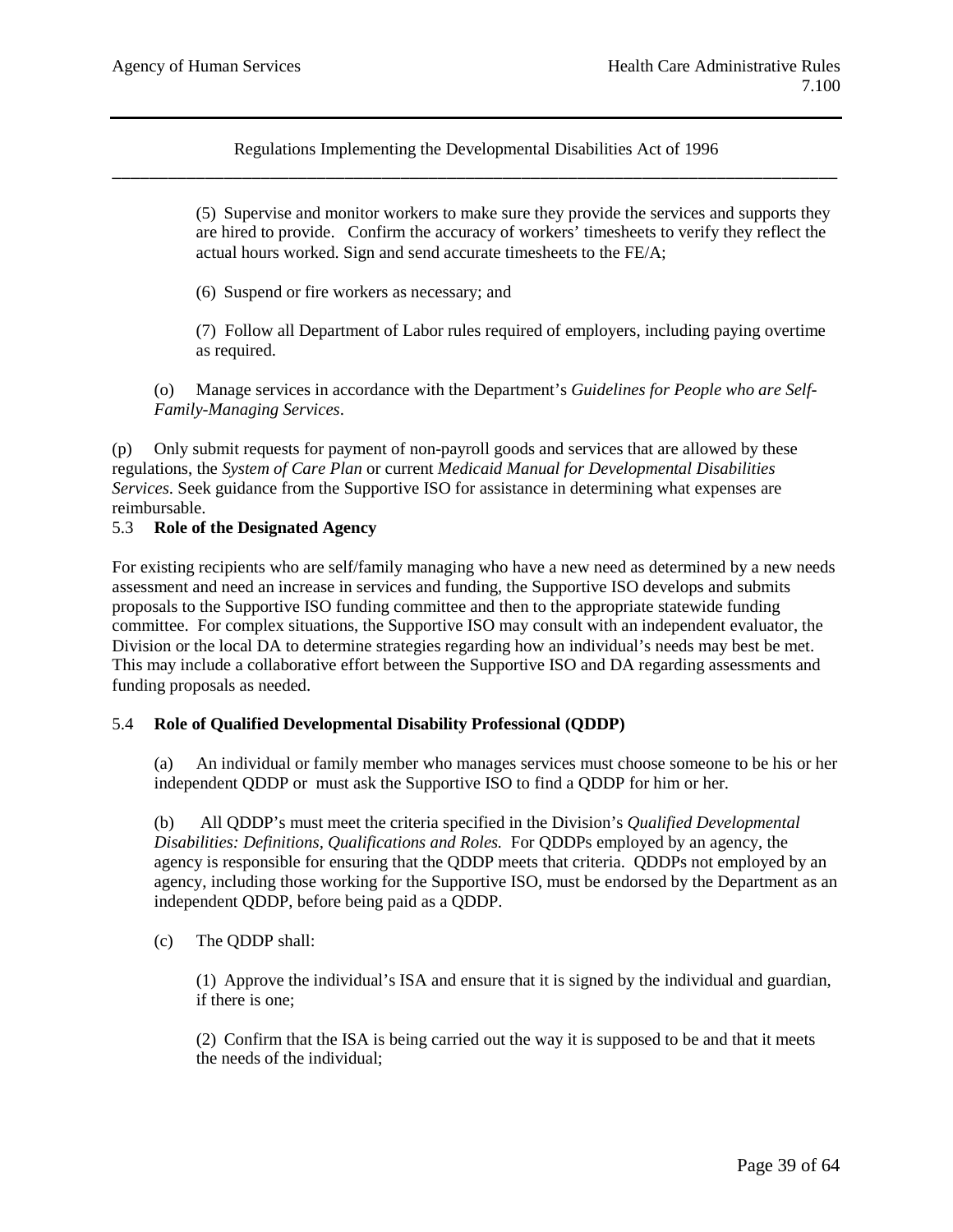(5) Supervise and monitor workers to make sure they provide the services and supports they are hired to provide. Confirm the accuracy of workers' timesheets to verify they reflect the actual hours worked. Sign and send accurate timesheets to the FE/A;

(6) Suspend or fire workers as necessary; and

(7) Follow all Department of Labor rules required of employers, including paying overtime as required.

(o) Manage services in accordance with the Department's *Guidelines for People who are Self-Family-Managing Services*.

(p) Only submit requests for payment of non-payroll goods and services that are allowed by these regulations, the *System of Care Plan* or current *Medicaid Manual for Developmental Disabilities Services*. Seek guidance from the Supportive ISO for assistance in determining what expenses are reimbursable.

### 5.3 Role of the Designated Agency

For existing recipients who are self/family managing who have a new need as determined by a new needs assessment and need an increase in services and funding, the Supportive ISO develops and submits proposals to the Supportive ISO funding committee and then to the appropriate statewide funding committee. For complex situations, the Supportive ISO may consult with an independent evaluator, the Division or the local DA to determine strategies regarding how an individual's needs may best be met. This may include a collaborative effort between the Supportive ISO and DA regarding assessments and funding proposals as needed.

### 5.4 Role of Qualified Developmental Disability Professional (QDDP)

(a) An individual or family member who manages services must choose someone to be his or her independent QDDP or must ask the Supportive ISO to find a QDDP for him or her.

(b) All QDDP's must meet the criteria specified in the Division's *Qualified Developmental Disabilities: Definitions, Qualifications and Roles.* For QDDPs employed by an agency, the agency is responsible for ensuring that the QDDP meets that criteria. QDDPs not employed by an agency, including those working for the Supportive ISO, must be endorsed by the Department as an independent QDDP, before being paid as a QDDP.

(c) The QDDP shall:

(1) Approve the individual's ISA and ensure that it is signed by the individual and guardian, if there is one;

(2) Confirm that the ISA is being carried out the way it is supposed to be and that it meets the needs of the individual;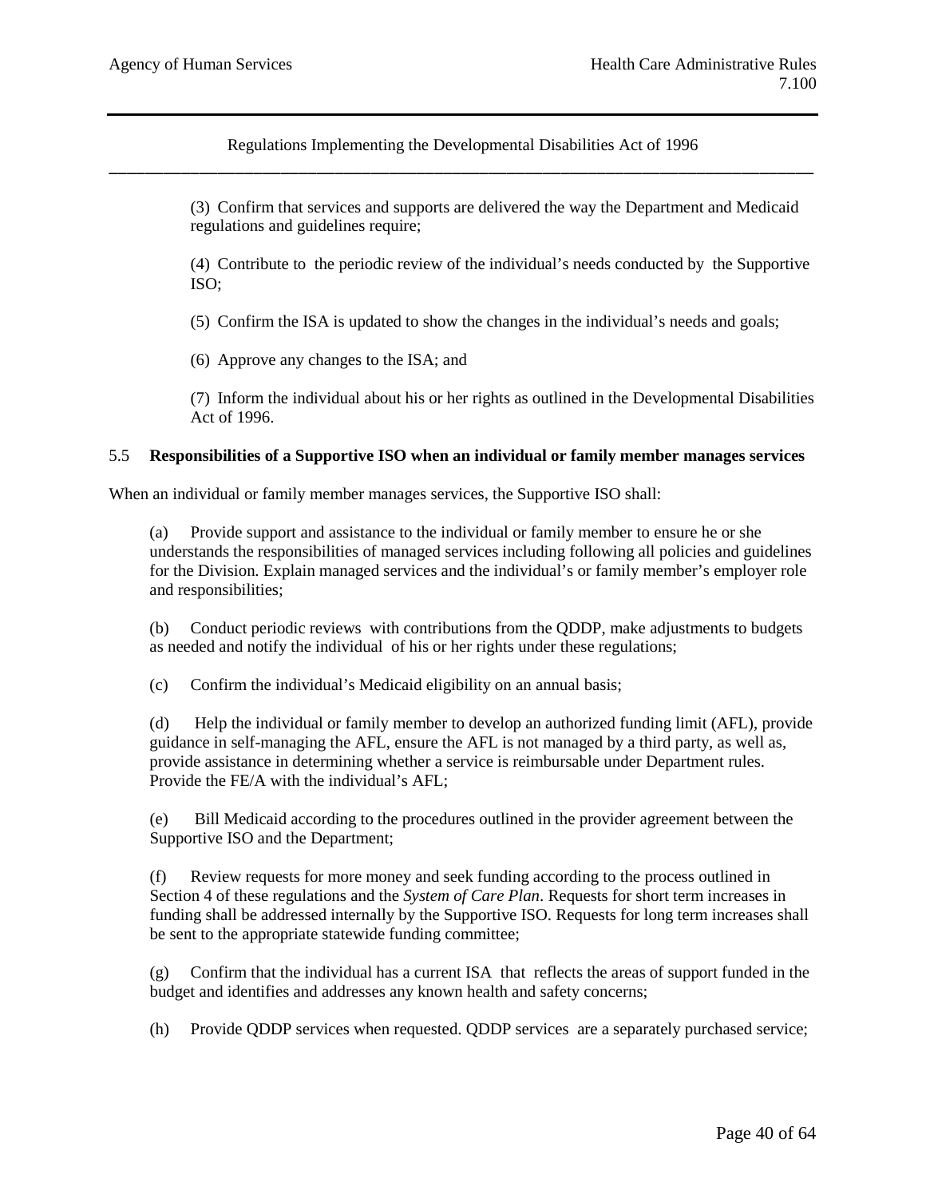(3) Confirm that services and supports are delivered the way the Department and Medicaid regulations and guidelines require;

(4) Contribute to the periodic review of the individual's needs conducted by the Supportive ISO;

(5) Confirm the ISA is updated to show the changes in the individual's needs and goals;

(6) Approve any changes to the ISA; and

(7) Inform the individual about his or her rights as outlined in the Developmental Disabilities Act of 1996.

### 5.5 Responsibilities of a Supportive ISO when an individual or family member manages services

When an individual or family member manages services, the Supportive ISO shall:

(a) Provide support and assistance to the individual or family member to ensure he or she understands the responsibilities of managed services including following all policies and guidelines for the Division. Explain managed services and the individual's or family member's employer role and responsibilities;

(b) Conduct periodic reviews with contributions from the QDDP, make adjustments to budgets as needed and notify the individual of his or her rights under these regulations;

(c) Confirm the individual's Medicaid eligibility on an annual basis;

(d) Help the individual or family member to develop an authorized funding limit (AFL), provide guidance in self-managing the AFL, ensure the AFL is not managed by a third party, as well as, provide assistance in determining whether a service is reimbursable under Department rules. Provide the FE/A with the individual's AFL;

(e) Bill Medicaid according to the procedures outlined in the provider agreement between the Supportive ISO and the Department;

(f) Review requests for more money and seek funding according to the process outlined in Section 4 of these regulations and the *System of Care Plan*. Requests for short term increases in funding shall be addressed internally by the Supportive ISO. Requests for long term increases shall be sent to the appropriate statewide funding committee;

(g) Confirm that the individual has a current ISA that reflects the areas of support funded in the budget and identifies and addresses any known health and safety concerns;

(h) Provide QDDP services when requested. QDDP services are a separately purchased service;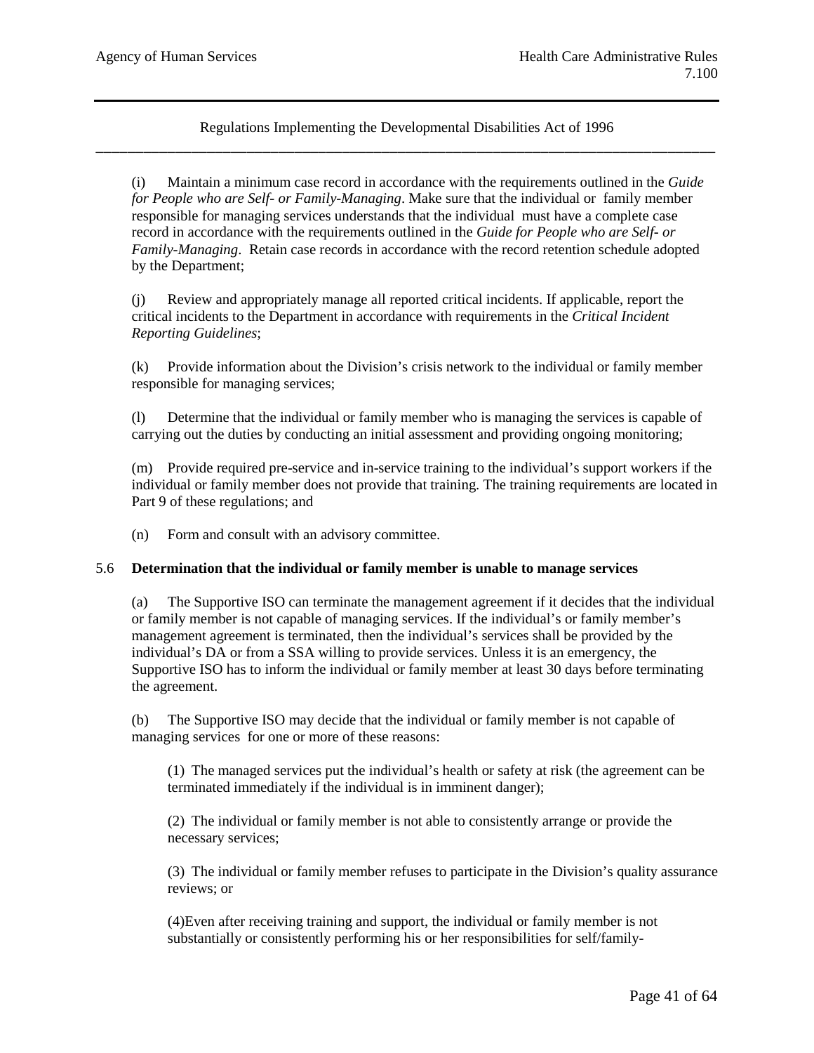(i) Maintain a minimum case record in accordance with the requirements outlined in the *Guide for People who are Self- or Family-Managing*. Make sure that the individual or family member responsible for managing services understands that the individual must have a complete case record in accordance with the requirements outlined in the *Guide for People who are Self- or Family-Managing*. Retain case records in accordance with the record retention schedule adopted by the Department;

(j) Review and appropriately manage all reported critical incidents. If applicable, report the critical incidents to the Department in accordance with requirements in the *Critical Incident Reporting Guidelines*;

(k) Provide information about the Division's crisis network to the individual or family member responsible for managing services;

(l) Determine that the individual or family member who is managing the services is capable of carrying out the duties by conducting an initial assessment and providing ongoing monitoring;

(m) Provide required pre-service and in-service training to the individual's support workers if the individual or family member does not provide that training. The training requirements are located in Part 9 of these regulations; and

(n) Form and consult with an advisory committee.

5.6 **Determination that the individual or family member is unable to manage services**

(a) The Supportive ISO can terminate the management agreement if it decides that the individual or family member is not capable of managing services. If the individual's or family member's management agreement is terminated, then the individual's services shall be provided by the individual's DA or from a SSA willing to provide services. Unless it is an emergency, the Supportive ISO has to inform the individual or family member at least 30 days before terminating the agreement.

(b) The Supportive ISO may decide that the individual or family member is not capable of managing services for one or more of these reasons:

(1) The managed services put the individual's health or safety at risk (the agreement can be terminated immediately if the individual is in imminent danger);

(2) The individual or family member is not able to consistently arrange or provide the necessary services;

(3) The individual or family member refuses to participate in the Division's quality assurance reviews; or

(4)Even after receiving training and support, the individual or family member is not substantially or consistently performing his or her responsibilities for self/family-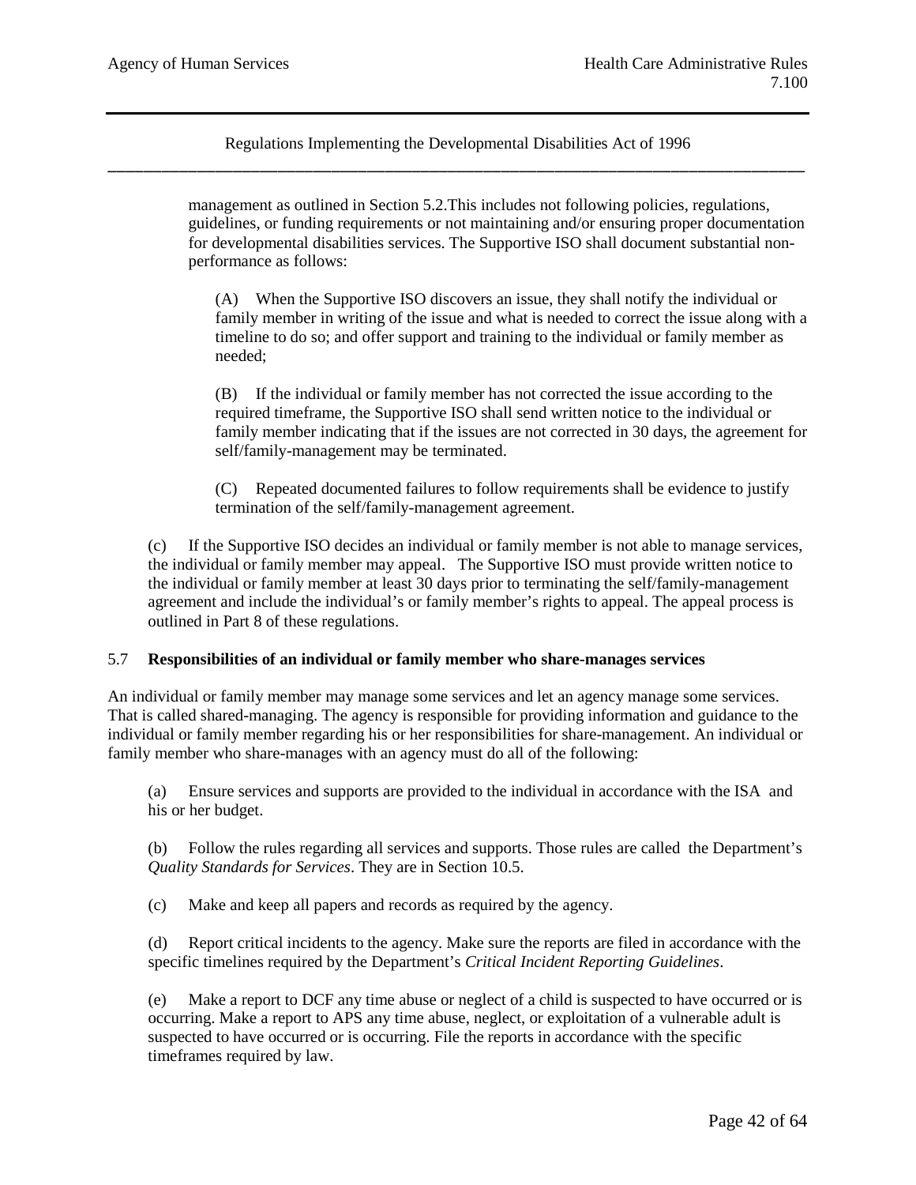management as outlined in Section 5.2.This includes not following policies, regulations, guidelines, or funding requirements or not maintaining and/or ensuring proper documentation for developmental disabilities services. The Supportive ISO shall document substantial non-performance as follows:

(A) When the Supportive ISO discovers an issue, they shall notify the individual or family member in writing of the issue and what is needed to correct the issue along with a timeline to do so; and offer support and training to the individual or family member as needed;

(B) If the individual or family member has not corrected the issue according to the required timeframe, the Supportive ISO shall send written notice to the individual or family member indicating that if the issues are not corrected in 30 days, the agreement for self/family-management may be terminated.

(C) Repeated documented failures to follow requirements shall be evidence to justify termination of the self/family-management agreement.

(c) If the Supportive ISO decides an individual or family member is not able to manage services, the individual or family member may appeal. The Supportive ISO must provide written notice to the individual or family member at least 30 days prior to terminating the self/family-management agreement and include the individual's or family member's rights to appeal. The appeal process is outlined in Part 8 of these regulations.

## 5.7 Responsibilities of an individual or family member who share-manages services

An individual or family member may manage some services and let an agency manage some services. That is called shared-managing. The agency is responsible for providing information and guidance to the individual or family member regarding his or her responsibilities for share-management. An individual or family member who share-manages with an agency must do all of the following:

(a) Ensure services and supports are provided to the individual in accordance with the ISA and his or her budget.

(b) Follow the rules regarding all services and supports. Those rules are called the Department's *Quality Standards for Services*. They are in Section 10.5.

(c) Make and keep all papers and records as required by the agency.

(d) Report critical incidents to the agency. Make sure the reports are filed in accordance with the specific timelines required by the Department's *Critical Incident Reporting Guidelines*.

(e) Make a report to DCF any time abuse or neglect of a child is suspected to have occurred or is occurring. Make a report to APS any time abuse, neglect, or exploitation of a vulnerable adult is suspected to have occurred or is occurring. File the reports in accordance with the specific timeframes required by law.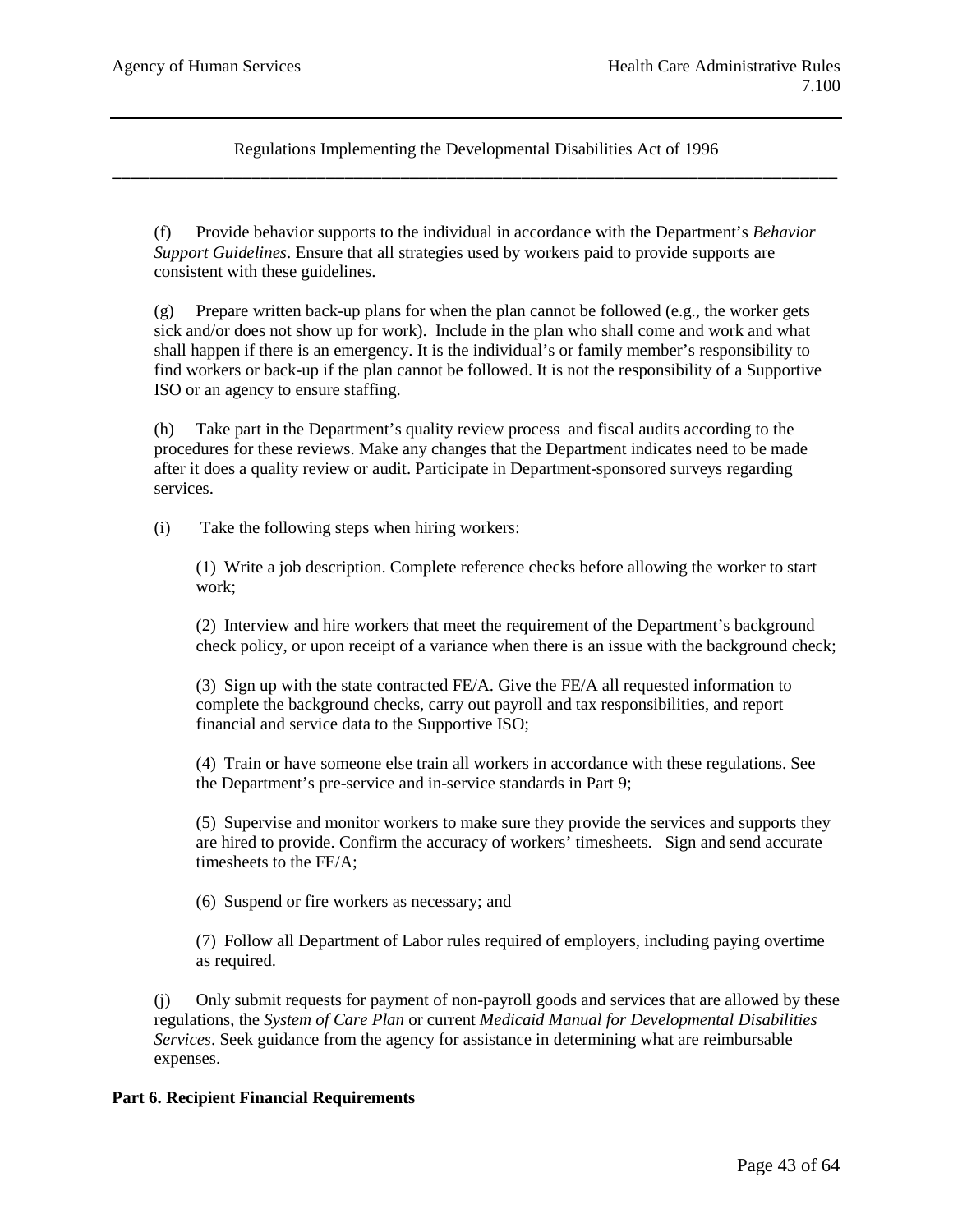(f) Provide behavior supports to the individual in accordance with the Department's *Behavior Support Guidelines*. Ensure that all strategies used by workers paid to provide supports are consistent with these guidelines.

(g) Prepare written back-up plans for when the plan cannot be followed (e.g., the worker gets sick and/or does not show up for work). Include in the plan who shall come and work and what shall happen if there is an emergency. It is the individual's or family member's responsibility to find workers or back-up if the plan cannot be followed. It is not the responsibility of a Supportive ISO or an agency to ensure staffing.

(h) Take part in the Department's quality review process and fiscal audits according to the procedures for these reviews. Make any changes that the Department indicates need to be made after it does a quality review or audit. Participate in Department-sponsored surveys regarding services.

(i) Take the following steps when hiring workers:

(1) Write a job description. Complete reference checks before allowing the worker to start work;

(2) Interview and hire workers that meet the requirement of the Department's background check policy, or upon receipt of a variance when there is an issue with the background check;

(3) Sign up with the state contracted FE/A. Give the FE/A all requested information to complete the background checks, carry out payroll and tax responsibilities, and report financial and service data to the Supportive ISO;

(4) Train or have someone else train all workers in accordance with these regulations. See the Department's pre-service and in-service standards in Part 9;

(5) Supervise and monitor workers to make sure they provide the services and supports they are hired to provide. Confirm the accuracy of workers' timesheets. Sign and send accurate timesheets to the FE/A;

(6) Suspend or fire workers as necessary; and

(7) Follow all Department of Labor rules required of employers, including paying overtime as required.

(j) Only submit requests for payment of non-payroll goods and services that are allowed by these regulations, the *System of Care Plan* or current *Medicaid Manual for Developmental Disabilities Services*. Seek guidance from the agency for assistance in determining what are reimbursable expenses.

**Part 6. Recipient Financial Requirements**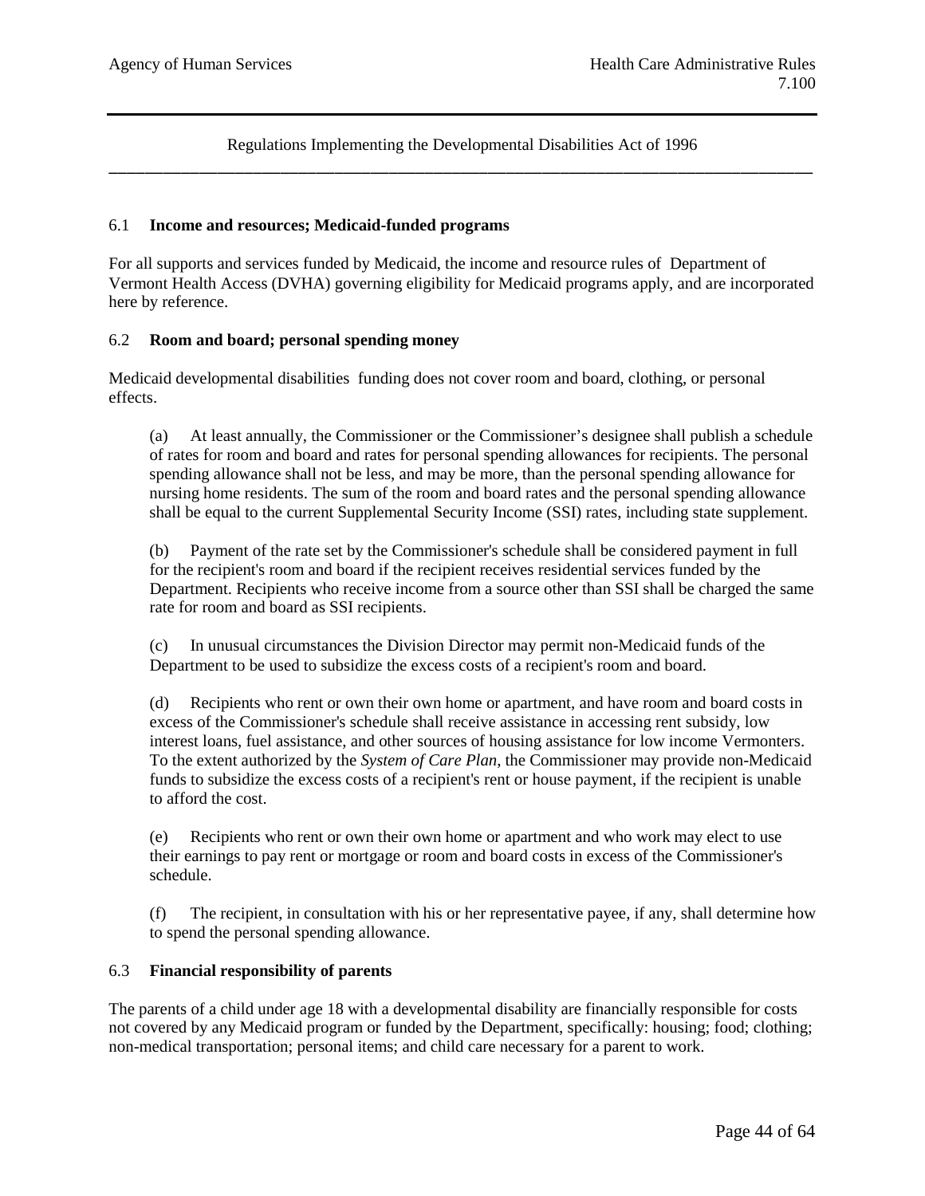Regulations Implementing the Developmental Disabilities Act of 1996

### 6.1 **Income and resources; Medicaid-funded programs**

For all supports and services funded by Medicaid, the income and resource rules of Department of Vermont Health Access (DVHA) governing eligibility for Medicaid programs apply, and are incorporated here by reference.

### 6.2 **Room and board; personal spending money**

Medicaid developmental disabilities funding does not cover room and board, clothing, or personal effects.

(a) At least annually, the Commissioner or the Commissioner's designee shall publish a schedule of rates for room and board and rates for personal spending allowances for recipients. The personal spending allowance shall not be less, and may be more, than the personal spending allowance for nursing home residents. The sum of the room and board rates and the personal spending allowance shall be equal to the current Supplemental Security Income (SSI) rates, including state supplement.

(b) Payment of the rate set by the Commissioner's schedule shall be considered payment in full for the recipient's room and board if the recipient receives residential services funded by the Department. Recipients who receive income from a source other than SSI shall be charged the same rate for room and board as SSI recipients.

(c) In unusual circumstances the Division Director may permit non-Medicaid funds of the Department to be used to subsidize the excess costs of a recipient's room and board.

(d) Recipients who rent or own their own home or apartment, and have room and board costs in excess of the Commissioner's schedule shall receive assistance in accessing rent subsidy, low interest loans, fuel assistance, and other sources of housing assistance for low income Vermonters. To the extent authorized by the *System of Care Plan*, the Commissioner may provide non-Medicaid funds to subsidize the excess costs of a recipient's rent or house payment, if the recipient is unable to afford the cost.

(e) Recipients who rent or own their own home or apartment and who work may elect to use their earnings to pay rent or mortgage or room and board costs in excess of the Commissioner's schedule.

(f) The recipient, in consultation with his or her representative payee, if any, shall determine how to spend the personal spending allowance.

### 6.3 **Financial responsibility of parents**

The parents of a child under age 18 with a developmental disability are financially responsible for costs not covered by any Medicaid program or funded by the Department, specifically: housing; food; clothing; non-medical transportation; personal items; and child care necessary for a parent to work.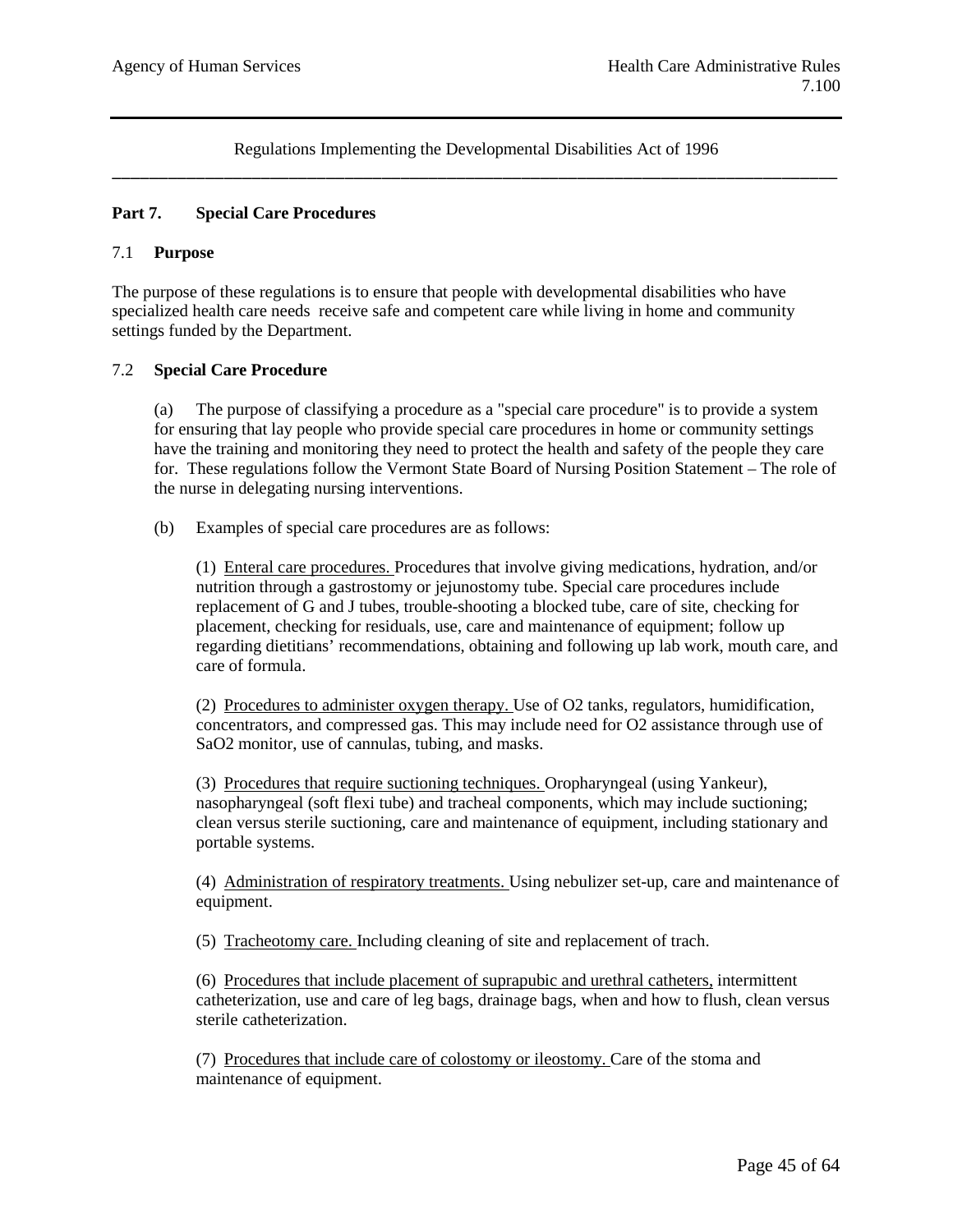Regulations Implementing the Developmental Disabilities Act of 1996

## Part 7. Special Care Procedures

### 7.1 Purpose

The purpose of these regulations is to ensure that people with developmental disabilities who have specialized health care needs receive safe and competent care while living in home and community settings funded by the Department.

### 7.2 Special Care Procedure

(a) The purpose of classifying a procedure as a "special care procedure" is to provide a system for ensuring that lay people who provide special care procedures in home or community settings have the training and monitoring they need to protect the health and safety of the people they care for. These regulations follow the Vermont State Board of Nursing Position Statement – The role of the nurse in delegating nursing interventions.

(b) Examples of special care procedures are as follows:

(1) Enteral care procedures. Procedures that involve giving medications, hydration, and/or nutrition through a gastrostomy or jejunostomy tube. Special care procedures include replacement of G and J tubes, trouble-shooting a blocked tube, care of site, checking for placement, checking for residuals, use, care and maintenance of equipment; follow up regarding dietitians' recommendations, obtaining and following up lab work, mouth care, and care of formula.

(2) Procedures to administer oxygen therapy. Use of O2 tanks, regulators, humidification, concentrators, and compressed gas. This may include need for O2 assistance through use of SaO2 monitor, use of cannulas, tubing, and masks.

(3) Procedures that require suctioning techniques. Oropharyngeal (using Yankeur), nasopharyngeal (soft flexi tube) and tracheal components, which may include suctioning; clean versus sterile suctioning, care and maintenance of equipment, including stationary and portable systems.

(4) Administration of respiratory treatments. Using nebulizer set-up, care and maintenance of equipment.

(5) Tracheotomy care. Including cleaning of site and replacement of trach.

(6) Procedures that include placement of suprapubic and urethral catheters, intermittent catheterization, use and care of leg bags, drainage bags, when and how to flush, clean versus sterile catheterization.

(7) Procedures that include care of colostomy or ileostomy. Care of the stoma and maintenance of equipment.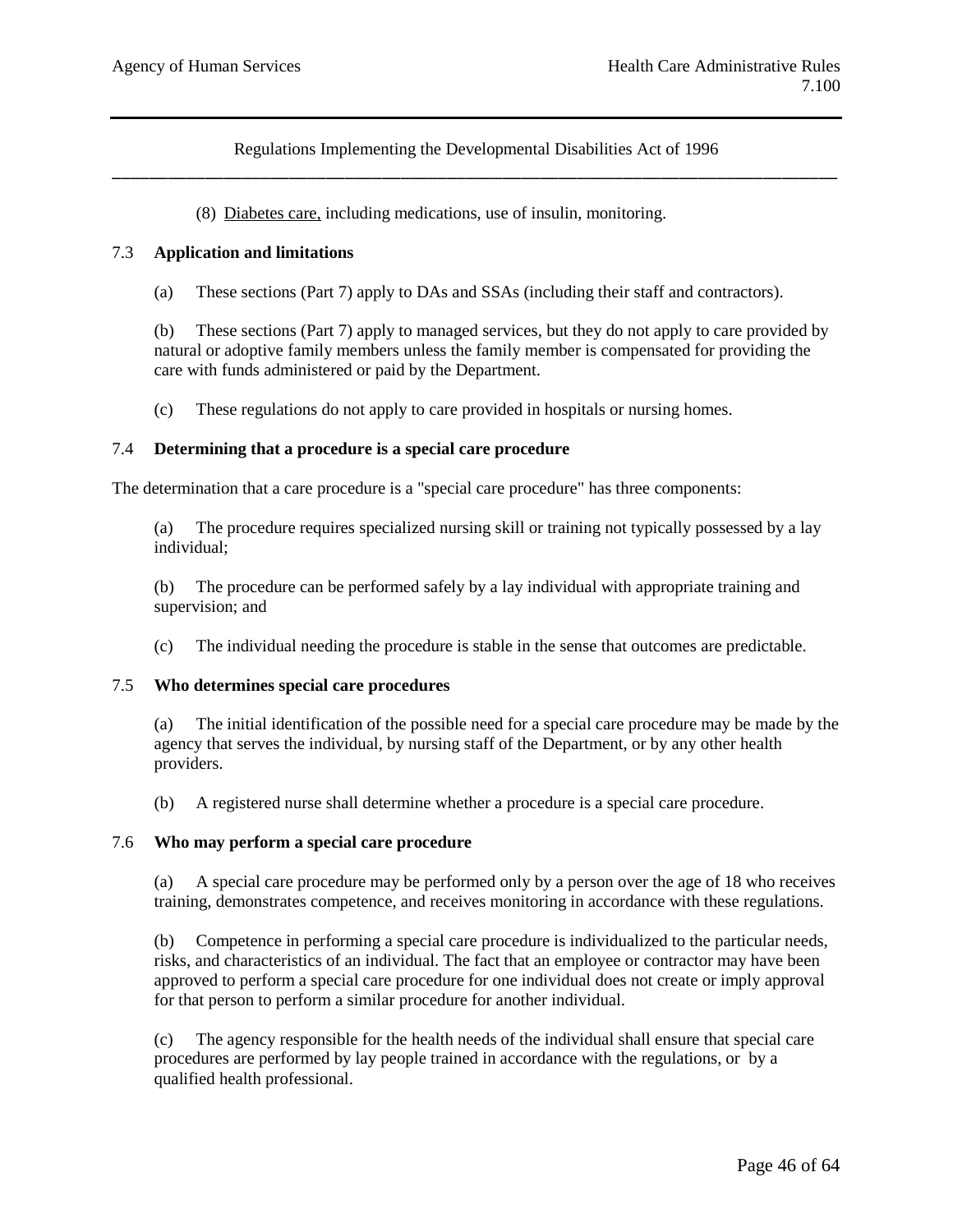(8) Diabetes care, including medications, use of insulin, monitoring.

## 7.3 **Application and limitations**

(a) These sections (Part 7) apply to DAs and SSAs (including their staff and contractors).

(b) These sections (Part 7) apply to managed services, but they do not apply to care provided by natural or adoptive family members unless the family member is compensated for providing the care with funds administered or paid by the Department.

(c) These regulations do not apply to care provided in hospitals or nursing homes.

## 7.4 **Determining that a procedure is a special care procedure**

The determination that a care procedure is a "special care procedure" has three components:

(a) The procedure requires specialized nursing skill or training not typically possessed by a lay individual;

(b) The procedure can be performed safely by a lay individual with appropriate training and supervision; and

(c) The individual needing the procedure is stable in the sense that outcomes are predictable.

## 7.5 **Who determines special care procedures**

(a) The initial identification of the possible need for a special care procedure may be made by the agency that serves the individual, by nursing staff of the Department, or by any other health providers.

(b) A registered nurse shall determine whether a procedure is a special care procedure.

## 7.6 **Who may perform a special care procedure**

(a) A special care procedure may be performed only by a person over the age of 18 who receives training, demonstrates competence, and receives monitoring in accordance with these regulations.

(b) Competence in performing a special care procedure is individualized to the particular needs, risks, and characteristics of an individual. The fact that an employee or contractor may have been approved to perform a special care procedure for one individual does not create or imply approval for that person to perform a similar procedure for another individual.

(c) The agency responsible for the health needs of the individual shall ensure that special care procedures are performed by lay people trained in accordance with the regulations, or by a qualified health professional.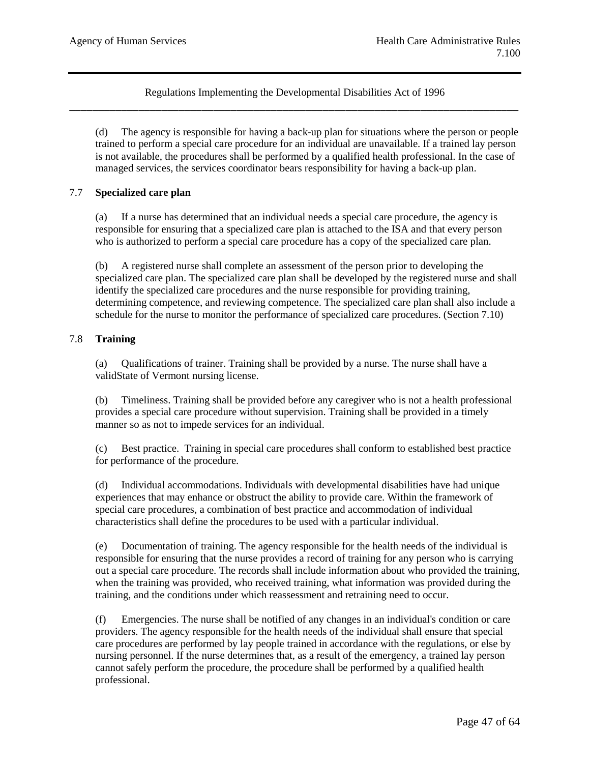(d) The agency is responsible for having a back-up plan for situations where the person or people trained to perform a special care procedure for an individual are unavailable. If a trained lay person is not available, the procedures shall be performed by a qualified health professional. In the case of managed services, the services coordinator bears responsibility for having a back-up plan.

## 7.7 **Specialized care plan**

(a) If a nurse has determined that an individual needs a special care procedure, the agency is responsible for ensuring that a specialized care plan is attached to the ISA and that every person who is authorized to perform a special care procedure has a copy of the specialized care plan.

(b) A registered nurse shall complete an assessment of the person prior to developing the specialized care plan. The specialized care plan shall be developed by the registered nurse and shall identify the specialized care procedures and the nurse responsible for providing training, determining competence, and reviewing competence. The specialized care plan shall also include a schedule for the nurse to monitor the performance of specialized care procedures. (Section 7.10)

## 7.8 **Training**

(a) Qualifications of trainer. Training shall be provided by a nurse. The nurse shall have a validState of Vermont nursing license.

(b) Timeliness. Training shall be provided before any caregiver who is not a health professional provides a special care procedure without supervision. Training shall be provided in a timely manner so as not to impede services for an individual.

(c) Best practice. Training in special care procedures shall conform to established best practice for performance of the procedure.

(d) Individual accommodations. Individuals with developmental disabilities have had unique experiences that may enhance or obstruct the ability to provide care. Within the framework of special care procedures, a combination of best practice and accommodation of individual characteristics shall define the procedures to be used with a particular individual.

(e) Documentation of training. The agency responsible for the health needs of the individual is responsible for ensuring that the nurse provides a record of training for any person who is carrying out a special care procedure. The records shall include information about who provided the training, when the training was provided, who received training, what information was provided during the training, and the conditions under which reassessment and retraining need to occur.

(f) Emergencies. The nurse shall be notified of any changes in an individual's condition or care providers. The agency responsible for the health needs of the individual shall ensure that special care procedures are performed by lay people trained in accordance with the regulations, or else by nursing personnel. If the nurse determines that, as a result of the emergency, a trained lay person cannot safely perform the procedure, the procedure shall be performed by a qualified health professional.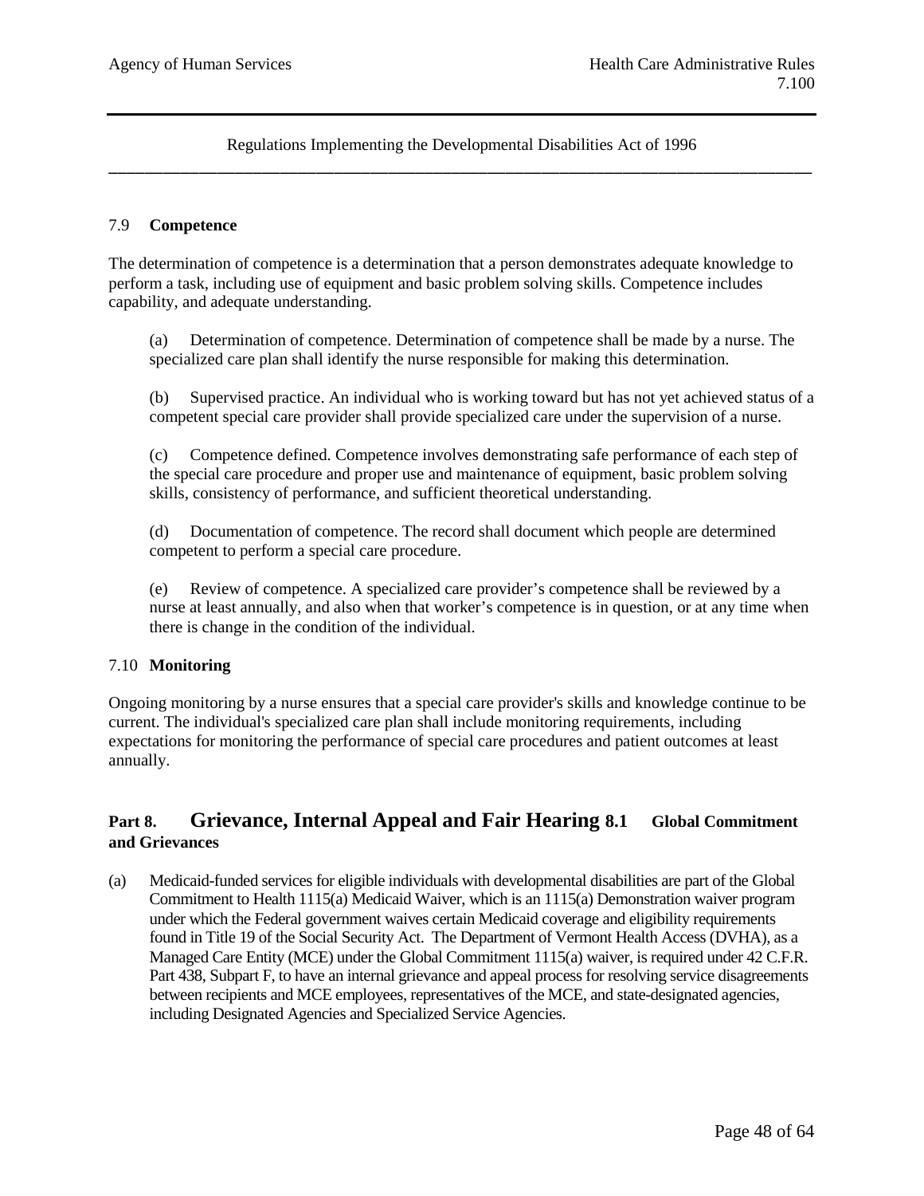### 7.9 **Competence**

The determination of competence is a determination that a person demonstrates adequate knowledge to perform a task, including use of equipment and basic problem solving skills. Competence includes capability, and adequate understanding.

(a) Determination of competence. Determination of competence shall be made by a nurse. The specialized care plan shall identify the nurse responsible for making this determination.

(b) Supervised practice. An individual who is working toward but has not yet achieved status of a competent special care provider shall provide specialized care under the supervision of a nurse.

(c) Competence defined. Competence involves demonstrating safe performance of each step of the special care procedure and proper use and maintenance of equipment, basic problem solving skills, consistency of performance, and sufficient theoretical understanding.

(d) Documentation of competence. The record shall document which people are determined competent to perform a special care procedure.

(e) Review of competence. A specialized care provider's competence shall be reviewed by a nurse at least annually, and also when that worker's competence is in question, or at any time when there is change in the condition of the individual.

### 7.10 **Monitoring**

Ongoing monitoring by a nurse ensures that a special care provider's skills and knowledge continue to be current. The individual's specialized care plan shall include monitoring requirements, including expectations for monitoring the performance of special care procedures and patient outcomes at least annually.

## Part 8. Grievance, Internal Appeal and Fair Hearing

### 8.1 Global Commitment and Grievances

(a) Medicaid-funded services for eligible individuals with developmental disabilities are part of the Global Commitment to Health 1115(a) Medicaid Waiver, which is an 1115(a) Demonstration waiver program under which the Federal government waives certain Medicaid coverage and eligibility requirements found in Title 19 of the Social Security Act. The Department of Vermont Health Access (DVHA), as a Managed Care Entity (MCE) under the Global Commitment 1115(a) waiver, is required under 42 C.F.R. Part 438, Subpart F, to have an internal grievance and appeal process for resolving service disagreements between recipients and MCE employees, representatives of the MCE, and state-designated agencies, including Designated Agencies and Specialized Service Agencies.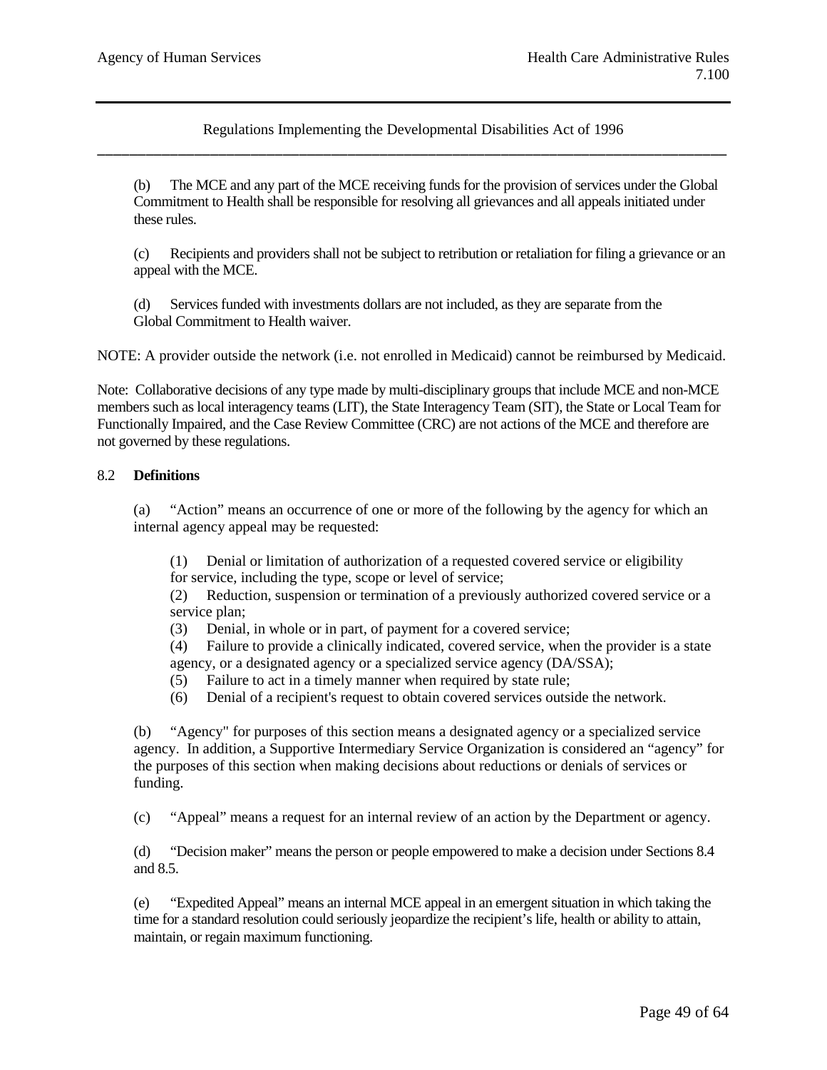(b) The MCE and any part of the MCE receiving funds for the provision of services under the Global Commitment to Health shall be responsible for resolving all grievances and all appeals initiated under these rules.

(c) Recipients and providers shall not be subject to retribution or retaliation for filing a grievance or an appeal with the MCE.

(d) Services funded with investments dollars are not included, as they are separate from the Global Commitment to Health waiver.

NOTE: A provider outside the network (i.e. not enrolled in Medicaid) cannot be reimbursed by Medicaid.

Note: Collaborative decisions of any type made by multi-disciplinary groups that include MCE and non-MCE members such as local interagency teams (LIT), the State Interagency Team (SIT), the State or Local Team for Functionally Impaired, and the Case Review Committee (CRC) are not actions of the MCE and therefore are not governed by these regulations.

8.2 **Definitions**

(a) "Action" means an occurrence of one or more of the following by the agency for which an internal agency appeal may be requested:

(1) Denial or limitation of authorization of a requested covered service or eligibility for service, including the type, scope or level of service;
(2) Reduction, suspension or termination of a previously authorized covered service or a service plan;
(3) Denial, in whole or in part, of payment for a covered service;
(4) Failure to provide a clinically indicated, covered service, when the provider is a state agency, or a designated agency or a specialized service agency (DA/SSA);
(5) Failure to act in a timely manner when required by state rule;
(6) Denial of a recipient's request to obtain covered services outside the network.

(b) "Agency" for purposes of this section means a designated agency or a specialized service agency. In addition, a Supportive Intermediary Service Organization is considered an "agency" for the purposes of this section when making decisions about reductions or denials of services or funding.

(c) "Appeal" means a request for an internal review of an action by the Department or agency.

(d) "Decision maker" means the person or people empowered to make a decision under Sections 8.4 and 8.5.

(e) "Expedited Appeal" means an internal MCE appeal in an emergent situation in which taking the time for a standard resolution could seriously jeopardize the recipient's life, health or ability to attain, maintain, or regain maximum functioning.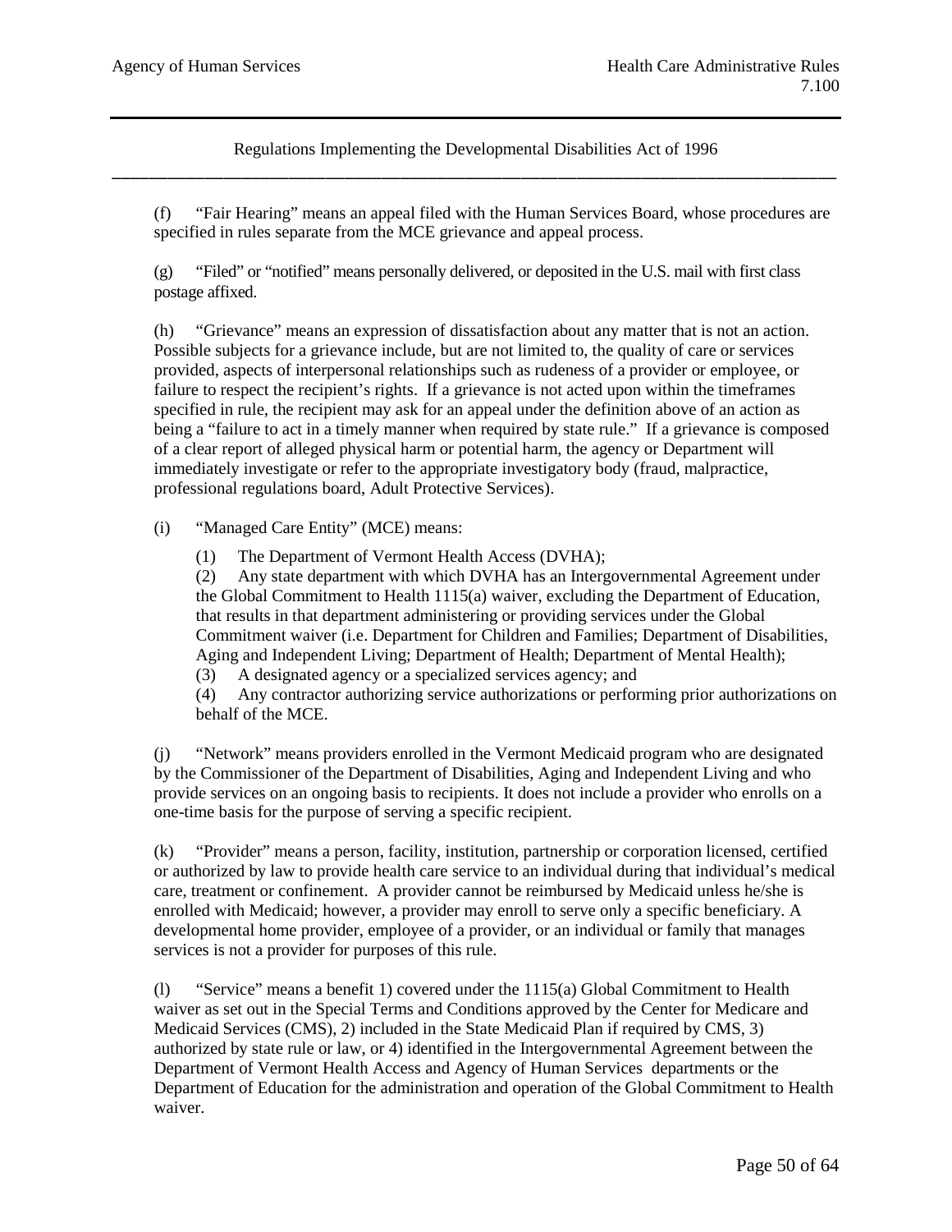(f) "Fair Hearing" means an appeal filed with the Human Services Board, whose procedures are specified in rules separate from the MCE grievance and appeal process.

(g) "Filed" or "notified" means personally delivered, or deposited in the U.S. mail with first class postage affixed.

(h) "Grievance" means an expression of dissatisfaction about any matter that is not an action. Possible subjects for a grievance include, but are not limited to, the quality of care or services provided, aspects of interpersonal relationships such as rudeness of a provider or employee, or failure to respect the recipient's rights. If a grievance is not acted upon within the timeframes specified in rule, the recipient may ask for an appeal under the definition above of an action as being a "failure to act in a timely manner when required by state rule." If a grievance is composed of a clear report of alleged physical harm or potential harm, the agency or Department will immediately investigate or refer to the appropriate investigatory body (fraud, malpractice, professional regulations board, Adult Protective Services).

(i) "Managed Care Entity" (MCE) means:

(1) The Department of Vermont Health Access (DVHA);

(2) Any state department with which DVHA has an Intergovernmental Agreement under the Global Commitment to Health 1115(a) waiver, excluding the Department of Education, that results in that department administering or providing services under the Global Commitment waiver (i.e. Department for Children and Families; Department of Disabilities, Aging and Independent Living; Department of Health; Department of Mental Health);

(3) A designated agency or a specialized services agency; and

(4) Any contractor authorizing service authorizations or performing prior authorizations on behalf of the MCE.

(j) "Network" means providers enrolled in the Vermont Medicaid program who are designated by the Commissioner of the Department of Disabilities, Aging and Independent Living and who provide services on an ongoing basis to recipients. It does not include a provider who enrolls on a one-time basis for the purpose of serving a specific recipient.

(k) "Provider" means a person, facility, institution, partnership or corporation licensed, certified or authorized by law to provide health care service to an individual during that individual's medical care, treatment or confinement. A provider cannot be reimbursed by Medicaid unless he/she is enrolled with Medicaid; however, a provider may enroll to serve only a specific beneficiary. A developmental home provider, employee of a provider, or an individual or family that manages services is not a provider for purposes of this rule.

(l) "Service" means a benefit 1) covered under the 1115(a) Global Commitment to Health waiver as set out in the Special Terms and Conditions approved by the Center for Medicare and Medicaid Services (CMS), 2) included in the State Medicaid Plan if required by CMS, 3) authorized by state rule or law, or 4) identified in the Intergovernmental Agreement between the Department of Vermont Health Access and Agency of Human Services departments or the Department of Education for the administration and operation of the Global Commitment to Health waiver.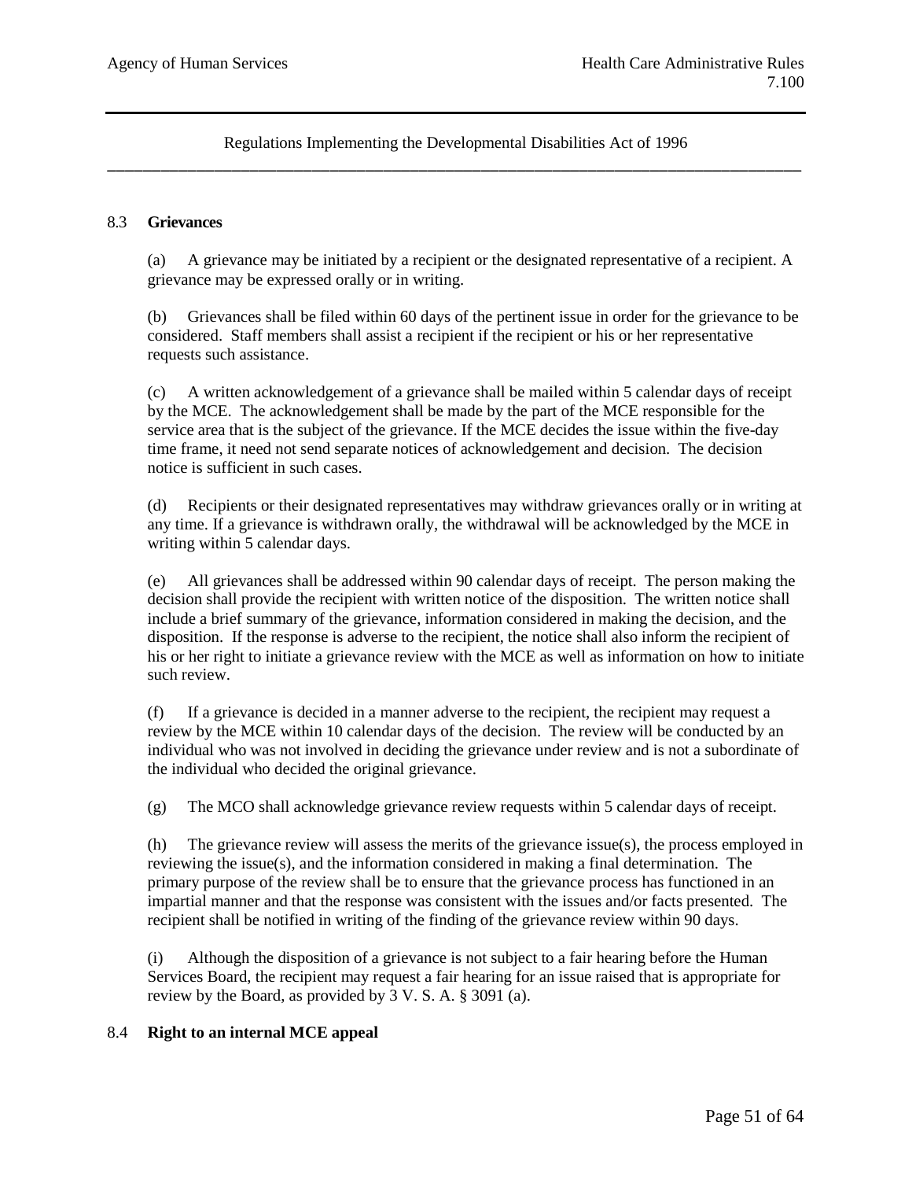## 8.3 **Grievances**

(a) A grievance may be initiated by a recipient or the designated representative of a recipient. A grievance may be expressed orally or in writing.

(b) Grievances shall be filed within 60 days of the pertinent issue in order for the grievance to be considered. Staff members shall assist a recipient if the recipient or his or her representative requests such assistance.

(c) A written acknowledgement of a grievance shall be mailed within 5 calendar days of receipt by the MCE. The acknowledgement shall be made by the part of the MCE responsible for the service area that is the subject of the grievance. If the MCE decides the issue within the five-day time frame, it need not send separate notices of acknowledgement and decision. The decision notice is sufficient in such cases.

(d) Recipients or their designated representatives may withdraw grievances orally or in writing at any time. If a grievance is withdrawn orally, the withdrawal will be acknowledged by the MCE in writing within 5 calendar days.

(e) All grievances shall be addressed within 90 calendar days of receipt. The person making the decision shall provide the recipient with written notice of the disposition. The written notice shall include a brief summary of the grievance, information considered in making the decision, and the disposition. If the response is adverse to the recipient, the notice shall also inform the recipient of his or her right to initiate a grievance review with the MCE as well as information on how to initiate such review.

(f) If a grievance is decided in a manner adverse to the recipient, the recipient may request a review by the MCE within 10 calendar days of the decision. The review will be conducted by an individual who was not involved in deciding the grievance under review and is not a subordinate of the individual who decided the original grievance.

(g) The MCO shall acknowledge grievance review requests within 5 calendar days of receipt.

(h) The grievance review will assess the merits of the grievance issue(s), the process employed in reviewing the issue(s), and the information considered in making a final determination. The primary purpose of the review shall be to ensure that the grievance process has functioned in an impartial manner and that the response was consistent with the issues and/or facts presented. The recipient shall be notified in writing of the finding of the grievance review within 90 days.

(i) Although the disposition of a grievance is not subject to a fair hearing before the Human Services Board, the recipient may request a fair hearing for an issue raised that is appropriate for review by the Board, as provided by 3 V. S. A. § 3091 (a).

## 8.4 **Right to an internal MCE appeal**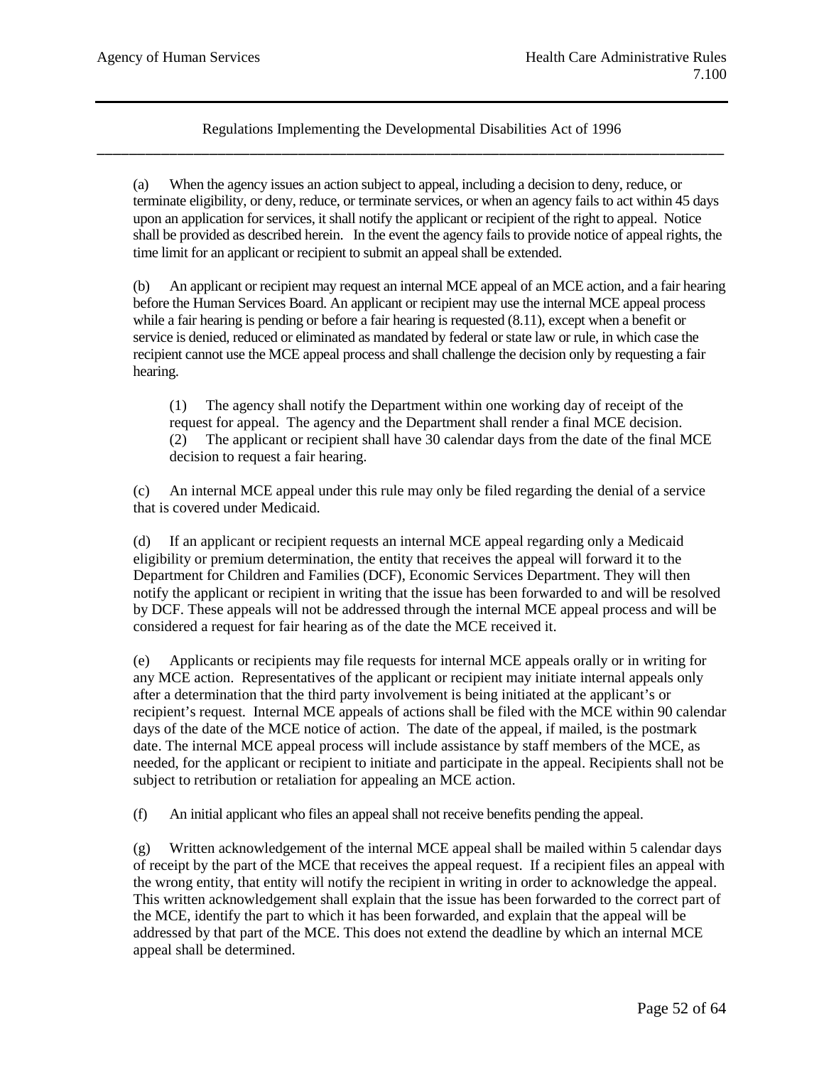(a) When the agency issues an action subject to appeal, including a decision to deny, reduce, or terminate eligibility, or deny, reduce, or terminate services, or when an agency fails to act within 45 days upon an application for services, it shall notify the applicant or recipient of the right to appeal. Notice shall be provided as described herein. In the event the agency fails to provide notice of appeal rights, the time limit for an applicant or recipient to submit an appeal shall be extended.

(b) An applicant or recipient may request an internal MCE appeal of an MCE action, and a fair hearing before the Human Services Board. An applicant or recipient may use the internal MCE appeal process while a fair hearing is pending or before a fair hearing is requested (8.11), except when a benefit or service is denied, reduced or eliminated as mandated by federal or state law or rule, in which case the recipient cannot use the MCE appeal process and shall challenge the decision only by requesting a fair hearing.

> (1) The agency shall notify the Department within one working day of receipt of the request for appeal. The agency and the Department shall render a final MCE decision.
>
> (2) The applicant or recipient shall have 30 calendar days from the date of the final MCE decision to request a fair hearing.

(c) An internal MCE appeal under this rule may only be filed regarding the denial of a service that is covered under Medicaid.

(d) If an applicant or recipient requests an internal MCE appeal regarding only a Medicaid eligibility or premium determination, the entity that receives the appeal will forward it to the Department for Children and Families (DCF), Economic Services Department. They will then notify the applicant or recipient in writing that the issue has been forwarded to and will be resolved by DCF. These appeals will not be addressed through the internal MCE appeal process and will be considered a request for fair hearing as of the date the MCE received it.

(e) Applicants or recipients may file requests for internal MCE appeals orally or in writing for any MCE action. Representatives of the applicant or recipient may initiate internal appeals only after a determination that the third party involvement is being initiated at the applicant's or recipient's request. Internal MCE appeals of actions shall be filed with the MCE within 90 calendar days of the date of the MCE notice of action. The date of the appeal, if mailed, is the postmark date. The internal MCE appeal process will include assistance by staff members of the MCE, as needed, for the applicant or recipient to initiate and participate in the appeal. Recipients shall not be subject to retribution or retaliation for appealing an MCE action.

(f) An initial applicant who files an appeal shall not receive benefits pending the appeal.

(g) Written acknowledgement of the internal MCE appeal shall be mailed within 5 calendar days of receipt by the part of the MCE that receives the appeal request. If a recipient files an appeal with the wrong entity, that entity will notify the recipient in writing in order to acknowledge the appeal. This written acknowledgement shall explain that the issue has been forwarded to the correct part of the MCE, identify the part to which it has been forwarded, and explain that the appeal will be addressed by that part of the MCE. This does not extend the deadline by which an internal MCE appeal shall be determined.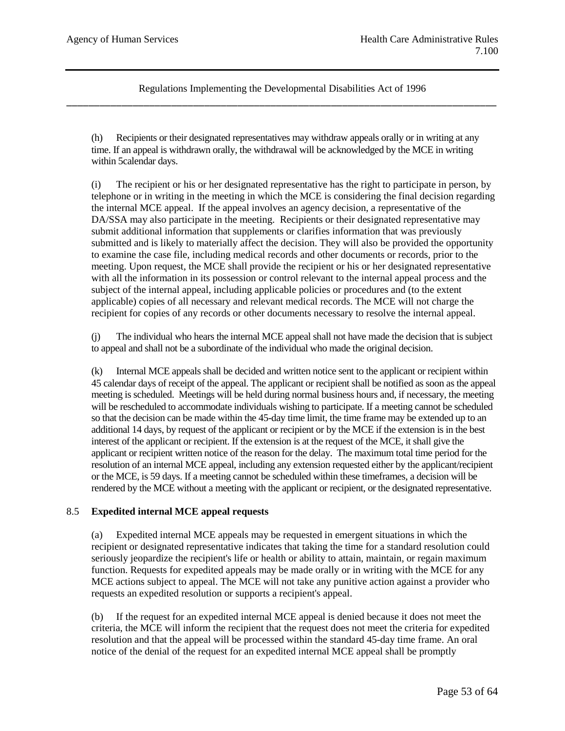(h) Recipients or their designated representatives may withdraw appeals orally or in writing at any time. If an appeal is withdrawn orally, the withdrawal will be acknowledged by the MCE in writing within 5calendar days.

(i) The recipient or his or her designated representative has the right to participate in person, by telephone or in writing in the meeting in which the MCE is considering the final decision regarding the internal MCE appeal. If the appeal involves an agency decision, a representative of the DA/SSA may also participate in the meeting. Recipients or their designated representative may submit additional information that supplements or clarifies information that was previously submitted and is likely to materially affect the decision. They will also be provided the opportunity to examine the case file, including medical records and other documents or records, prior to the meeting. Upon request, the MCE shall provide the recipient or his or her designated representative with all the information in its possession or control relevant to the internal appeal process and the subject of the internal appeal, including applicable policies or procedures and (to the extent applicable) copies of all necessary and relevant medical records. The MCE will not charge the recipient for copies of any records or other documents necessary to resolve the internal appeal.

(j) The individual who hears the internal MCE appeal shall not have made the decision that is subject to appeal and shall not be a subordinate of the individual who made the original decision.

(k) Internal MCE appeals shall be decided and written notice sent to the applicant or recipient within 45 calendar days of receipt of the appeal. The applicant or recipient shall be notified as soon as the appeal meeting is scheduled. Meetings will be held during normal business hours and, if necessary, the meeting will be rescheduled to accommodate individuals wishing to participate. If a meeting cannot be scheduled so that the decision can be made within the 45-day time limit, the time frame may be extended up to an additional 14 days, by request of the applicant or recipient or by the MCE if the extension is in the best interest of the applicant or recipient. If the extension is at the request of the MCE, it shall give the applicant or recipient written notice of the reason for the delay. The maximum total time period for the resolution of an internal MCE appeal, including any extension requested either by the applicant/recipient or the MCE, is 59 days. If a meeting cannot be scheduled within these timeframes, a decision will be rendered by the MCE without a meeting with the applicant or recipient, or the designated representative.

### 8.5 Expedited internal MCE appeal requests

(a) Expedited internal MCE appeals may be requested in emergent situations in which the recipient or designated representative indicates that taking the time for a standard resolution could seriously jeopardize the recipient's life or health or ability to attain, maintain, or regain maximum function. Requests for expedited appeals may be made orally or in writing with the MCE for any MCE actions subject to appeal. The MCE will not take any punitive action against a provider who requests an expedited resolution or supports a recipient's appeal.

(b) If the request for an expedited internal MCE appeal is denied because it does not meet the criteria, the MCE will inform the recipient that the request does not meet the criteria for expedited resolution and that the appeal will be processed within the standard 45-day time frame. An oral notice of the denial of the request for an expedited internal MCE appeal shall be promptly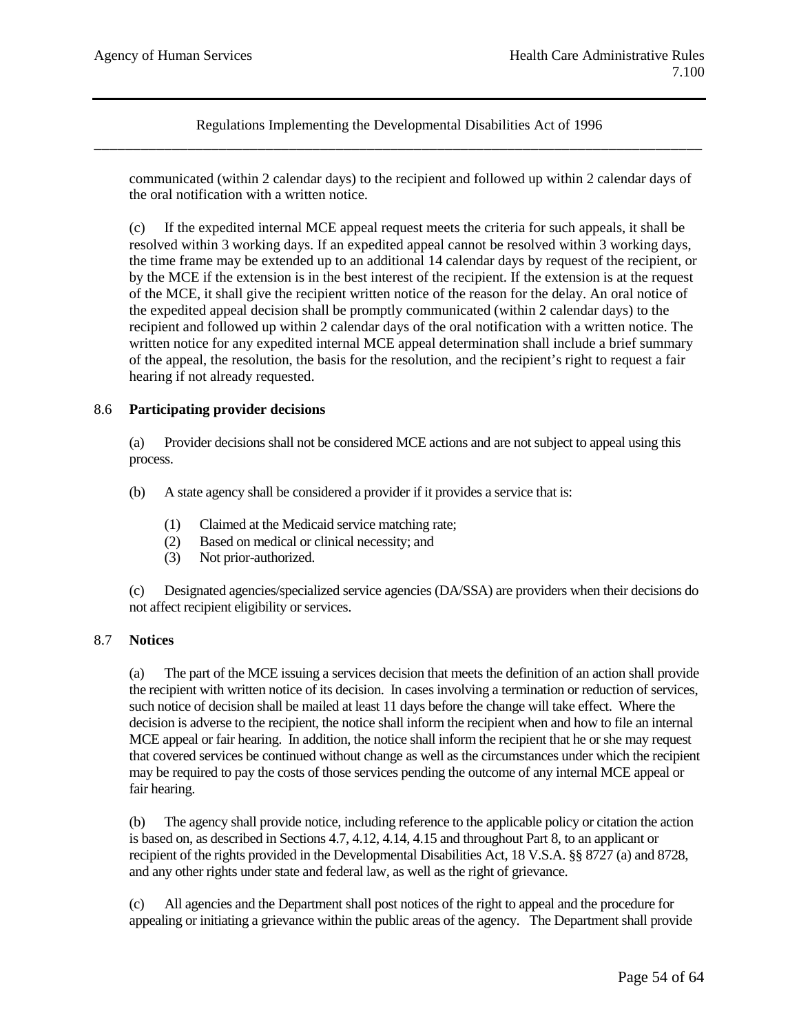communicated (within 2 calendar days) to the recipient and followed up within 2 calendar days of the oral notification with a written notice.

(c) If the expedited internal MCE appeal request meets the criteria for such appeals, it shall be resolved within 3 working days. If an expedited appeal cannot be resolved within 3 working days, the time frame may be extended up to an additional 14 calendar days by request of the recipient, or by the MCE if the extension is in the best interest of the recipient. If the extension is at the request of the MCE, it shall give the recipient written notice of the reason for the delay. An oral notice of the expedited appeal decision shall be promptly communicated (within 2 calendar days) to the recipient and followed up within 2 calendar days of the oral notification with a written notice. The written notice for any expedited internal MCE appeal determination shall include a brief summary of the appeal, the resolution, the basis for the resolution, and the recipient's right to request a fair hearing if not already requested.

8.6 **Participating provider decisions**

(a) Provider decisions shall not be considered MCE actions and are not subject to appeal using this process.

(b) A state agency shall be considered a provider if it provides a service that is:

(1) Claimed at the Medicaid service matching rate;
(2) Based on medical or clinical necessity; and
(3) Not prior-authorized.

(c) Designated agencies/specialized service agencies (DA/SSA) are providers when their decisions do not affect recipient eligibility or services.

8.7 **Notices**

(a) The part of the MCE issuing a services decision that meets the definition of an action shall provide the recipient with written notice of its decision. In cases involving a termination or reduction of services, such notice of decision shall be mailed at least 11 days before the change will take effect. Where the decision is adverse to the recipient, the notice shall inform the recipient when and how to file an internal MCE appeal or fair hearing. In addition, the notice shall inform the recipient that he or she may request that covered services be continued without change as well as the circumstances under which the recipient may be required to pay the costs of those services pending the outcome of any internal MCE appeal or fair hearing.

(b) The agency shall provide notice, including reference to the applicable policy or citation the action is based on, as described in Sections 4.7, 4.12, 4.14, 4.15 and throughout Part 8, to an applicant or recipient of the rights provided in the Developmental Disabilities Act, 18 V.S.A. §§ 8727 (a) and 8728, and any other rights under state and federal law, as well as the right of grievance.

(c) All agencies and the Department shall post notices of the right to appeal and the procedure for appealing or initiating a grievance within the public areas of the agency. The Department shall provide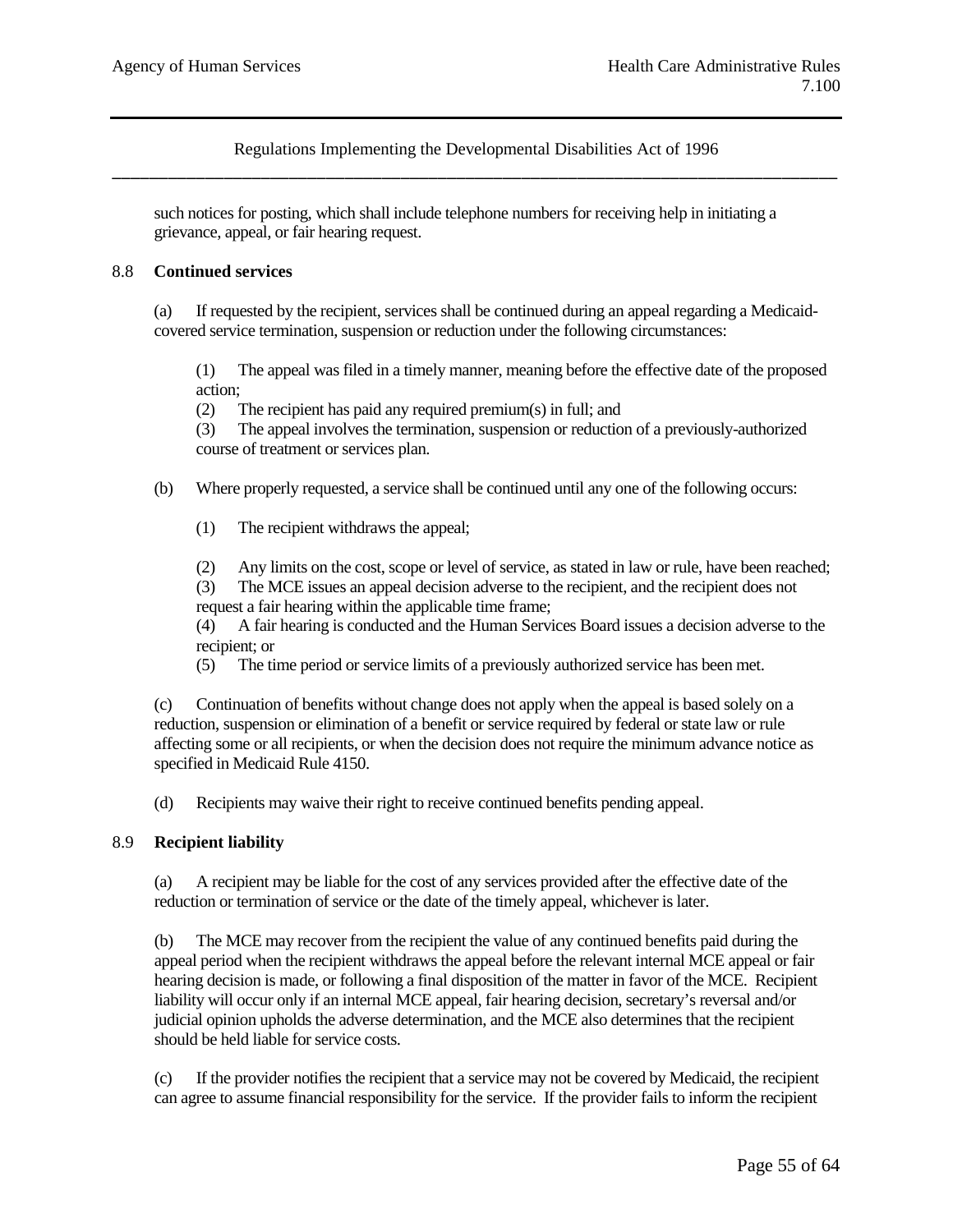such notices for posting, which shall include telephone numbers for receiving help in initiating a grievance, appeal, or fair hearing request.

8.8 **Continued services**

(a) If requested by the recipient, services shall be continued during an appeal regarding a Medicaid-covered service termination, suspension or reduction under the following circumstances:

(1) The appeal was filed in a timely manner, meaning before the effective date of the proposed action;
(2) The recipient has paid any required premium(s) in full; and
(3) The appeal involves the termination, suspension or reduction of a previously-authorized course of treatment or services plan.

(b) Where properly requested, a service shall be continued until any one of the following occurs:

(1) The recipient withdraws the appeal;

(2) Any limits on the cost, scope or level of service, as stated in law or rule, have been reached;
(3) The MCE issues an appeal decision adverse to the recipient, and the recipient does not request a fair hearing within the applicable time frame;
(4) A fair hearing is conducted and the Human Services Board issues a decision adverse to the recipient; or
(5) The time period or service limits of a previously authorized service has been met.

(c) Continuation of benefits without change does not apply when the appeal is based solely on a reduction, suspension or elimination of a benefit or service required by federal or state law or rule affecting some or all recipients, or when the decision does not require the minimum advance notice as specified in Medicaid Rule 4150.

(d) Recipients may waive their right to receive continued benefits pending appeal.

8.9 **Recipient liability**

(a) A recipient may be liable for the cost of any services provided after the effective date of the reduction or termination of service or the date of the timely appeal, whichever is later.

(b) The MCE may recover from the recipient the value of any continued benefits paid during the appeal period when the recipient withdraws the appeal before the relevant internal MCE appeal or fair hearing decision is made, or following a final disposition of the matter in favor of the MCE. Recipient liability will occur only if an internal MCE appeal, fair hearing decision, secretary's reversal and/or judicial opinion upholds the adverse determination, and the MCE also determines that the recipient should be held liable for service costs.

(c) If the provider notifies the recipient that a service may not be covered by Medicaid, the recipient can agree to assume financial responsibility for the service. If the provider fails to inform the recipient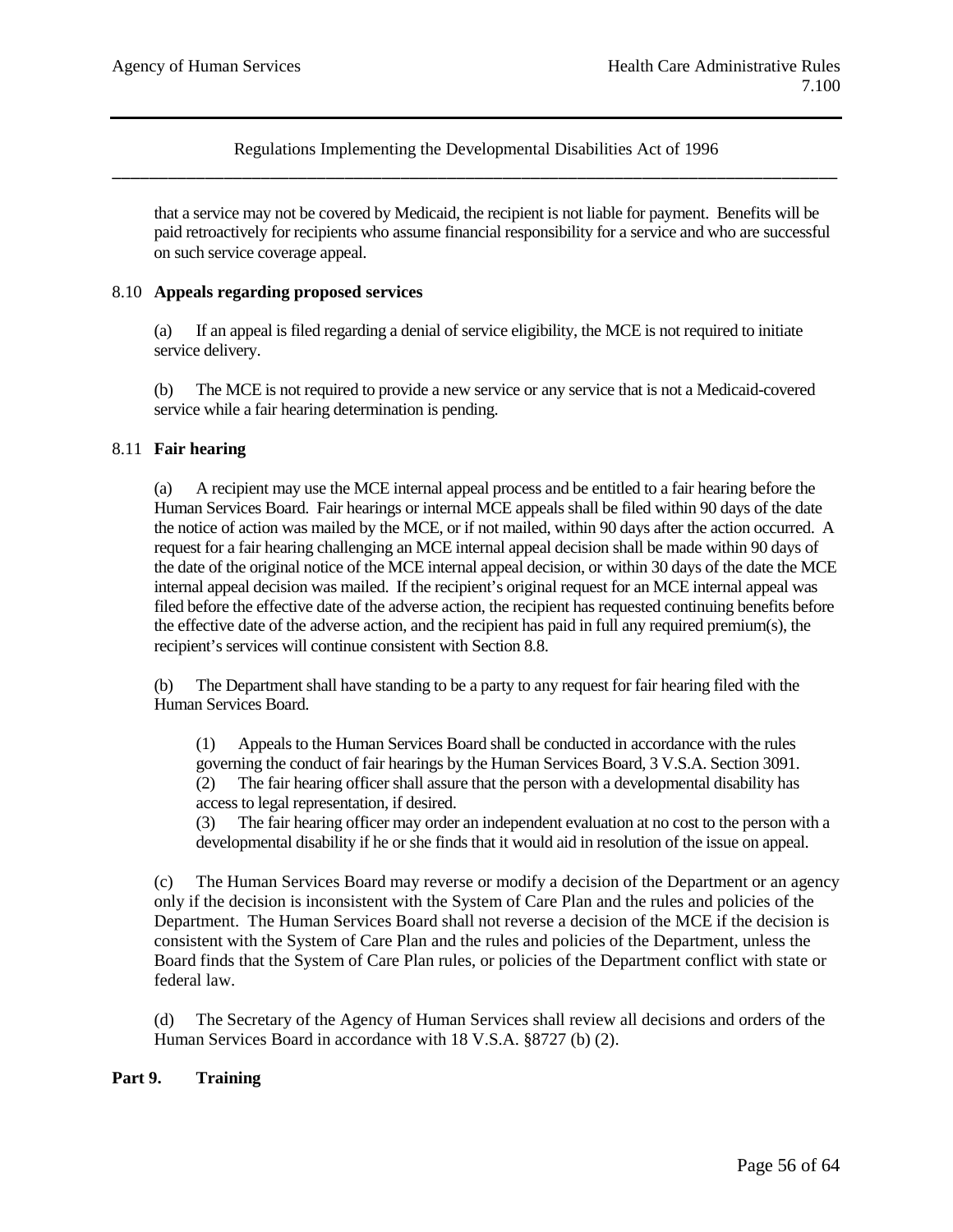that a service may not be covered by Medicaid, the recipient is not liable for payment. Benefits will be paid retroactively for recipients who assume financial responsibility for a service and who are successful on such service coverage appeal.

8.10 **Appeals regarding proposed services**

(a) If an appeal is filed regarding a denial of service eligibility, the MCE is not required to initiate service delivery.

(b) The MCE is not required to provide a new service or any service that is not a Medicaid-covered service while a fair hearing determination is pending.

8.11 **Fair hearing**

(a) A recipient may use the MCE internal appeal process and be entitled to a fair hearing before the Human Services Board. Fair hearings or internal MCE appeals shall be filed within 90 days of the date the notice of action was mailed by the MCE, or if not mailed, within 90 days after the action occurred. A request for a fair hearing challenging an MCE internal appeal decision shall be made within 90 days of the date of the original notice of the MCE internal appeal decision, or within 30 days of the date the MCE internal appeal decision was mailed. If the recipient's original request for an MCE internal appeal was filed before the effective date of the adverse action, the recipient has requested continuing benefits before the effective date of the adverse action, and the recipient has paid in full any required premium(s), the recipient's services will continue consistent with Section 8.8.

(b) The Department shall have standing to be a party to any request for fair hearing filed with the Human Services Board.

(1) Appeals to the Human Services Board shall be conducted in accordance with the rules governing the conduct of fair hearings by the Human Services Board, 3 V.S.A. Section 3091.
(2) The fair hearing officer shall assure that the person with a developmental disability has access to legal representation, if desired.
(3) The fair hearing officer may order an independent evaluation at no cost to the person with a developmental disability if he or she finds that it would aid in resolution of the issue on appeal.

(c) The Human Services Board may reverse or modify a decision of the Department or an agency only if the decision is inconsistent with the System of Care Plan and the rules and policies of the Department. The Human Services Board shall not reverse a decision of the MCE if the decision is consistent with the System of Care Plan and the rules and policies of the Department, unless the Board finds that the System of Care Plan rules, or policies of the Department conflict with state or federal law.

(d) The Secretary of the Agency of Human Services shall review all decisions and orders of the Human Services Board in accordance with 18 V.S.A. §8727 (b) (2).

## Part 9. Training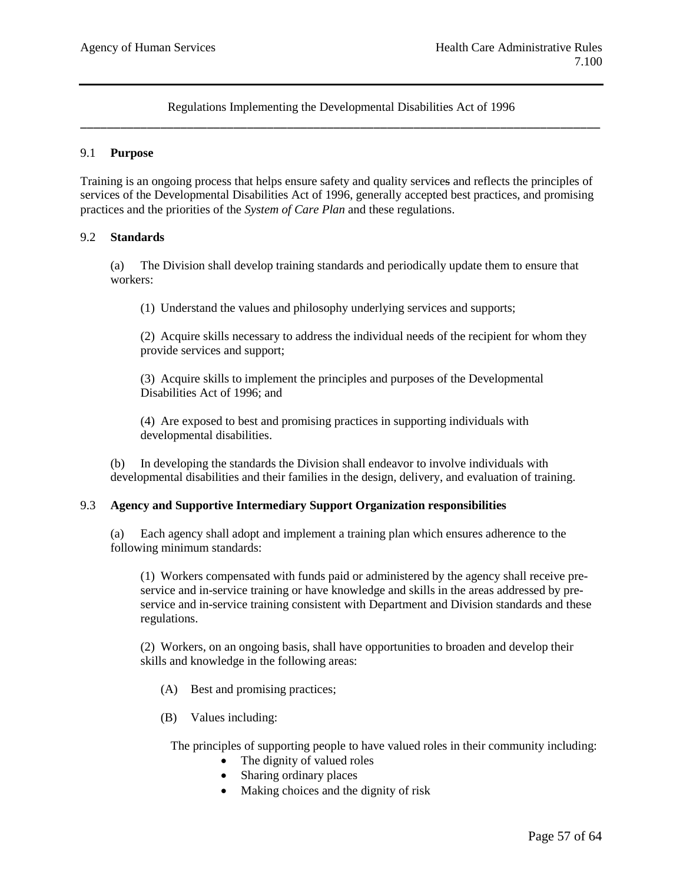Regulations Implementing the Developmental Disabilities Act of 1996

## 9.1 **Purpose**

Training is an ongoing process that helps ensure safety and quality services and reflects the principles of services of the Developmental Disabilities Act of 1996, generally accepted best practices, and promising practices and the priorities of the *System of Care Plan* and these regulations.

## 9.2 **Standards**

(a) The Division shall develop training standards and periodically update them to ensure that workers:

(1) Understand the values and philosophy underlying services and supports;

(2) Acquire skills necessary to address the individual needs of the recipient for whom they provide services and support;

(3) Acquire skills to implement the principles and purposes of the Developmental Disabilities Act of 1996; and

(4) Are exposed to best and promising practices in supporting individuals with developmental disabilities.

(b) In developing the standards the Division shall endeavor to involve individuals with developmental disabilities and their families in the design, delivery, and evaluation of training.

## 9.3 **Agency and Supportive Intermediary Support Organization responsibilities**

(a) Each agency shall adopt and implement a training plan which ensures adherence to the following minimum standards:

(1) Workers compensated with funds paid or administered by the agency shall receive pre-service and in-service training or have knowledge and skills in the areas addressed by pre-service and in-service training consistent with Department and Division standards and these regulations.

(2) Workers, on an ongoing basis, shall have opportunities to broaden and develop their skills and knowledge in the following areas:

(A) Best and promising practices;

(B) Values including:

The principles of supporting people to have valued roles in their community including:

- The dignity of valued roles
- Sharing ordinary places
- Making choices and the dignity of risk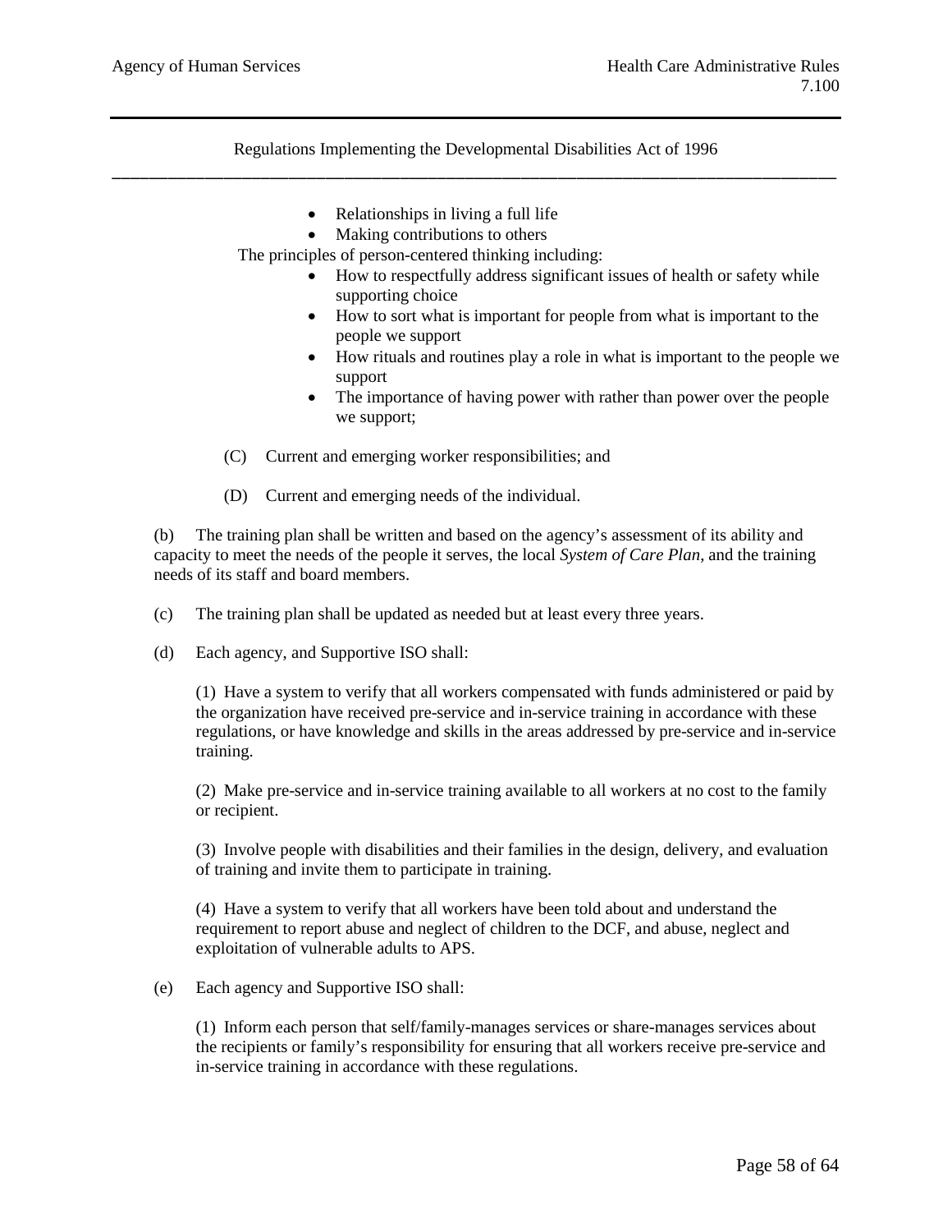- Relationships in living a full life
- Making contributions to others

The principles of person-centered thinking including:

- How to respectfully address significant issues of health or safety while supporting choice
- How to sort what is important for people from what is important to the people we support
- How rituals and routines play a role in what is important to the people we support
- The importance of having power with rather than power over the people we support;

(C) Current and emerging worker responsibilities; and

(D) Current and emerging needs of the individual.

(b) The training plan shall be written and based on the agency's assessment of its ability and capacity to meet the needs of the people it serves, the local *System of Care Plan*, and the training needs of its staff and board members.

(c) The training plan shall be updated as needed but at least every three years.

(d) Each agency, and Supportive ISO shall:

(1) Have a system to verify that all workers compensated with funds administered or paid by the organization have received pre-service and in-service training in accordance with these regulations, or have knowledge and skills in the areas addressed by pre-service and in-service training.

(2) Make pre-service and in-service training available to all workers at no cost to the family or recipient.

(3) Involve people with disabilities and their families in the design, delivery, and evaluation of training and invite them to participate in training.

(4) Have a system to verify that all workers have been told about and understand the requirement to report abuse and neglect of children to the DCF, and abuse, neglect and exploitation of vulnerable adults to APS.

(e) Each agency and Supportive ISO shall:

(1) Inform each person that self/family-manages services or share-manages services about the recipients or family's responsibility for ensuring that all workers receive pre-service and in-service training in accordance with these regulations.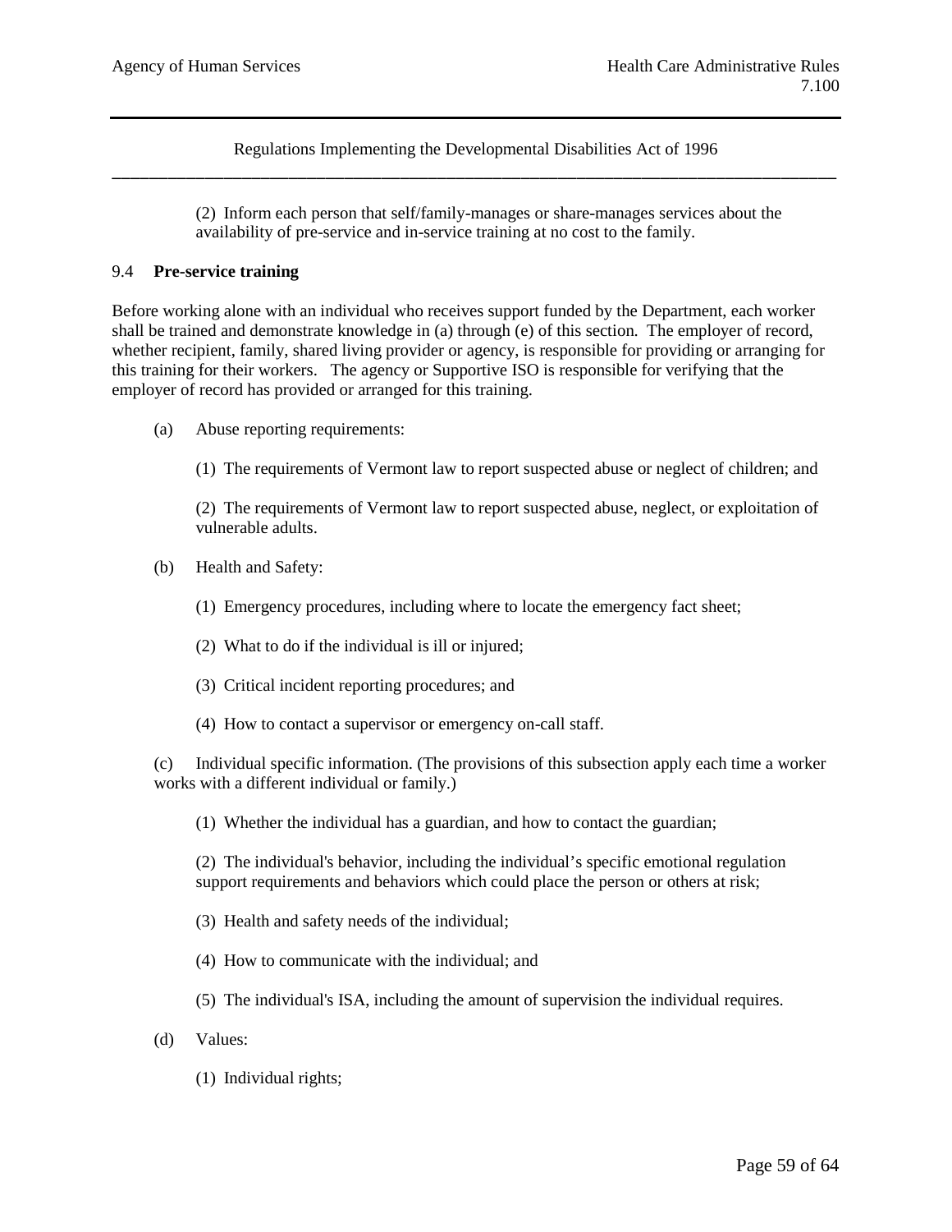(2) Inform each person that self/family-manages or share-manages services about the availability of pre-service and in-service training at no cost to the family.

9.4 **Pre-service training**

Before working alone with an individual who receives support funded by the Department, each worker shall be trained and demonstrate knowledge in (a) through (e) of this section. The employer of record, whether recipient, family, shared living provider or agency, is responsible for providing or arranging for this training for their workers. The agency or Supportive ISO is responsible for verifying that the employer of record has provided or arranged for this training.

(a) Abuse reporting requirements:

(1) The requirements of Vermont law to report suspected abuse or neglect of children; and

(2) The requirements of Vermont law to report suspected abuse, neglect, or exploitation of vulnerable adults.

(b) Health and Safety:

(1) Emergency procedures, including where to locate the emergency fact sheet;

(2) What to do if the individual is ill or injured;

(3) Critical incident reporting procedures; and

(4) How to contact a supervisor or emergency on-call staff.

(c) Individual specific information. (The provisions of this subsection apply each time a worker works with a different individual or family.)

(1) Whether the individual has a guardian, and how to contact the guardian;

(2) The individual's behavior, including the individual's specific emotional regulation support requirements and behaviors which could place the person or others at risk;

(3) Health and safety needs of the individual;

(4) How to communicate with the individual; and

(5) The individual's ISA, including the amount of supervision the individual requires.

(d) Values:

(1) Individual rights;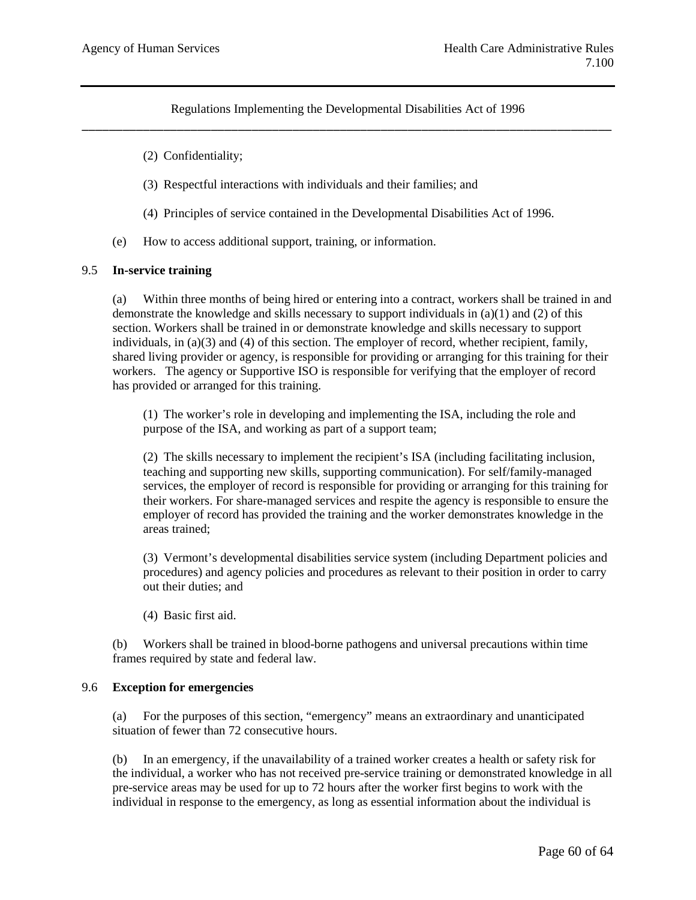(2) Confidentiality;

(3) Respectful interactions with individuals and their families; and

(4) Principles of service contained in the Developmental Disabilities Act of 1996.

(e) How to access additional support, training, or information.

9.5 **In-service training**

(a) Within three months of being hired or entering into a contract, workers shall be trained in and demonstrate the knowledge and skills necessary to support individuals in (a)(1) and (2) of this section. Workers shall be trained in or demonstrate knowledge and skills necessary to support individuals, in (a)(3) and (4) of this section. The employer of record, whether recipient, family, shared living provider or agency, is responsible for providing or arranging for this training for their workers. The agency or Supportive ISO is responsible for verifying that the employer of record has provided or arranged for this training.

(1) The worker's role in developing and implementing the ISA, including the role and purpose of the ISA, and working as part of a support team;

(2) The skills necessary to implement the recipient's ISA (including facilitating inclusion, teaching and supporting new skills, supporting communication). For self/family-managed services, the employer of record is responsible for providing or arranging for this training for their workers. For share-managed services and respite the agency is responsible to ensure the employer of record has provided the training and the worker demonstrates knowledge in the areas trained;

(3) Vermont's developmental disabilities service system (including Department policies and procedures) and agency policies and procedures as relevant to their position in order to carry out their duties; and

(4) Basic first aid.

(b) Workers shall be trained in blood-borne pathogens and universal precautions within time frames required by state and federal law.

9.6 **Exception for emergencies**

(a) For the purposes of this section, "emergency" means an extraordinary and unanticipated situation of fewer than 72 consecutive hours.

(b) In an emergency, if the unavailability of a trained worker creates a health or safety risk for the individual, a worker who has not received pre-service training or demonstrated knowledge in all pre-service areas may be used for up to 72 hours after the worker first begins to work with the individual in response to the emergency, as long as essential information about the individual is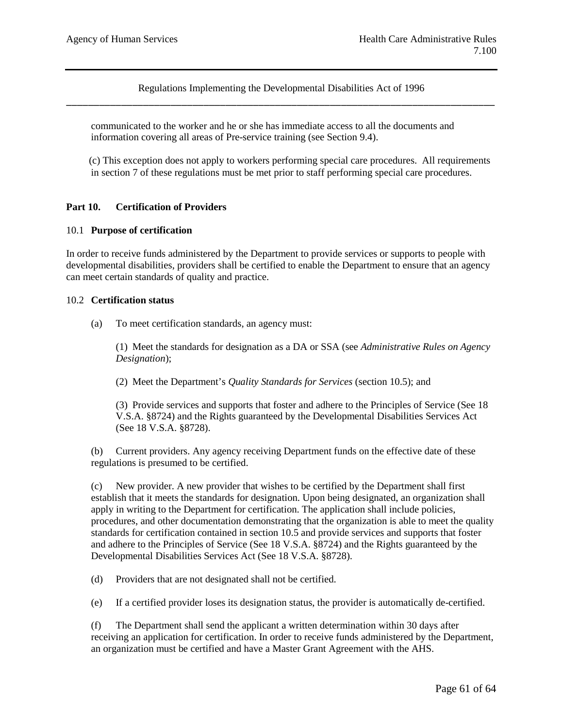communicated to the worker and he or she has immediate access to all the documents and information covering all areas of Pre-service training (see Section 9.4).

(c) This exception does not apply to workers performing special care procedures. All requirements in section 7 of these regulations must be met prior to staff performing special care procedures.

## Part 10. Certification of Providers

### 10.1 **Purpose of certification**

In order to receive funds administered by the Department to provide services or supports to people with developmental disabilities, providers shall be certified to enable the Department to ensure that an agency can meet certain standards of quality and practice.

### 10.2 **Certification status**

(a) To meet certification standards, an agency must:

(1) Meet the standards for designation as a DA or SSA (see *Administrative Rules on Agency Designation*);

(2) Meet the Department's *Quality Standards for Services* (section 10.5); and

(3) Provide services and supports that foster and adhere to the Principles of Service (See 18 V.S.A. §8724) and the Rights guaranteed by the Developmental Disabilities Services Act (See 18 V.S.A. §8728).

(b) Current providers. Any agency receiving Department funds on the effective date of these regulations is presumed to be certified.

(c) New provider. A new provider that wishes to be certified by the Department shall first establish that it meets the standards for designation. Upon being designated, an organization shall apply in writing to the Department for certification. The application shall include policies, procedures, and other documentation demonstrating that the organization is able to meet the quality standards for certification contained in section 10.5 and provide services and supports that foster and adhere to the Principles of Service (See 18 V.S.A. §8724) and the Rights guaranteed by the Developmental Disabilities Services Act (See 18 V.S.A. §8728).

(d) Providers that are not designated shall not be certified.

(e) If a certified provider loses its designation status, the provider is automatically de-certified.

(f) The Department shall send the applicant a written determination within 30 days after receiving an application for certification. In order to receive funds administered by the Department, an organization must be certified and have a Master Grant Agreement with the AHS.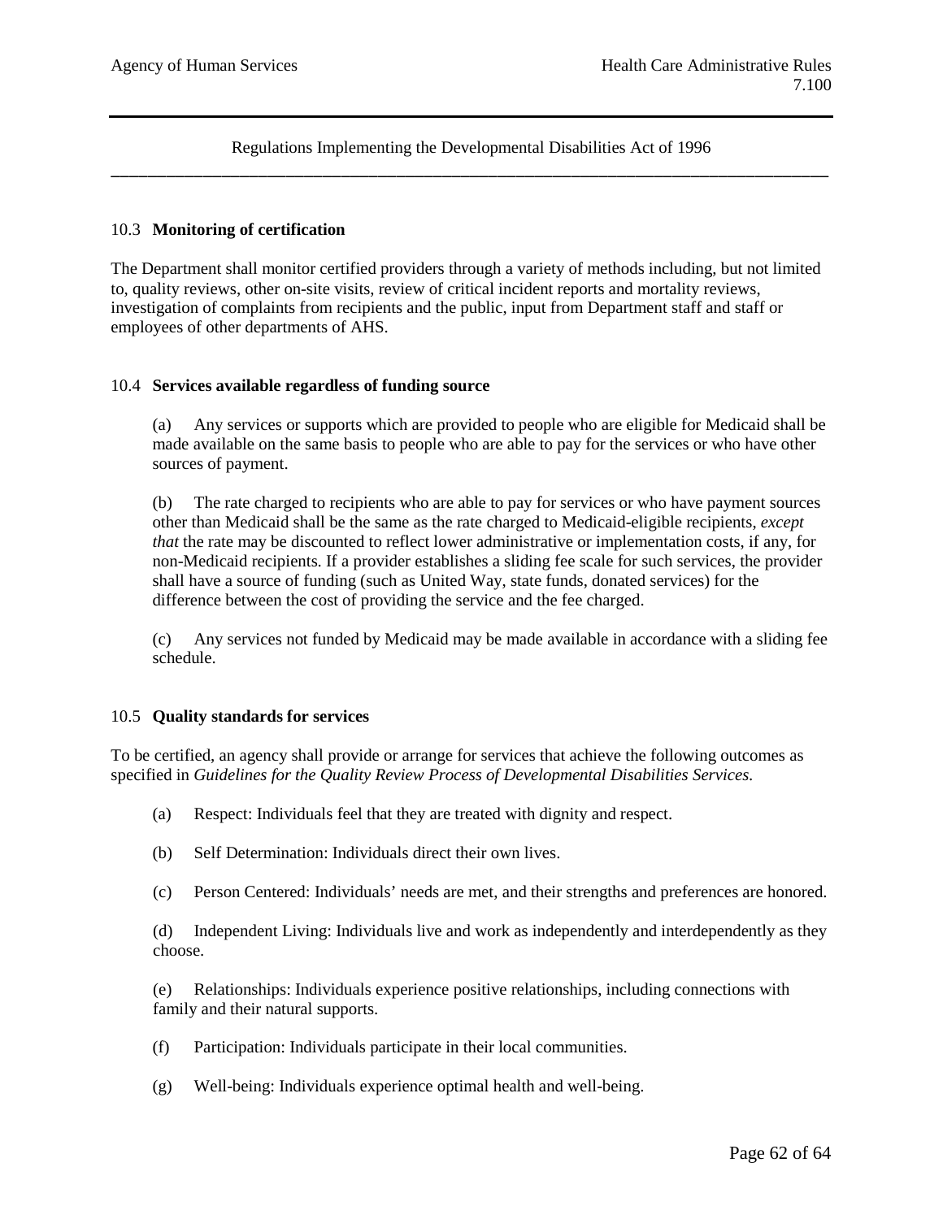### 10.3 Monitoring of certification

The Department shall monitor certified providers through a variety of methods including, but not limited to, quality reviews, other on-site visits, review of critical incident reports and mortality reviews, investigation of complaints from recipients and the public, input from Department staff and staff or employees of other departments of AHS.

### 10.4 Services available regardless of funding source

(a) Any services or supports which are provided to people who are eligible for Medicaid shall be made available on the same basis to people who are able to pay for the services or who have other sources of payment.

(b) The rate charged to recipients who are able to pay for services or who have payment sources other than Medicaid shall be the same as the rate charged to Medicaid-eligible recipients, *except that* the rate may be discounted to reflect lower administrative or implementation costs, if any, for non-Medicaid recipients. If a provider establishes a sliding fee scale for such services, the provider shall have a source of funding (such as United Way, state funds, donated services) for the difference between the cost of providing the service and the fee charged.

(c) Any services not funded by Medicaid may be made available in accordance with a sliding fee schedule.

### 10.5 Quality standards for services

To be certified, an agency shall provide or arrange for services that achieve the following outcomes as specified in *Guidelines for the Quality Review Process of Developmental Disabilities Services.*

(a) Respect: Individuals feel that they are treated with dignity and respect.

(b) Self Determination: Individuals direct their own lives.

(c) Person Centered: Individuals' needs are met, and their strengths and preferences are honored.

(d) Independent Living: Individuals live and work as independently and interdependently as they choose.

(e) Relationships: Individuals experience positive relationships, including connections with family and their natural supports.

(f) Participation: Individuals participate in their local communities.

(g) Well-being: Individuals experience optimal health and well-being.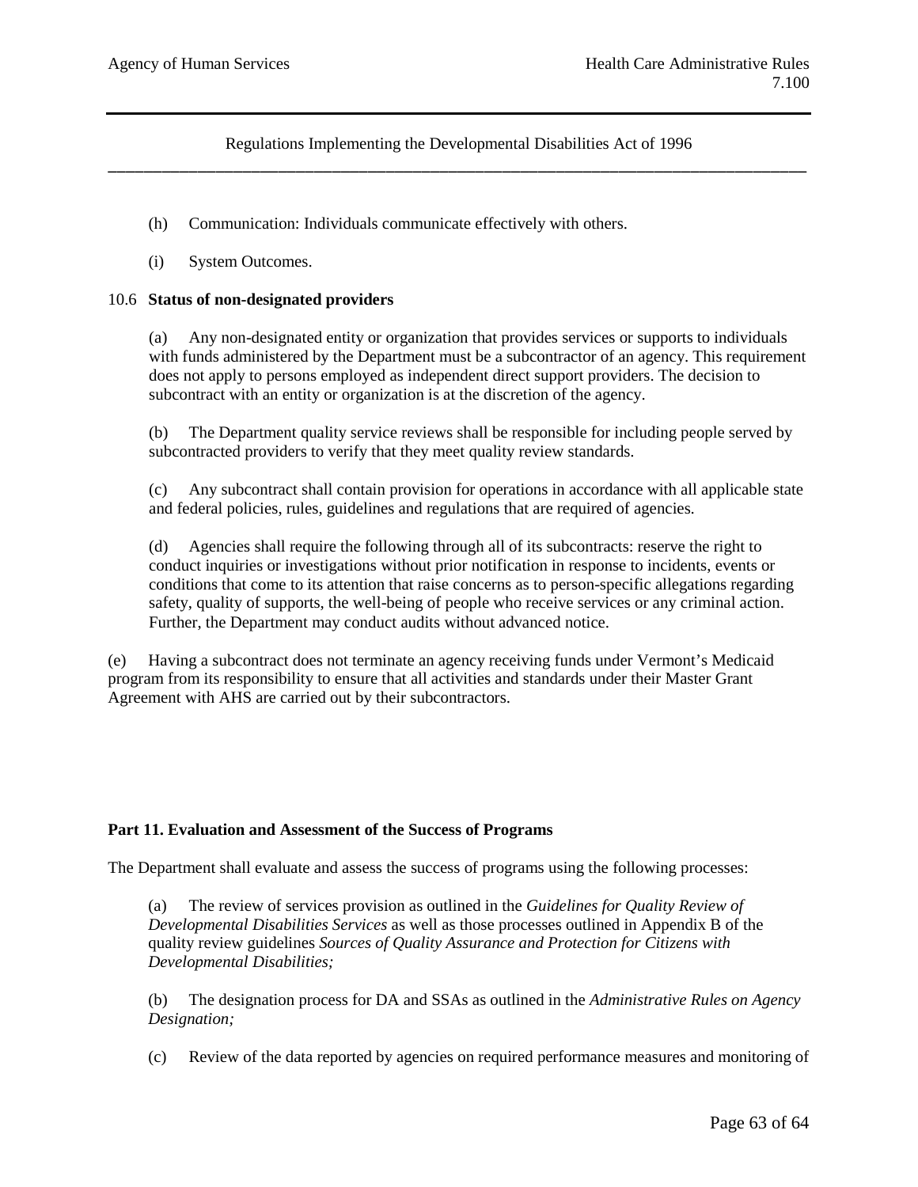(h) Communication: Individuals communicate effectively with others.

(i) System Outcomes.

10.6 **Status of non-designated providers**

(a) Any non-designated entity or organization that provides services or supports to individuals with funds administered by the Department must be a subcontractor of an agency. This requirement does not apply to persons employed as independent direct support providers. The decision to subcontract with an entity or organization is at the discretion of the agency.

(b) The Department quality service reviews shall be responsible for including people served by subcontracted providers to verify that they meet quality review standards.

(c) Any subcontract shall contain provision for operations in accordance with all applicable state and federal policies, rules, guidelines and regulations that are required of agencies.

(d) Agencies shall require the following through all of its subcontracts: reserve the right to conduct inquiries or investigations without prior notification in response to incidents, events or conditions that come to its attention that raise concerns as to person-specific allegations regarding safety, quality of supports, the well-being of people who receive services or any criminal action. Further, the Department may conduct audits without advanced notice.

(e) Having a subcontract does not terminate an agency receiving funds under Vermont's Medicaid program from its responsibility to ensure that all activities and standards under their Master Grant Agreement with AHS are carried out by their subcontractors.

**Part 11. Evaluation and Assessment of the Success of Programs**

The Department shall evaluate and assess the success of programs using the following processes:

(a) The review of services provision as outlined in the *Guidelines for Quality Review of Developmental Disabilities Services* as well as those processes outlined in Appendix B of the quality review guidelines *Sources of Quality Assurance and Protection for Citizens with Developmental Disabilities;*

(b) The designation process for DA and SSAs as outlined in the *Administrative Rules on Agency Designation;*

(c) Review of the data reported by agencies on required performance measures and monitoring of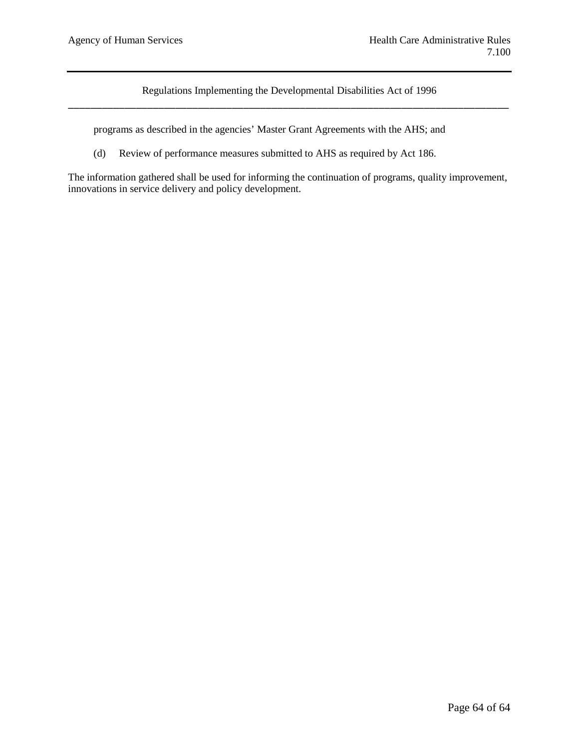programs as described in the agencies' Master Grant Agreements with the AHS; and

(d) Review of performance measures submitted to AHS as required by Act 186.

The information gathered shall be used for informing the continuation of programs, quality improvement, innovations in service delivery and policy development.